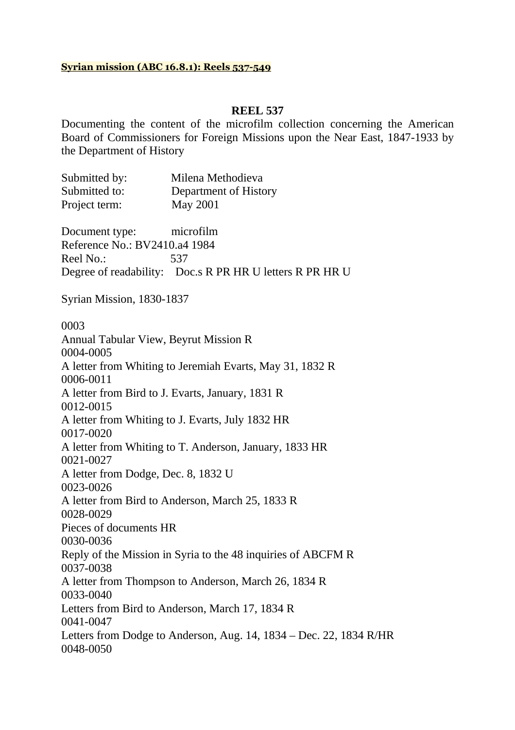**Syrian mission (ABC 16.8.1): Reels 537-549**

## REEL 537

Documenting the content of the microfilm collection concerning the American Board of Commissioners for Foreign Missions upon the Near East, 1847-1933 by the Department of History

Submitted by: Milena Methodieva
Submitted to: Department of History
Project term: May 2001

Document type: microfilm
Reference No.: BV2410.a4 1984
Reel No.: 537
Degree of readability: Doc.s R PR HR U letters R PR HR U

Syrian Mission, 1830-1837

0003
Annual Tabular View, Beyrut Mission R
0004-0005
A letter from Whiting to Jeremiah Evarts, May 31, 1832 R
0006-0011
A letter from Bird to J. Evarts, January, 1831 R
0012-0015
A letter from Whiting to J. Evarts, July 1832 HR
0017-0020
A letter from Whiting to T. Anderson, January, 1833 HR
0021-0027
A letter from Dodge, Dec. 8, 1832 U
0023-0026
A letter from Bird to Anderson, March 25, 1833 R
0028-0029
Pieces of documents HR
0030-0036
Reply of the Mission in Syria to the 48 inquiries of ABCFM R
0037-0038
A letter from Thompson to Anderson, March 26, 1834 R
0033-0040
Letters from Bird to Anderson, March 17, 1834 R
0041-0047
Letters from Dodge to Anderson, Aug. 14, 1834 – Dec. 22, 1834 R/HR
0048-0050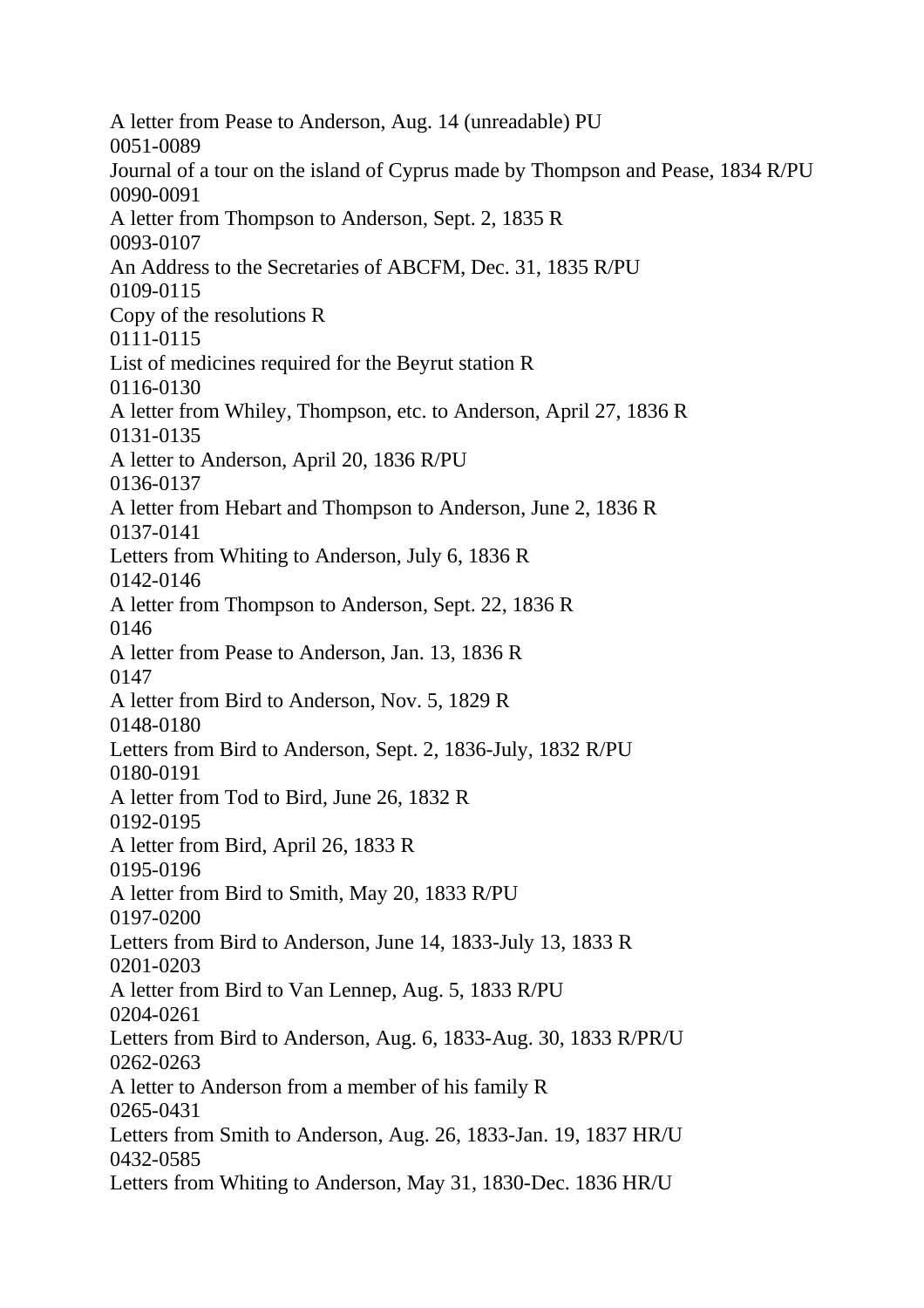A letter from Pease to Anderson, Aug. 14 (unreadable) PU
0051-0089
Journal of a tour on the island of Cyprus made by Thompson and Pease, 1834 R/PU
0090-0091
A letter from Thompson to Anderson, Sept. 2, 1835 R
0093-0107
An Address to the Secretaries of ABCFM, Dec. 31, 1835 R/PU
0109-0115
Copy of the resolutions R
0111-0115
List of medicines required for the Beyrut station R
0116-0130
A letter from Whiley, Thompson, etc. to Anderson, April 27, 1836 R
0131-0135
A letter to Anderson, April 20, 1836 R/PU
0136-0137
A letter from Hebart and Thompson to Anderson, June 2, 1836 R
0137-0141
Letters from Whiting to Anderson, July 6, 1836 R
0142-0146
A letter from Thompson to Anderson, Sept. 22, 1836 R
0146
A letter from Pease to Anderson, Jan. 13, 1836 R
0147
A letter from Bird to Anderson, Nov. 5, 1829 R
0148-0180
Letters from Bird to Anderson, Sept. 2, 1836-July, 1832 R/PU
0180-0191
A letter from Tod to Bird, June 26, 1832 R
0192-0195
A letter from Bird, April 26, 1833 R
0195-0196
A letter from Bird to Smith, May 20, 1833 R/PU
0197-0200
Letters from Bird to Anderson, June 14, 1833-July 13, 1833 R
0201-0203
A letter from Bird to Van Lennep, Aug. 5, 1833 R/PU
0204-0261
Letters from Bird to Anderson, Aug. 6, 1833-Aug. 30, 1833 R/PR/U
0262-0263
A letter to Anderson from a member of his family R
0265-0431
Letters from Smith to Anderson, Aug. 26, 1833-Jan. 19, 1837 HR/U
0432-0585
Letters from Whiting to Anderson, May 31, 1830-Dec. 1836 HR/U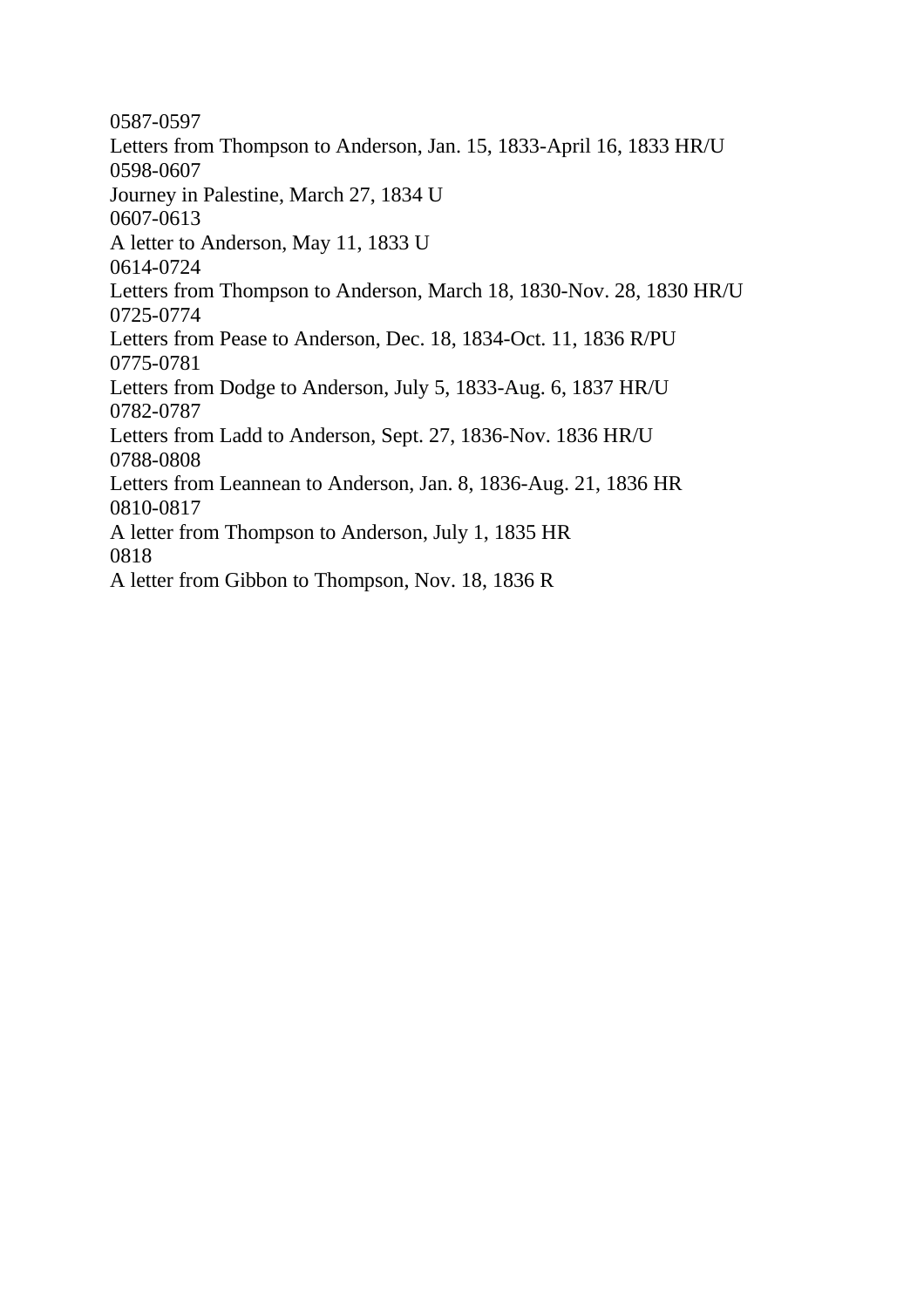0587-0597
Letters from Thompson to Anderson, Jan. 15, 1833-April 16, 1833 HR/U
0598-0607
Journey in Palestine, March 27, 1834 U
0607-0613
A letter to Anderson, May 11, 1833 U
0614-0724
Letters from Thompson to Anderson, March 18, 1830-Nov. 28, 1830 HR/U
0725-0774
Letters from Pease to Anderson, Dec. 18, 1834-Oct. 11, 1836 R/PU
0775-0781
Letters from Dodge to Anderson, July 5, 1833-Aug. 6, 1837 HR/U
0782-0787
Letters from Ladd to Anderson, Sept. 27, 1836-Nov. 1836 HR/U
0788-0808
Letters from Leannean to Anderson, Jan. 8, 1836-Aug. 21, 1836 HR
0810-0817
A letter from Thompson to Anderson, July 1, 1835 HR
0818
A letter from Gibbon to Thompson, Nov. 18, 1836 R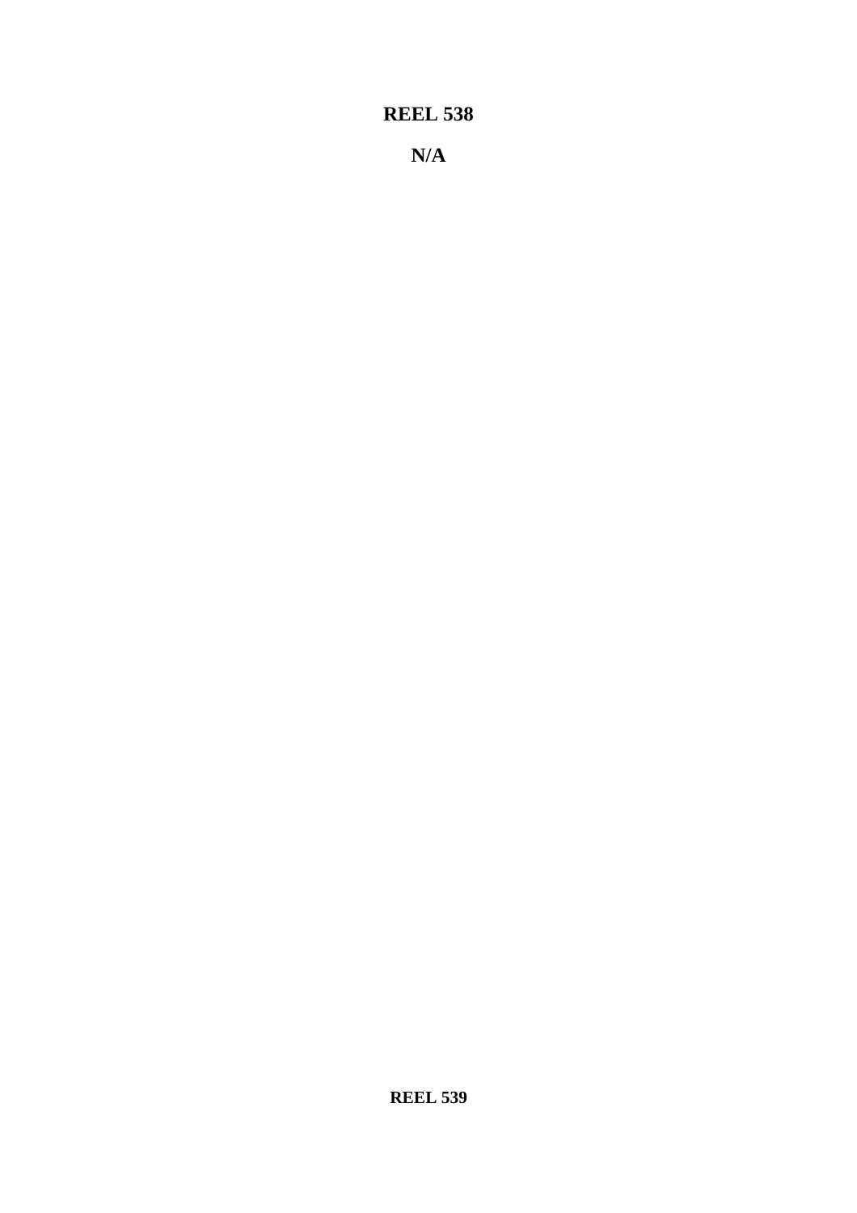**REEL 538**

**N/A**

**REEL 539**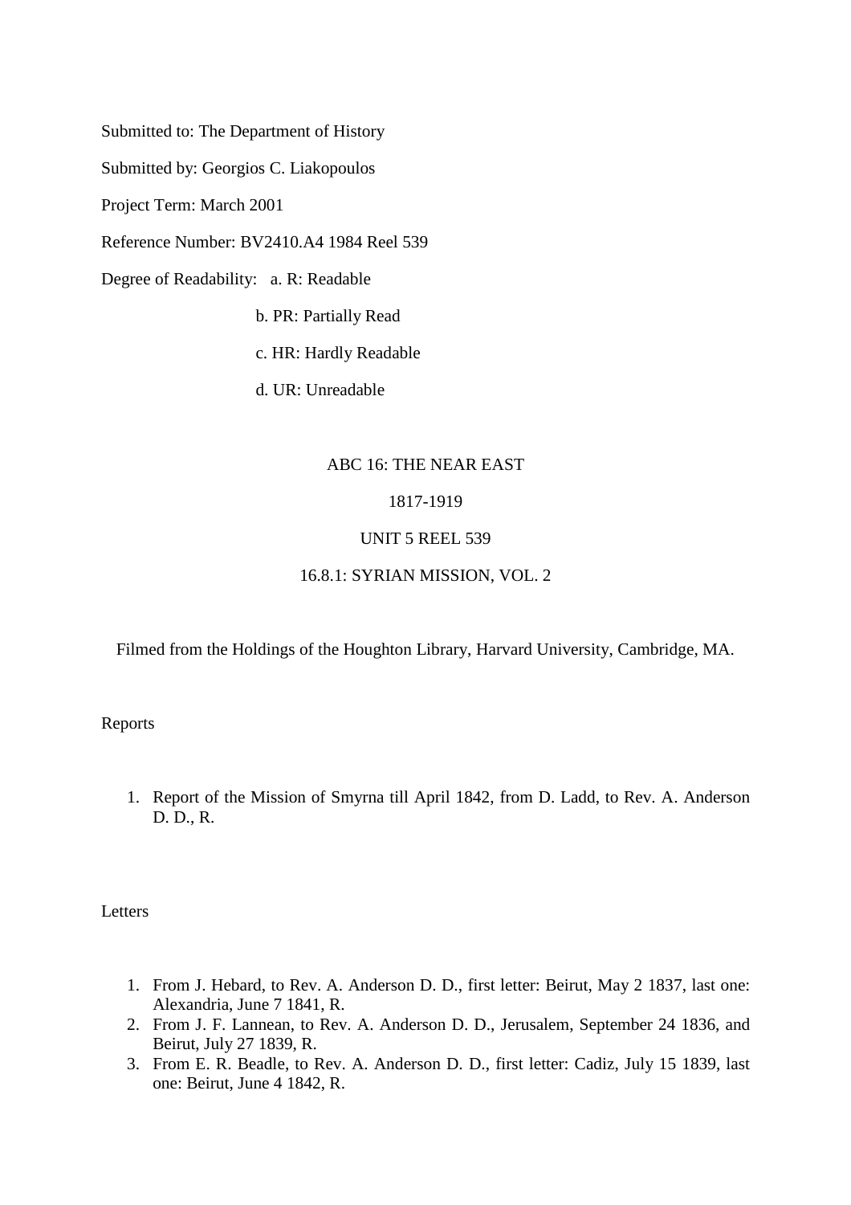Submitted to: The Department of History

Submitted by: Georgios C. Liakopoulos

Project Term: March 2001

Reference Number: BV2410.A4 1984 Reel 539

Degree of Readability:   a. R: Readable

b. PR: Partially Read

c. HR: Hardly Readable

d. UR: Unreadable

ABC 16: THE NEAR EAST

1817-1919

UNIT 5 REEL 539

16.8.1: SYRIAN MISSION, VOL. 2

Filmed from the Holdings of the Houghton Library, Harvard University, Cambridge, MA.

Reports

1. Report of the Mission of Smyrna till April 1842, from D. Ladd, to Rev. A. Anderson D. D., R.

Letters

1. From J. Hebard, to Rev. A. Anderson D. D., first letter: Beirut, May 2 1837, last one: Alexandria, June 7 1841, R.
2. From J. F. Lannean, to Rev. A. Anderson D. D., Jerusalem, September 24 1836, and Beirut, July 27 1839, R.
3. From E. R. Beadle, to Rev. A. Anderson D. D., first letter: Cadiz, July 15 1839, last one: Beirut, June 4 1842, R.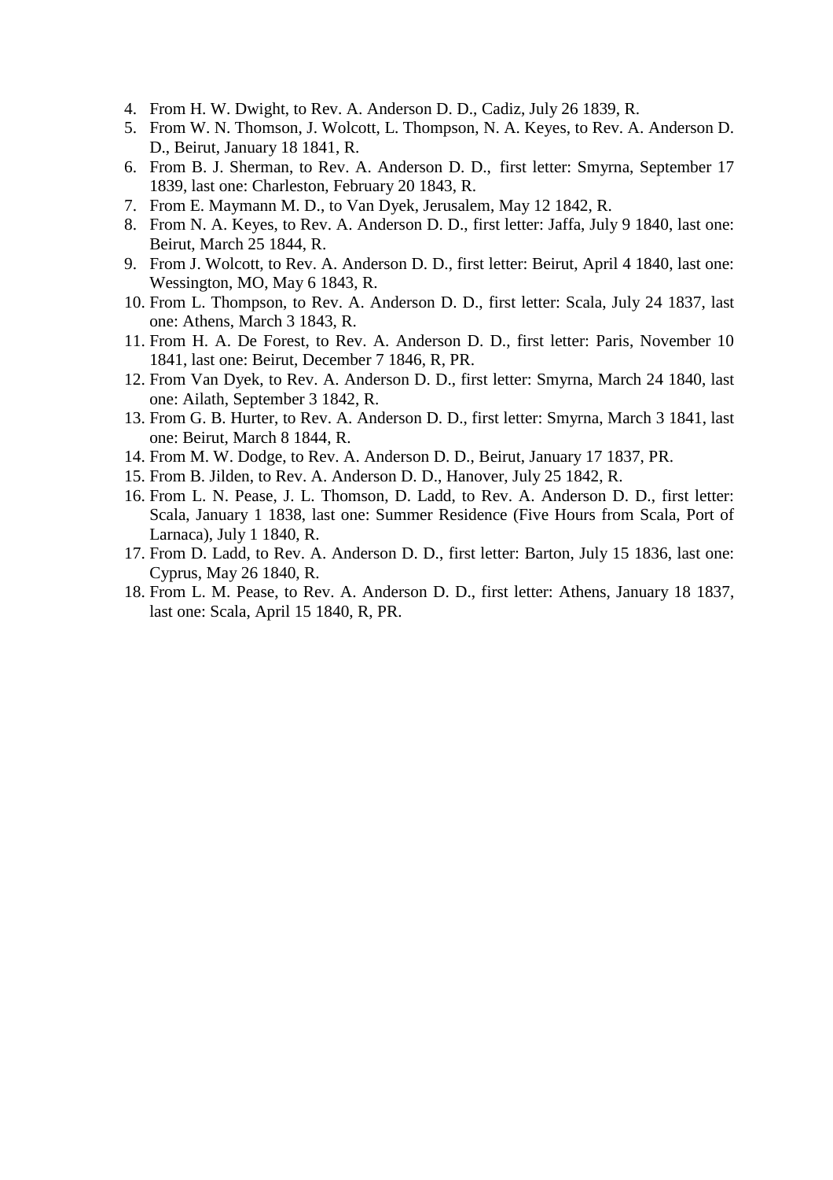4. From H. W. Dwight, to Rev. A. Anderson D. D., Cadiz, July 26 1839, R.
5. From W. N. Thomson, J. Wolcott, L. Thompson, N. A. Keyes, to Rev. A. Anderson D. D., Beirut, January 18 1841, R.
6. From B. J. Sherman, to Rev. A. Anderson D. D., first letter: Smyrna, September 17 1839, last one: Charleston, February 20 1843, R.
7. From E. Maymann M. D., to Van Dyek, Jerusalem, May 12 1842, R.
8. From N. A. Keyes, to Rev. A. Anderson D. D., first letter: Jaffa, July 9 1840, last one: Beirut, March 25 1844, R.
9. From J. Wolcott, to Rev. A. Anderson D. D., first letter: Beirut, April 4 1840, last one: Wessington, MO, May 6 1843, R.
10. From L. Thompson, to Rev. A. Anderson D. D., first letter: Scala, July 24 1837, last one: Athens, March 3 1843, R.
11. From H. A. De Forest, to Rev. A. Anderson D. D., first letter: Paris, November 10 1841, last one: Beirut, December 7 1846, R, PR.
12. From Van Dyek, to Rev. A. Anderson D. D., first letter: Smyrna, March 24 1840, last one: Ailath, September 3 1842, R.
13. From G. B. Hurter, to Rev. A. Anderson D. D., first letter: Smyrna, March 3 1841, last one: Beirut, March 8 1844, R.
14. From M. W. Dodge, to Rev. A. Anderson D. D., Beirut, January 17 1837, PR.
15. From B. Jilden, to Rev. A. Anderson D. D., Hanover, July 25 1842, R.
16. From L. N. Pease, J. L. Thomson, D. Ladd, to Rev. A. Anderson D. D., first letter: Scala, January 1 1838, last one: Summer Residence (Five Hours from Scala, Port of Larnaca), July 1 1840, R.
17. From D. Ladd, to Rev. A. Anderson D. D., first letter: Barton, July 15 1836, last one: Cyprus, May 26 1840, R.
18. From L. M. Pease, to Rev. A. Anderson D. D., first letter: Athens, January 18 1837, last one: Scala, April 15 1840, R, PR.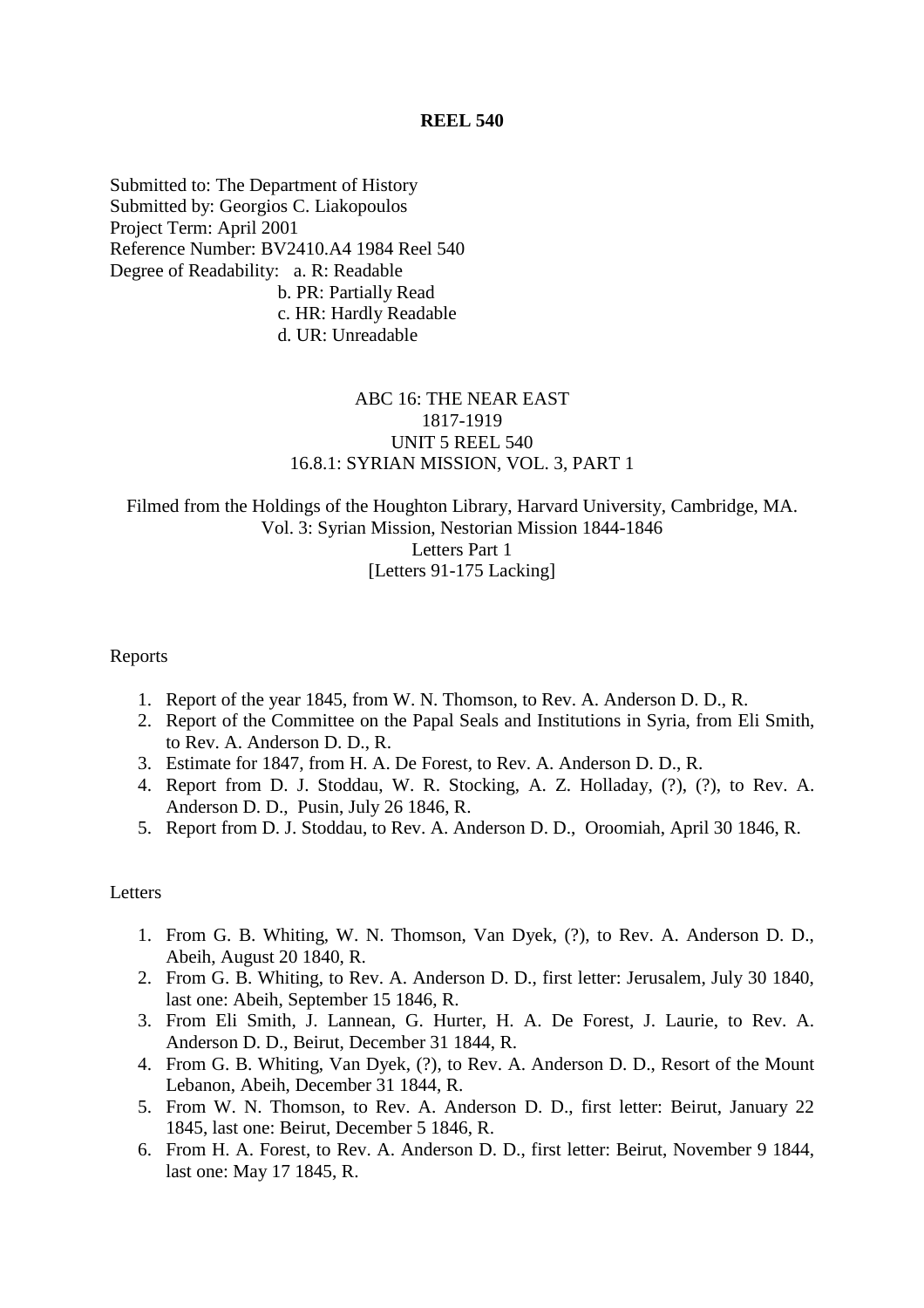# REEL 540

Submitted to: The Department of History
Submitted by: Georgios C. Liakopoulos
Project Term: April 2001
Reference Number: BV2410.A4 1984 Reel 540
Degree of Readability: a. R: Readable
b. PR: Partially Read
c. HR: Hardly Readable
d. UR: Unreadable

ABC 16: THE NEAR EAST
1817-1919
UNIT 5 REEL 540
16.8.1: SYRIAN MISSION, VOL. 3, PART 1

Filmed from the Holdings of the Houghton Library, Harvard University, Cambridge, MA.
Vol. 3: Syrian Mission, Nestorian Mission 1844-1846
Letters Part 1
[Letters 91-175 Lacking]

Reports

1. Report of the year 1845, from W. N. Thomson, to Rev. A. Anderson D. D., R.
2. Report of the Committee on the Papal Seals and Institutions in Syria, from Eli Smith, to Rev. A. Anderson D. D., R.
3. Estimate for 1847, from H. A. De Forest, to Rev. A. Anderson D. D., R.
4. Report from D. J. Stoddau, W. R. Stocking, A. Z. Holladay, (?), (?), to Rev. A. Anderson D. D., Pusin, July 26 1846, R.
5. Report from D. J. Stoddau, to Rev. A. Anderson D. D., Oroomiah, April 30 1846, R.

Letters

1. From G. B. Whiting, W. N. Thomson, Van Dyek, (?), to Rev. A. Anderson D. D., Abeih, August 20 1840, R.
2. From G. B. Whiting, to Rev. A. Anderson D. D., first letter: Jerusalem, July 30 1840, last one: Abeih, September 15 1846, R.
3. From Eli Smith, J. Lannean, G. Hurter, H. A. De Forest, J. Laurie, to Rev. A. Anderson D. D., Beirut, December 31 1844, R.
4. From G. B. Whiting, Van Dyek, (?), to Rev. A. Anderson D. D., Resort of the Mount Lebanon, Abeih, December 31 1844, R.
5. From W. N. Thomson, to Rev. A. Anderson D. D., first letter: Beirut, January 22 1845, last one: Beirut, December 5 1846, R.
6. From H. A. Forest, to Rev. A. Anderson D. D., first letter: Beirut, November 9 1844, last one: May 17 1845, R.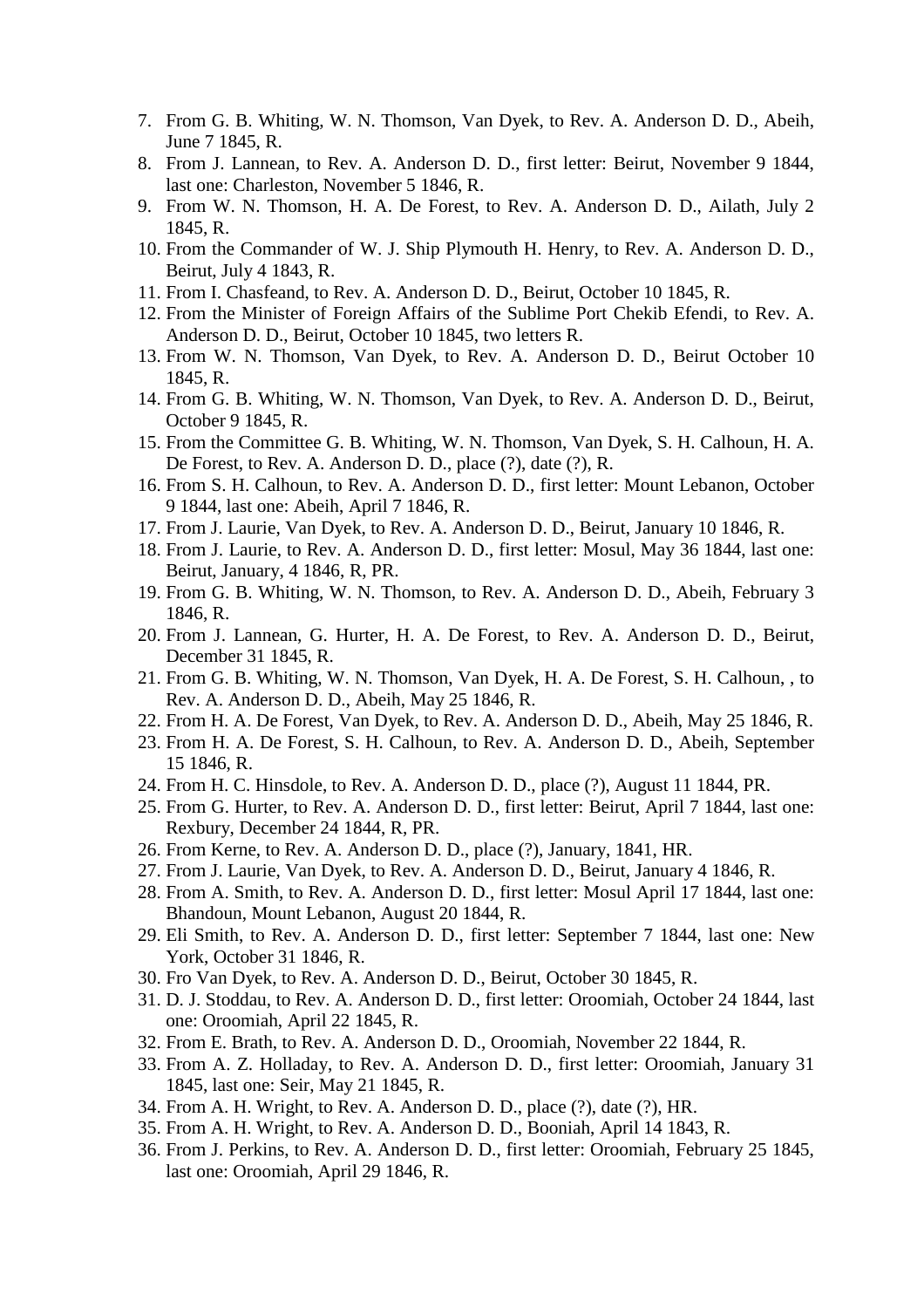7. From G. B. Whiting, W. N. Thomson, Van Dyek, to Rev. A. Anderson D. D., Abeih, June 7 1845, R.
8. From J. Lannean, to Rev. A. Anderson D. D., first letter: Beirut, November 9 1844, last one: Charleston, November 5 1846, R.
9. From W. N. Thomson, H. A. De Forest, to Rev. A. Anderson D. D., Ailath, July 2 1845, R.
10. From the Commander of W. J. Ship Plymouth H. Henry, to Rev. A. Anderson D. D., Beirut, July 4 1843, R.
11. From I. Chasfeand, to Rev. A. Anderson D. D., Beirut, October 10 1845, R.
12. From the Minister of Foreign Affairs of the Sublime Port Chekib Efendi, to Rev. A. Anderson D. D., Beirut, October 10 1845, two letters R.
13. From W. N. Thomson, Van Dyek, to Rev. A. Anderson D. D., Beirut October 10 1845, R.
14. From G. B. Whiting, W. N. Thomson, Van Dyek, to Rev. A. Anderson D. D., Beirut, October 9 1845, R.
15. From the Committee G. B. Whiting, W. N. Thomson, Van Dyek, S. H. Calhoun, H. A. De Forest, to Rev. A. Anderson D. D., place (?), date (?), R.
16. From S. H. Calhoun, to Rev. A. Anderson D. D., first letter: Mount Lebanon, October 9 1844, last one: Abeih, April 7 1846, R.
17. From J. Laurie, Van Dyek, to Rev. A. Anderson D. D., Beirut, January 10 1846, R.
18. From J. Laurie, to Rev. A. Anderson D. D., first letter: Mosul, May 36 1844, last one: Beirut, January, 4 1846, R, PR.
19. From G. B. Whiting, W. N. Thomson, to Rev. A. Anderson D. D., Abeih, February 3 1846, R.
20. From J. Lannean, G. Hurter, H. A. De Forest, to Rev. A. Anderson D. D., Beirut, December 31 1845, R.
21. From G. B. Whiting, W. N. Thomson, Van Dyek, H. A. De Forest, S. H. Calhoun, , to Rev. A. Anderson D. D., Abeih, May 25 1846, R.
22. From H. A. De Forest, Van Dyek, to Rev. A. Anderson D. D., Abeih, May 25 1846, R.
23. From H. A. De Forest, S. H. Calhoun, to Rev. A. Anderson D. D., Abeih, September 15 1846, R.
24. From H. C. Hinsdole, to Rev. A. Anderson D. D., place (?), August 11 1844, PR.
25. From G. Hurter, to Rev. A. Anderson D. D., first letter: Beirut, April 7 1844, last one: Rexbury, December 24 1844, R, PR.
26. From Kerne, to Rev. A. Anderson D. D., place (?), January, 1841, HR.
27. From J. Laurie, Van Dyek, to Rev. A. Anderson D. D., Beirut, January 4 1846, R.
28. From A. Smith, to Rev. A. Anderson D. D., first letter: Mosul April 17 1844, last one: Bhandoun, Mount Lebanon, August 20 1844, R.
29. Eli Smith, to Rev. A. Anderson D. D., first letter: September 7 1844, last one: New York, October 31 1846, R.
30. Fro Van Dyek, to Rev. A. Anderson D. D., Beirut, October 30 1845, R.
31. D. J. Stoddau, to Rev. A. Anderson D. D., first letter: Oroomiah, October 24 1844, last one: Oroomiah, April 22 1845, R.
32. From E. Brath, to Rev. A. Anderson D. D., Oroomiah, November 22 1844, R.
33. From A. Z. Holladay, to Rev. A. Anderson D. D., first letter: Oroomiah, January 31 1845, last one: Seir, May 21 1845, R.
34. From A. H. Wright, to Rev. A. Anderson D. D., place (?), date (?), HR.
35. From A. H. Wright, to Rev. A. Anderson D. D., Booniah, April 14 1843, R.
36. From J. Perkins, to Rev. A. Anderson D. D., first letter: Oroomiah, February 25 1845, last one: Oroomiah, April 29 1846, R.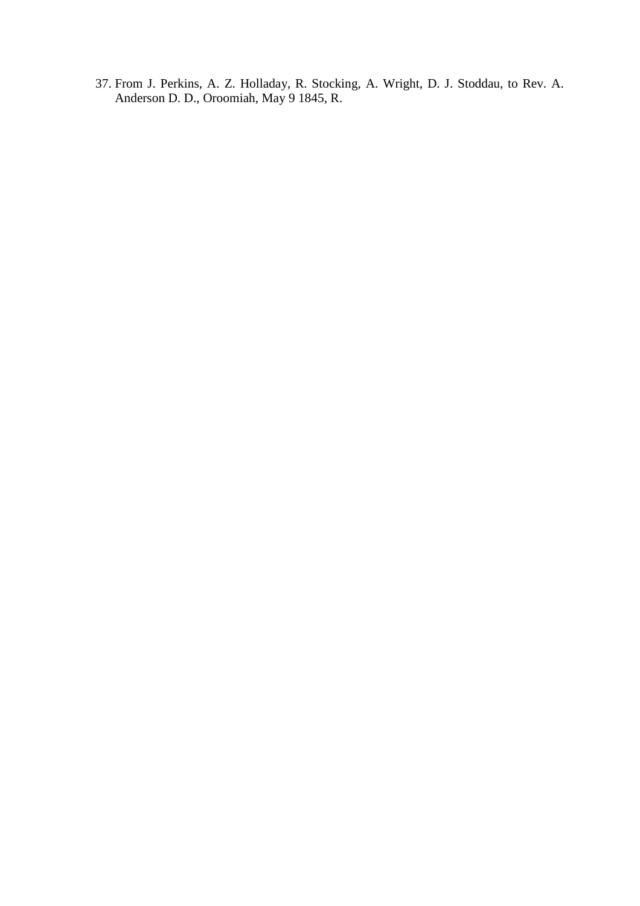37. From J. Perkins, A. Z. Holladay, R. Stocking, A. Wright, D. J. Stoddau, to Rev. A. Anderson D. D., Oroomiah, May 9 1845, R.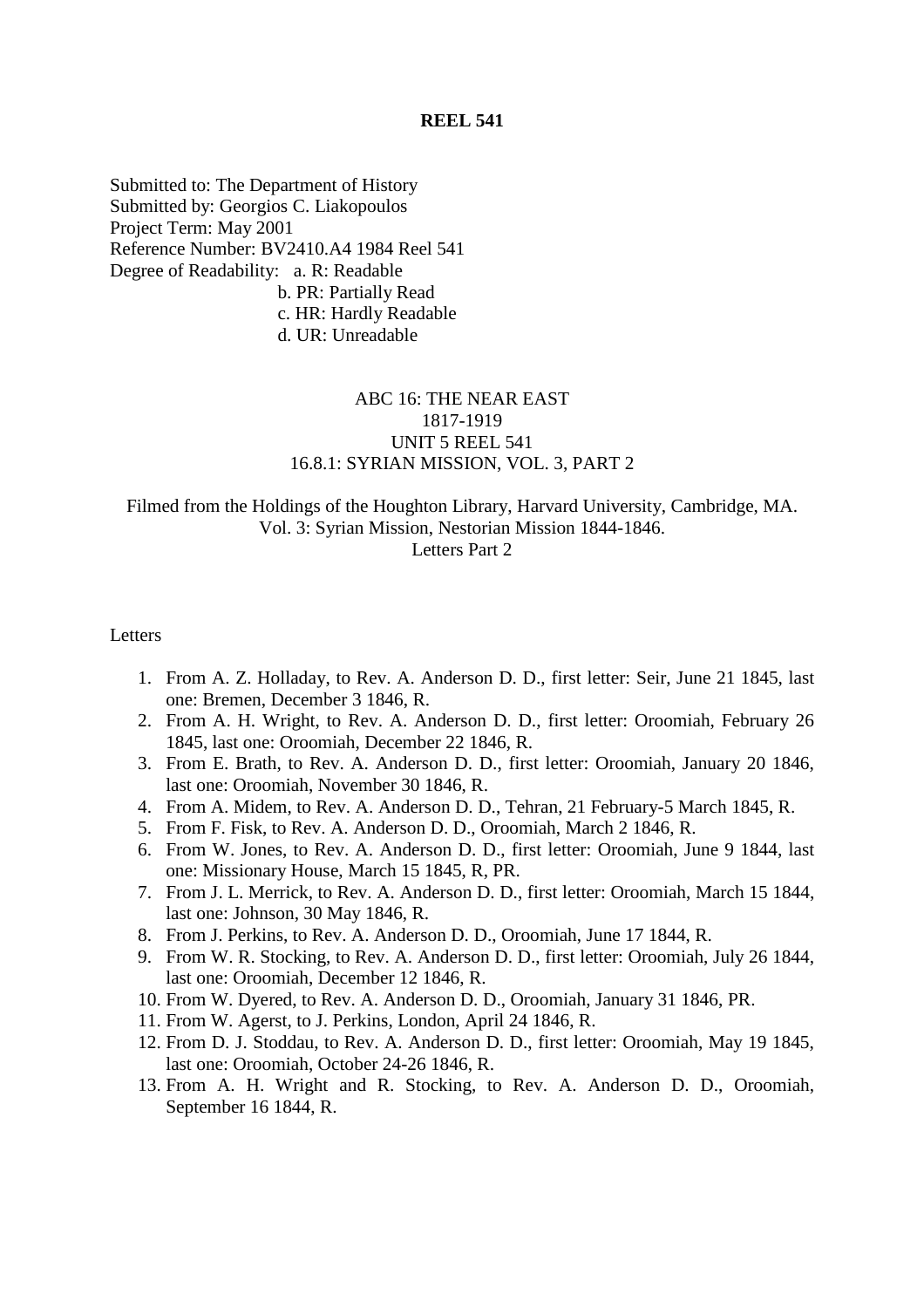**REEL 541**

Submitted to: The Department of History
Submitted by: Georgios C. Liakopoulos
Project Term: May 2001
Reference Number: BV2410.A4 1984 Reel 541
Degree of Readability: a. R: Readable
b. PR: Partially Read
c. HR: Hardly Readable
d. UR: Unreadable

ABC 16: THE NEAR EAST
1817-1919
UNIT 5 REEL 541
16.8.1: SYRIAN MISSION, VOL. 3, PART 2

Filmed from the Holdings of the Houghton Library, Harvard University, Cambridge, MA.
Vol. 3: Syrian Mission, Nestorian Mission 1844-1846.
Letters Part 2

Letters

1. From A. Z. Holladay, to Rev. A. Anderson D. D., first letter: Seir, June 21 1845, last one: Bremen, December 3 1846, R.
2. From A. H. Wright, to Rev. A. Anderson D. D., first letter: Oroomiah, February 26 1845, last one: Oroomiah, December 22 1846, R.
3. From E. Brath, to Rev. A. Anderson D. D., first letter: Oroomiah, January 20 1846, last one: Oroomiah, November 30 1846, R.
4. From A. Midem, to Rev. A. Anderson D. D., Tehran, 21 February-5 March 1845, R.
5. From F. Fisk, to Rev. A. Anderson D. D., Oroomiah, March 2 1846, R.
6. From W. Jones, to Rev. A. Anderson D. D., first letter: Oroomiah, June 9 1844, last one: Missionary House, March 15 1845, R, PR.
7. From J. L. Merrick, to Rev. A. Anderson D. D., first letter: Oroomiah, March 15 1844, last one: Johnson, 30 May 1846, R.
8. From J. Perkins, to Rev. A. Anderson D. D., Oroomiah, June 17 1844, R.
9. From W. R. Stocking, to Rev. A. Anderson D. D., first letter: Oroomiah, July 26 1844, last one: Oroomiah, December 12 1846, R.
10. From W. Dyered, to Rev. A. Anderson D. D., Oroomiah, January 31 1846, PR.
11. From W. Agerst, to J. Perkins, London, April 24 1846, R.
12. From D. J. Stoddau, to Rev. A. Anderson D. D., first letter: Oroomiah, May 19 1845, last one: Oroomiah, October 24-26 1846, R.
13. From A. H. Wright and R. Stocking, to Rev. A. Anderson D. D., Oroomiah, September 16 1844, R.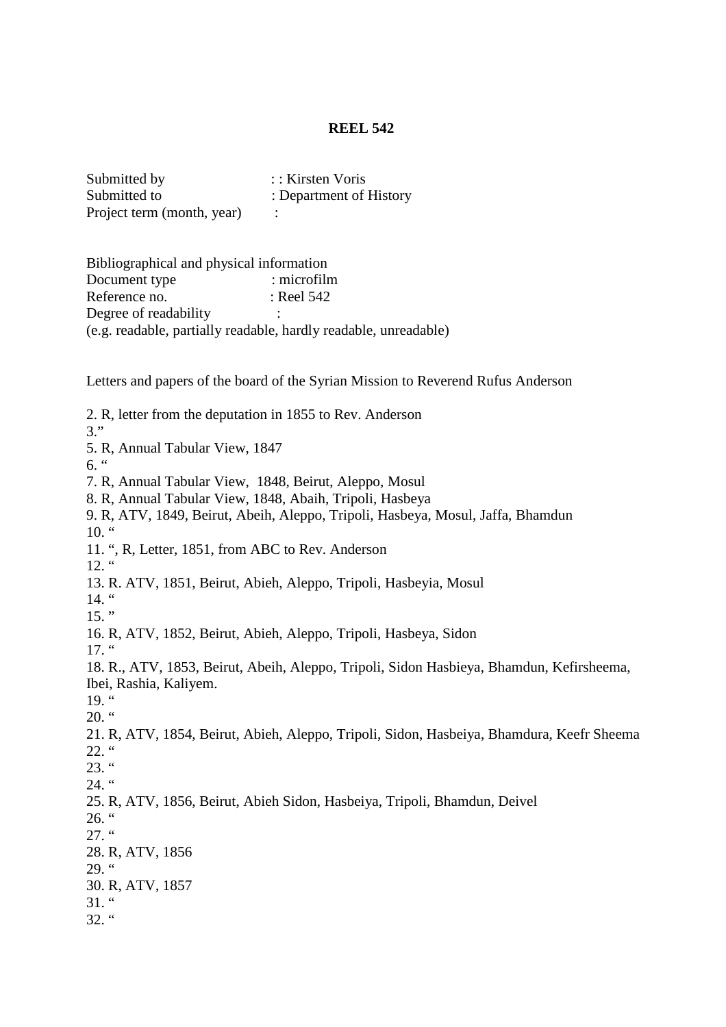# REEL 542

Submitted by : : Kirsten Voris
Submitted to : Department of History
Project term (month, year) :

Bibliographical and physical information
Document type : microfilm
Reference no. : Reel 542
Degree of readability :
(e.g. readable, partially readable, hardly readable, unreadable)

Letters and papers of the board of the Syrian Mission to Reverend Rufus Anderson

2. R, letter from the deputation in 1855 to Rev. Anderson
3.”
5. R, Annual Tabular View, 1847
6. “
7. R, Annual Tabular View, 1848, Beirut, Aleppo, Mosul
8. R, Annual Tabular View, 1848, Abaih, Tripoli, Hasbeya
9. R, ATV, 1849, Beirut, Abeih, Aleppo, Tripoli, Hasbeya, Mosul, Jaffa, Bhamdun
10. “
11. “, R, Letter, 1851, from ABC to Rev. Anderson
12. “
13. R. ATV, 1851, Beirut, Abieh, Aleppo, Tripoli, Hasbeyia, Mosul
14. “
15. ”
16. R, ATV, 1852, Beirut, Abieh, Aleppo, Tripoli, Hasbeya, Sidon
17. “
18. R., ATV, 1853, Beirut, Abeih, Aleppo, Tripoli, Sidon Hasbieya, Bhamdun, Kefirsheema, Ibei, Rashia, Kaliyem.
19. “
20. “
21. R, ATV, 1854, Beirut, Abieh, Aleppo, Tripoli, Sidon, Hasbeiya, Bhamdura, Keefr Sheema
22. “
23. “
24. “
25. R, ATV, 1856, Beirut, Abieh Sidon, Hasbeiya, Tripoli, Bhamdun, Deivel
26. “
27. “
28. R, ATV, 1856
29. “
30. R, ATV, 1857
31. “
32. “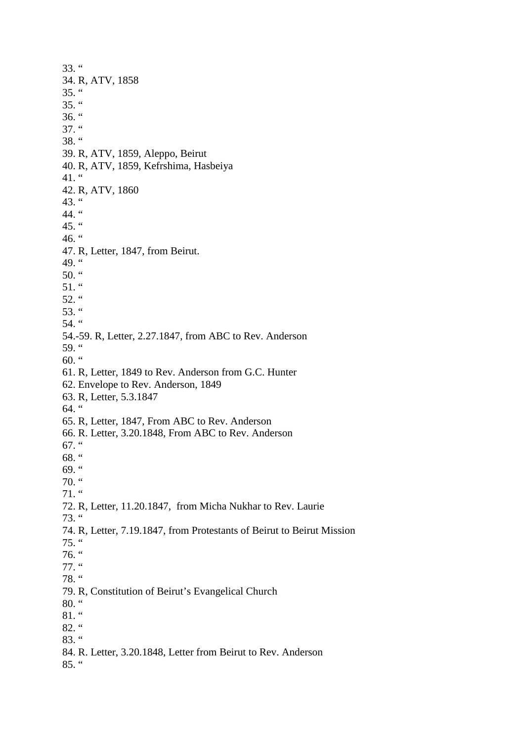33. “
34. R, ATV, 1858
35. “
35. “
36. “
37. “
38. “
39. R, ATV, 1859, Aleppo, Beirut
40. R, ATV, 1859, Kefrshima, Hasbeiya
41. “
42. R, ATV, 1860
43. “
44. “
45. “
46. “
47. R, Letter, 1847, from Beirut.
49. “
50. “
51. “
52. “
53. “
54. “
54.-59. R, Letter, 2.27.1847, from ABC to Rev. Anderson
59. “
60. “
61. R, Letter, 1849 to Rev. Anderson from G.C. Hunter
62. Envelope to Rev. Anderson, 1849
63. R, Letter, 5.3.1847
64. “
65. R, Letter, 1847, From ABC to Rev. Anderson
66. R. Letter, 3.20.1848, From ABC to Rev. Anderson
67. “
68. “
69. “
70. “
71. “
72. R, Letter, 11.20.1847, from Micha Nukhar to Rev. Laurie
73. “
74. R, Letter, 7.19.1847, from Protestants of Beirut to Beirut Mission
75. “
76. “
77. “
78. “
79. R, Constitution of Beirut’s Evangelical Church
80. “
81. “
82. “
83. “
84. R. Letter, 3.20.1848, Letter from Beirut to Rev. Anderson
85. “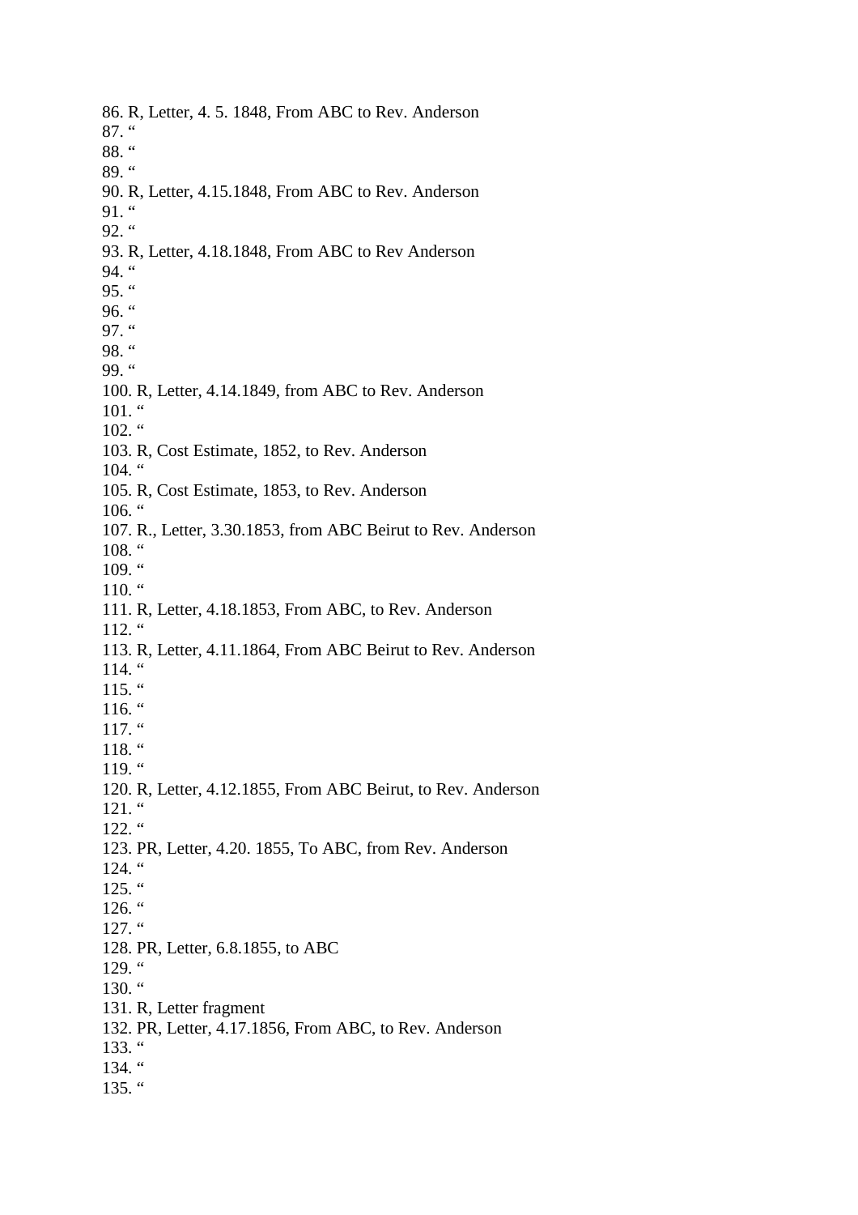86. R, Letter, 4. 5. 1848, From ABC to Rev. Anderson
87. “
88. “
89. “
90. R, Letter, 4.15.1848, From ABC to Rev. Anderson
91. “
92. “
93. R, Letter, 4.18.1848, From ABC to Rev Anderson
94. “
95. “
96. “
97. “
98. “
99. “
100. R, Letter, 4.14.1849, from ABC to Rev. Anderson
101. “
102. “
103. R, Cost Estimate, 1852, to Rev. Anderson
104. “
105. R, Cost Estimate, 1853, to Rev. Anderson
106. “
107. R., Letter, 3.30.1853, from ABC Beirut to Rev. Anderson
108. “
109. “
110. “
111. R, Letter, 4.18.1853, From ABC, to Rev. Anderson
112. “
113. R, Letter, 4.11.1864, From ABC Beirut to Rev. Anderson
114. “
115. “
116. “
117. “
118. “
119. “
120. R, Letter, 4.12.1855, From ABC Beirut, to Rev. Anderson
121. “
122. “
123. PR, Letter, 4.20. 1855, To ABC, from Rev. Anderson
124. “
125. “
126. “
127. “
128. PR, Letter, 6.8.1855, to ABC
129. “
130. “
131. R, Letter fragment
132. PR, Letter, 4.17.1856, From ABC, to Rev. Anderson
133. “
134. “
135. “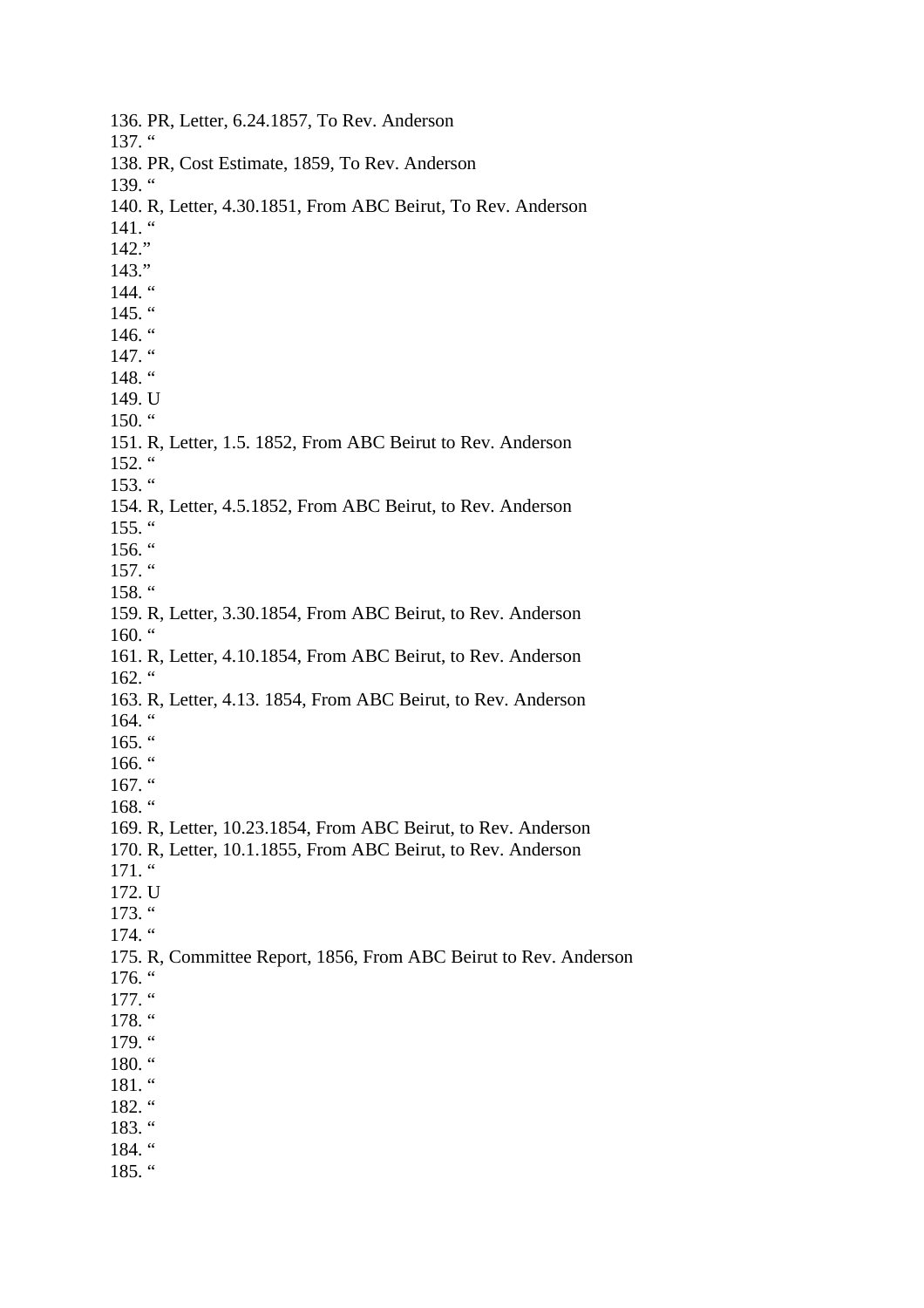136. PR, Letter, 6.24.1857, To Rev. Anderson
137. “
138. PR, Cost Estimate, 1859, To Rev. Anderson
139. “
140. R, Letter, 4.30.1851, From ABC Beirut, To Rev. Anderson
141. “
142.”
143.”
144. “
145. “
146. “
147. “
148. “
149. U
150. “
151. R, Letter, 1.5. 1852, From ABC Beirut to Rev. Anderson
152. “
153. “
154. R, Letter, 4.5.1852, From ABC Beirut, to Rev. Anderson
155. “
156. “
157. “
158. “
159. R, Letter, 3.30.1854, From ABC Beirut, to Rev. Anderson
160. “
161. R, Letter, 4.10.1854, From ABC Beirut, to Rev. Anderson
162. “
163. R, Letter, 4.13. 1854, From ABC Beirut, to Rev. Anderson
164. “
165. “
166. “
167. “
168. “
169. R, Letter, 10.23.1854, From ABC Beirut, to Rev. Anderson
170. R, Letter, 10.1.1855, From ABC Beirut, to Rev. Anderson
171. “
172. U
173. “
174. “
175. R, Committee Report, 1856, From ABC Beirut to Rev. Anderson
176. “
177. “
178. “
179. “
180. “
181. “
182. “
183. “
184. “
185. “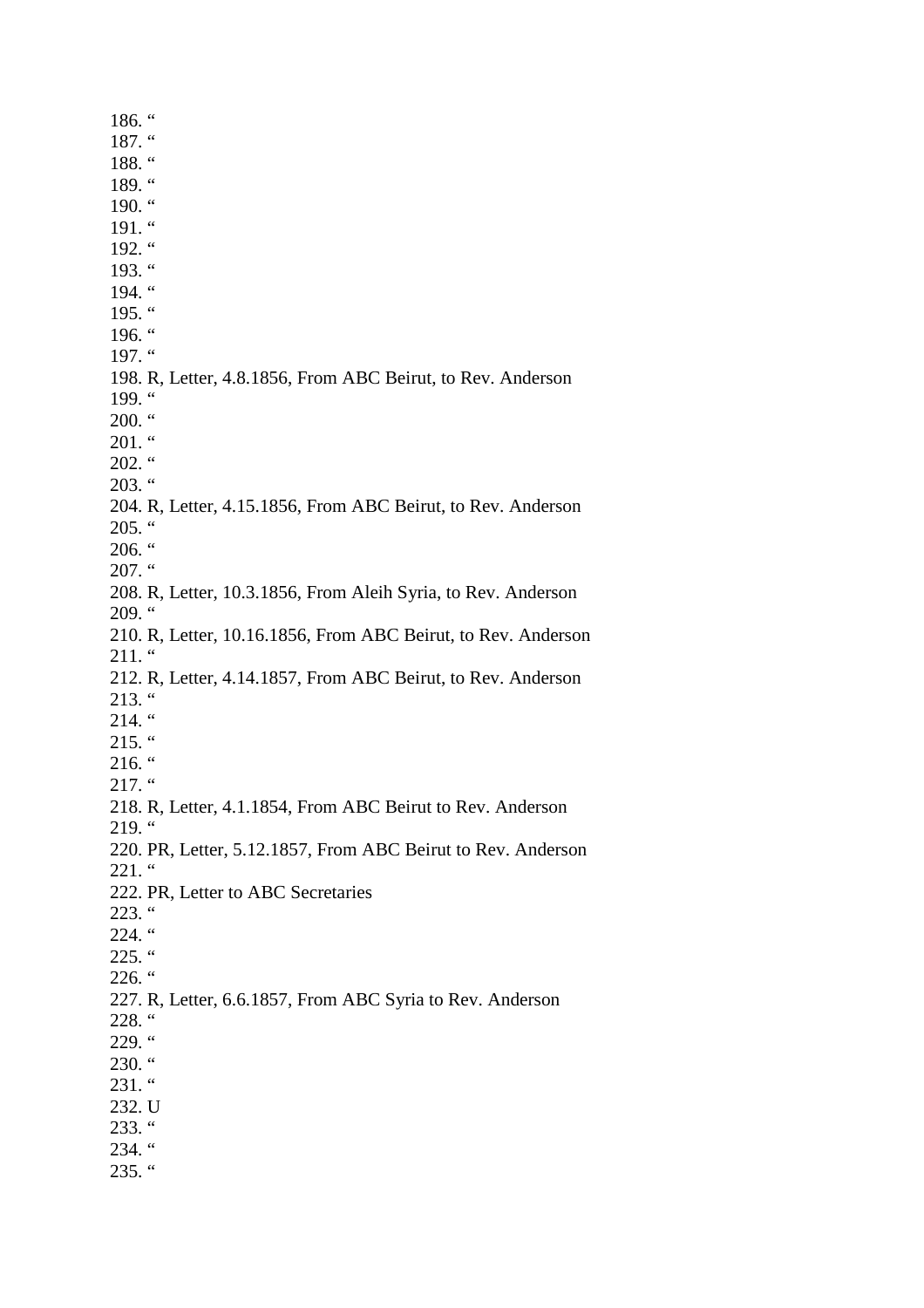186. “
187. “
188. “
189. “
190. “
191. “
192. “
193. “
194. “
195. “
196. “
197. “
198. R, Letter, 4.8.1856, From ABC Beirut, to Rev. Anderson
199. “
200. “
201. “
202. “
203. “
204. R, Letter, 4.15.1856, From ABC Beirut, to Rev. Anderson
205. “
206. “
207. “
208. R, Letter, 10.3.1856, From Aleih Syria, to Rev. Anderson
209. “
210. R, Letter, 10.16.1856, From ABC Beirut, to Rev. Anderson
211. “
212. R, Letter, 4.14.1857, From ABC Beirut, to Rev. Anderson
213. “
214. “
215. “
216. “
217. “
218. R, Letter, 4.1.1854, From ABC Beirut to Rev. Anderson
219. “
220. PR, Letter, 5.12.1857, From ABC Beirut to Rev. Anderson
221. “
222. PR, Letter to ABC Secretaries
223. “
224. “
225. “
226. “
227. R, Letter, 6.6.1857, From ABC Syria to Rev. Anderson
228. “
229. “
230. “
231. “
232. U
233. “
234. “
235. “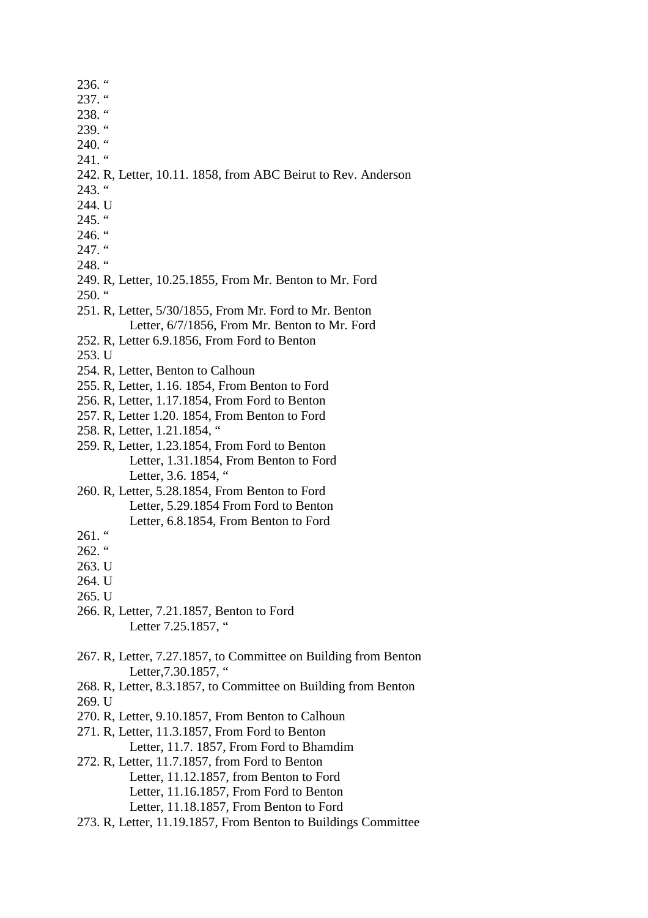236. “
237. “
238. “
239. “
240. “
241. “
242. R, Letter, 10.11. 1858, from ABC Beirut to Rev. Anderson
243. “
244. U
245. “
246. “
247. “
248. “
249. R, Letter, 10.25.1855, From Mr. Benton to Mr. Ford
250. “
251. R, Letter, 5/30/1855, From Mr. Ford to Mr. Benton
    Letter, 6/7/1856, From Mr. Benton to Mr. Ford
252. R, Letter 6.9.1856, From Ford to Benton
253. U
254. R, Letter, Benton to Calhoun
255. R, Letter, 1.16. 1854, From Benton to Ford
256. R, Letter, 1.17.1854, From Ford to Benton
257. R, Letter 1.20. 1854, From Benton to Ford
258. R, Letter, 1.21.1854, “
259. R, Letter, 1.23.1854, From Ford to Benton
    Letter, 1.31.1854, From Benton to Ford
    Letter, 3.6. 1854, “
260. R, Letter, 5.28.1854, From Benton to Ford
    Letter, 5.29.1854 From Ford to Benton
    Letter, 6.8.1854, From Benton to Ford
261. “
262. “
263. U
264. U
265. U
266. R, Letter, 7.21.1857, Benton to Ford
    Letter 7.25.1857, “
267. R, Letter, 7.27.1857, to Committee on Building from Benton
    Letter,7.30.1857, “
268. R, Letter, 8.3.1857, to Committee on Building from Benton
269. U
270. R, Letter, 9.10.1857, From Benton to Calhoun
271. R, Letter, 11.3.1857, From Ford to Benton
    Letter, 11.7. 1857, From Ford to Bhamdim
272. R, Letter, 11.7.1857, from Ford to Benton
    Letter, 11.12.1857, from Benton to Ford
    Letter, 11.16.1857, From Ford to Benton
    Letter, 11.18.1857, From Benton to Ford
273. R, Letter, 11.19.1857, From Benton to Buildings Committee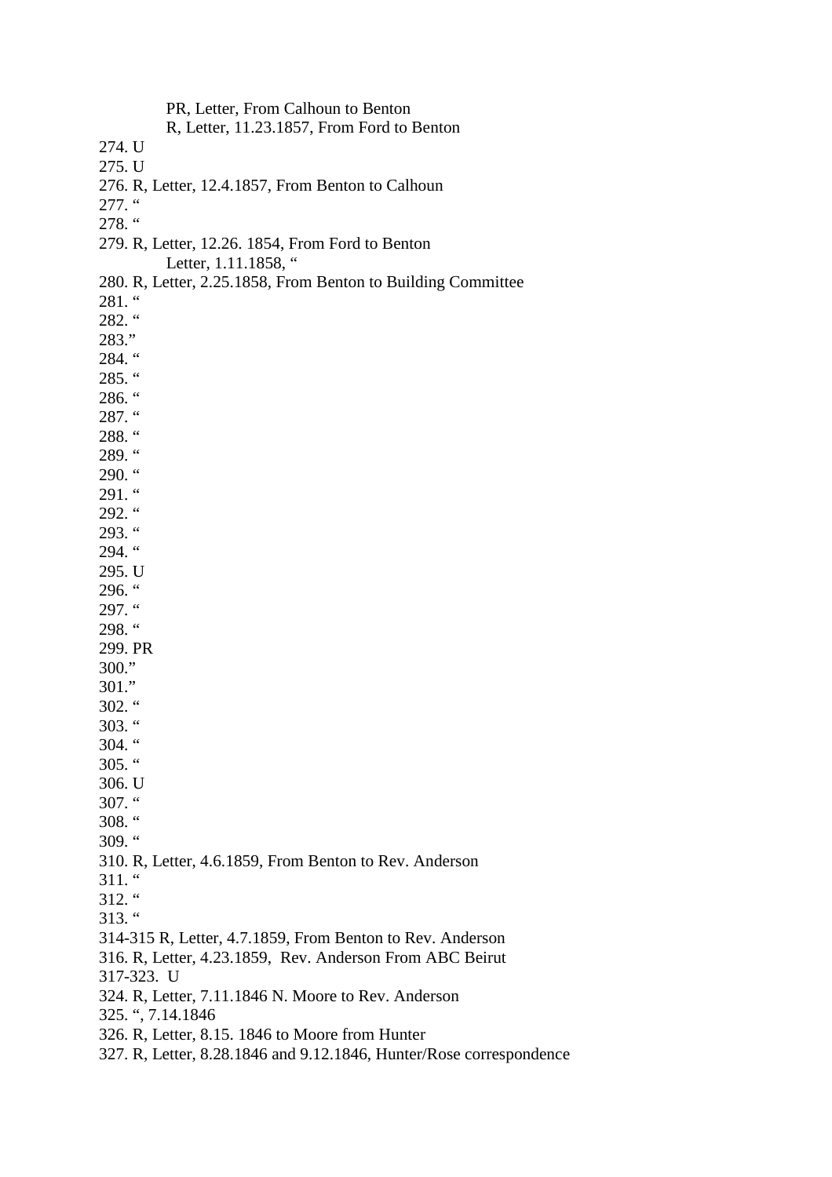PR, Letter, From Calhoun to Benton
R, Letter, 11.23.1857, From Ford to Benton

274. U
275. U
276. R, Letter, 12.4.1857, From Benton to Calhoun
277. "
278. "
279. R, Letter, 12.26. 1854, From Ford to Benton
Letter, 1.11.1858, "
280. R, Letter, 2.25.1858, From Benton to Building Committee
281. "
282. "
283."
284. "
285. "
286. "
287. "
288. "
289. "
290. "
291. "
292. "
293. "
294. "
295. U
296. "
297. "
298. "
299. PR
300."
301."
302. "
303. "
304. "
305. "
306. U
307. "
308. "
309. "
310. R, Letter, 4.6.1859, From Benton to Rev. Anderson
311. "
312. "
313. "
314-315 R, Letter, 4.7.1859, From Benton to Rev. Anderson
316. R, Letter, 4.23.1859, Rev. Anderson From ABC Beirut
317-323. U
324. R, Letter, 7.11.1846 N. Moore to Rev. Anderson
325. ", 7.14.1846
326. R, Letter, 8.15. 1846 to Moore from Hunter
327. R, Letter, 8.28.1846 and 9.12.1846, Hunter/Rose correspondence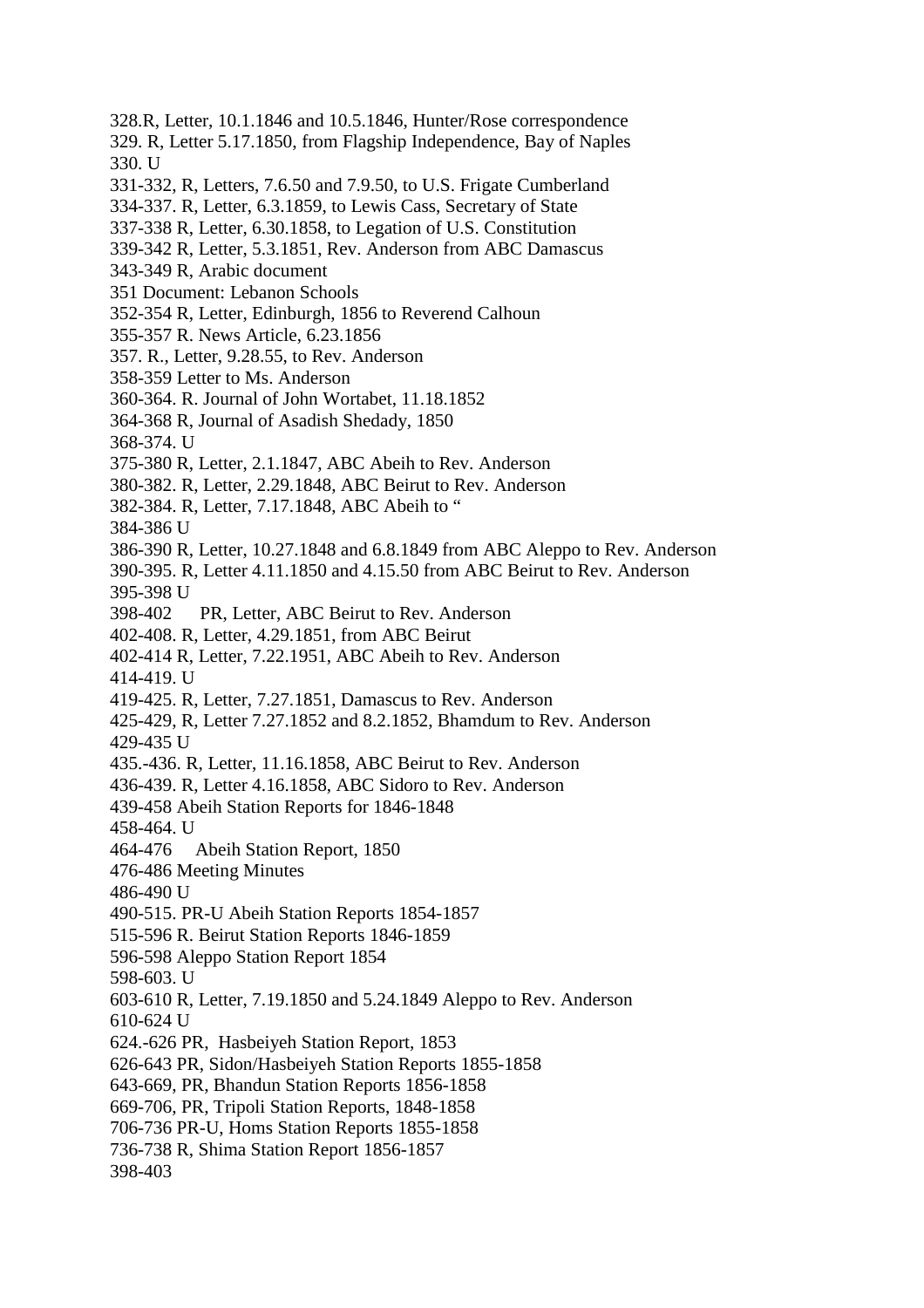328.R, Letter, 10.1.1846 and 10.5.1846, Hunter/Rose correspondence
329. R, Letter 5.17.1850, from Flagship Independence, Bay of Naples
330. U
331-332, R, Letters, 7.6.50 and 7.9.50, to U.S. Frigate Cumberland
334-337. R, Letter, 6.3.1859, to Lewis Cass, Secretary of State
337-338 R, Letter, 6.30.1858, to Legation of U.S. Constitution
339-342 R, Letter, 5.3.1851, Rev. Anderson from ABC Damascus
343-349 R, Arabic document
351 Document: Lebanon Schools
352-354 R, Letter, Edinburgh, 1856 to Reverend Calhoun
355-357 R. News Article, 6.23.1856
357. R., Letter, 9.28.55, to Rev. Anderson
358-359 Letter to Ms. Anderson
360-364. R. Journal of John Wortabet, 11.18.1852
364-368 R, Journal of Asadish Shedady, 1850
368-374. U
375-380 R, Letter, 2.1.1847, ABC Abeih to Rev. Anderson
380-382. R, Letter, 2.29.1848, ABC Beirut to Rev. Anderson
382-384. R, Letter, 7.17.1848, ABC Abeih to "
384-386 U
386-390 R, Letter, 10.27.1848 and 6.8.1849 from ABC Aleppo to Rev. Anderson
390-395. R, Letter 4.11.1850 and 4.15.50 from ABC Beirut to Rev. Anderson
395-398 U
398-402 PR, Letter, ABC Beirut to Rev. Anderson
402-408. R, Letter, 4.29.1851, from ABC Beirut
402-414 R, Letter, 7.22.1951, ABC Abeih to Rev. Anderson
414-419. U
419-425. R, Letter, 7.27.1851, Damascus to Rev. Anderson
425-429, R, Letter 7.27.1852 and 8.2.1852, Bhamdum to Rev. Anderson
429-435 U
435.-436. R, Letter, 11.16.1858, ABC Beirut to Rev. Anderson
436-439. R, Letter 4.16.1858, ABC Sidoro to Rev. Anderson
439-458 Abeih Station Reports for 1846-1848
458-464. U
464-476 Abeih Station Report, 1850
476-486 Meeting Minutes
486-490 U
490-515. PR-U Abeih Station Reports 1854-1857
515-596 R. Beirut Station Reports 1846-1859
596-598 Aleppo Station Report 1854
598-603. U
603-610 R, Letter, 7.19.1850 and 5.24.1849 Aleppo to Rev. Anderson
610-624 U
624.-626 PR, Hasbeiyeh Station Report, 1853
626-643 PR, Sidon/Hasbeiyeh Station Reports 1855-1858
643-669, PR, Bhandun Station Reports 1856-1858
669-706, PR, Tripoli Station Reports, 1848-1858
706-736 PR-U, Homs Station Reports 1855-1858
736-738 R, Shima Station Report 1856-1857
398-403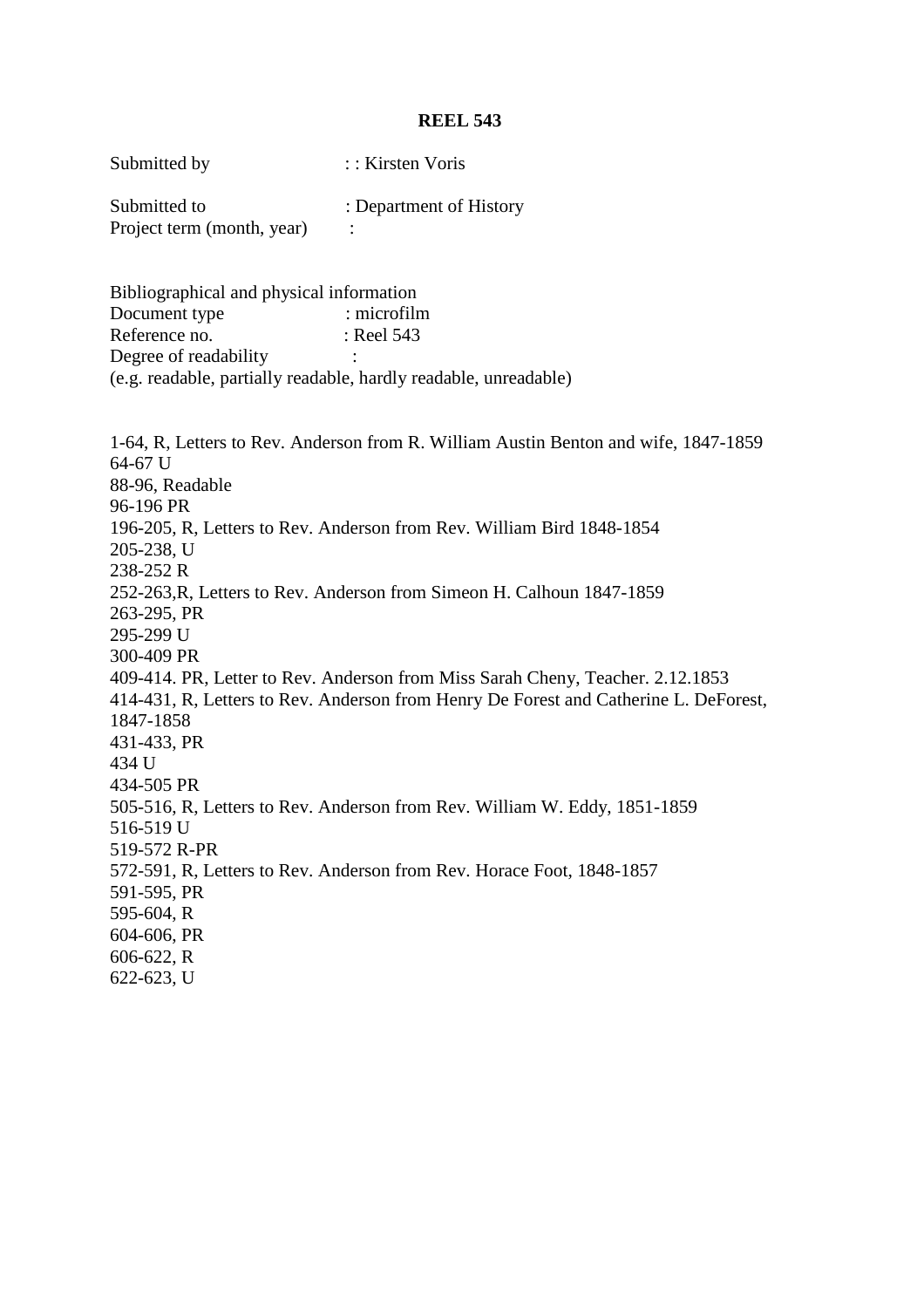**REEL 543**

Submitted by : : Kirsten Voris

Submitted to : Department of History
Project term (month, year) :

Bibliographical and physical information
Document type : microfilm
Reference no. : Reel 543
Degree of readability :
(e.g. readable, partially readable, hardly readable, unreadable)

1-64, R, Letters to Rev. Anderson from R. William Austin Benton and wife, 1847-1859
64-67 U
88-96, Readable
96-196 PR
196-205, R, Letters to Rev. Anderson from Rev. William Bird 1848-1854
205-238, U
238-252 R
252-263,R, Letters to Rev. Anderson from Simeon H. Calhoun 1847-1859
263-295, PR
295-299 U
300-409 PR
409-414. PR, Letter to Rev. Anderson from Miss Sarah Cheny, Teacher. 2.12.1853
414-431, R, Letters to Rev. Anderson from Henry De Forest and Catherine L. DeForest, 1847-1858
431-433, PR
434 U
434-505 PR
505-516, R, Letters to Rev. Anderson from Rev. William W. Eddy, 1851-1859
516-519 U
519-572 R-PR
572-591, R, Letters to Rev. Anderson from Rev. Horace Foot, 1848-1857
591-595, PR
595-604, R
604-606, PR
606-622, R
622-623, U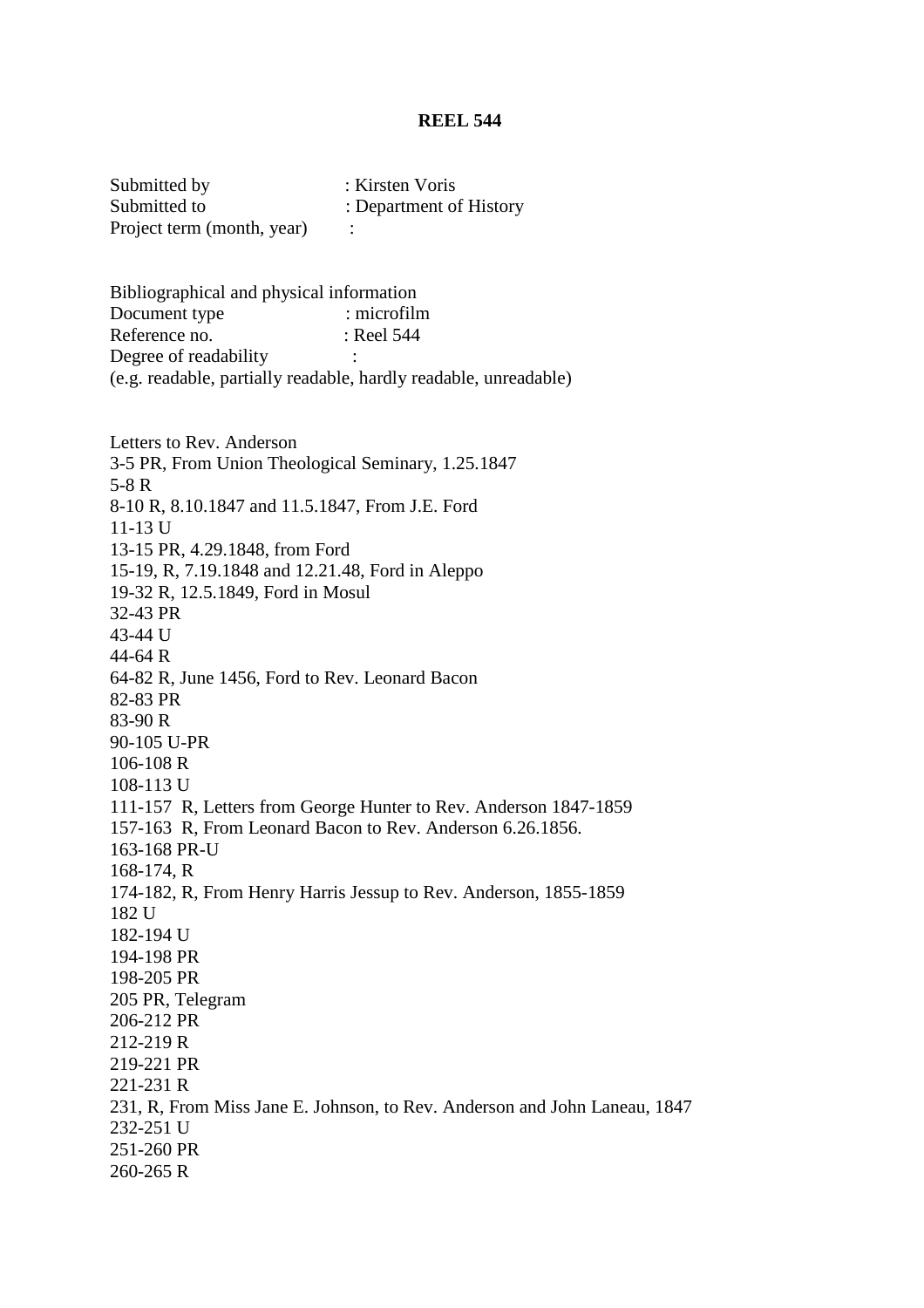**REEL 544**

Submitted by : Kirsten Voris
Submitted to : Department of History
Project term (month, year) :

Bibliographical and physical information
Document type : microfilm
Reference no. : Reel 544
Degree of readability :
(e.g. readable, partially readable, hardly readable, unreadable)

Letters to Rev. Anderson
3-5 PR, From Union Theological Seminary, 1.25.1847
5-8 R
8-10 R, 8.10.1847 and 11.5.1847, From J.E. Ford
11-13 U
13-15 PR, 4.29.1848, from Ford
15-19, R, 7.19.1848 and 12.21.48, Ford in Aleppo
19-32 R, 12.5.1849, Ford in Mosul
32-43 PR
43-44 U
44-64 R
64-82 R, June 1456, Ford to Rev. Leonard Bacon
82-83 PR
83-90 R
90-105 U-PR
106-108 R
108-113 U
111-157 R, Letters from George Hunter to Rev. Anderson 1847-1859
157-163 R, From Leonard Bacon to Rev. Anderson 6.26.1856.
163-168 PR-U
168-174, R
174-182, R, From Henry Harris Jessup to Rev. Anderson, 1855-1859
182 U
182-194 U
194-198 PR
198-205 PR
205 PR, Telegram
206-212 PR
212-219 R
219-221 PR
221-231 R
231, R, From Miss Jane E. Johnson, to Rev. Anderson and John Laneau, 1847
232-251 U
251-260 PR
260-265 R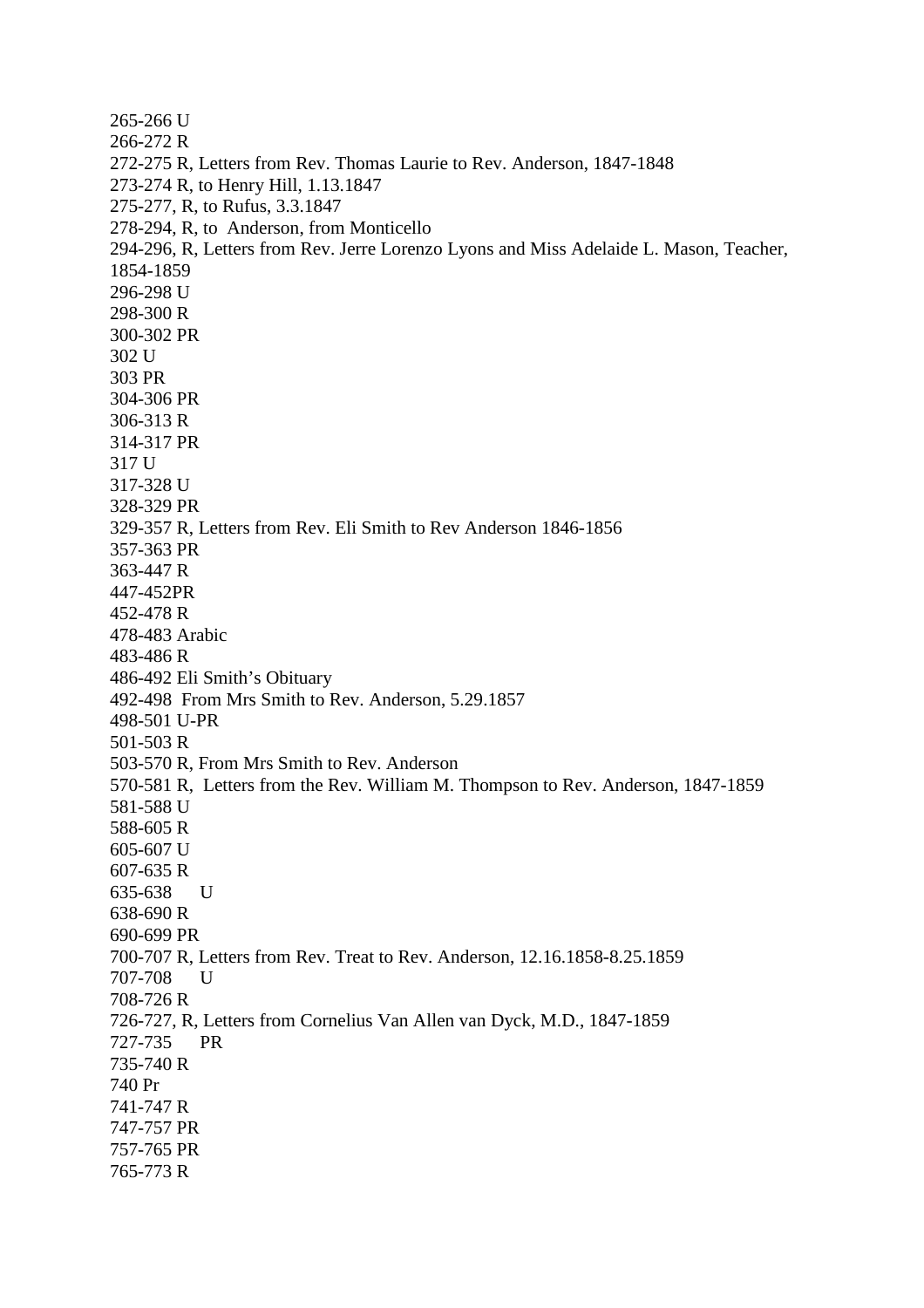265-266 U
266-272 R
272-275 R, Letters from Rev. Thomas Laurie to Rev. Anderson, 1847-1848
273-274 R, to Henry Hill, 1.13.1847
275-277, R, to Rufus, 3.3.1847
278-294, R, to Anderson, from Monticello
294-296, R, Letters from Rev. Jerre Lorenzo Lyons and Miss Adelaide L. Mason, Teacher, 1854-1859
296-298 U
298-300 R
300-302 PR
302 U
303 PR
304-306 PR
306-313 R
314-317 PR
317 U
317-328 U
328-329 PR
329-357 R, Letters from Rev. Eli Smith to Rev Anderson 1846-1856
357-363 PR
363-447 R
447-452PR
452-478 R
478-483 Arabic
483-486 R
486-492 Eli Smith's Obituary
492-498 From Mrs Smith to Rev. Anderson, 5.29.1857
498-501 U-PR
501-503 R
503-570 R, From Mrs Smith to Rev. Anderson
570-581 R, Letters from the Rev. William M. Thompson to Rev. Anderson, 1847-1859
581-588 U
588-605 R
605-607 U
607-635 R
635-638 U
638-690 R
690-699 PR
700-707 R, Letters from Rev. Treat to Rev. Anderson, 12.16.1858-8.25.1859
707-708 U
708-726 R
726-727, R, Letters from Cornelius Van Allen van Dyck, M.D., 1847-1859
727-735 PR
735-740 R
740 Pr
741-747 R
747-757 PR
757-765 PR
765-773 R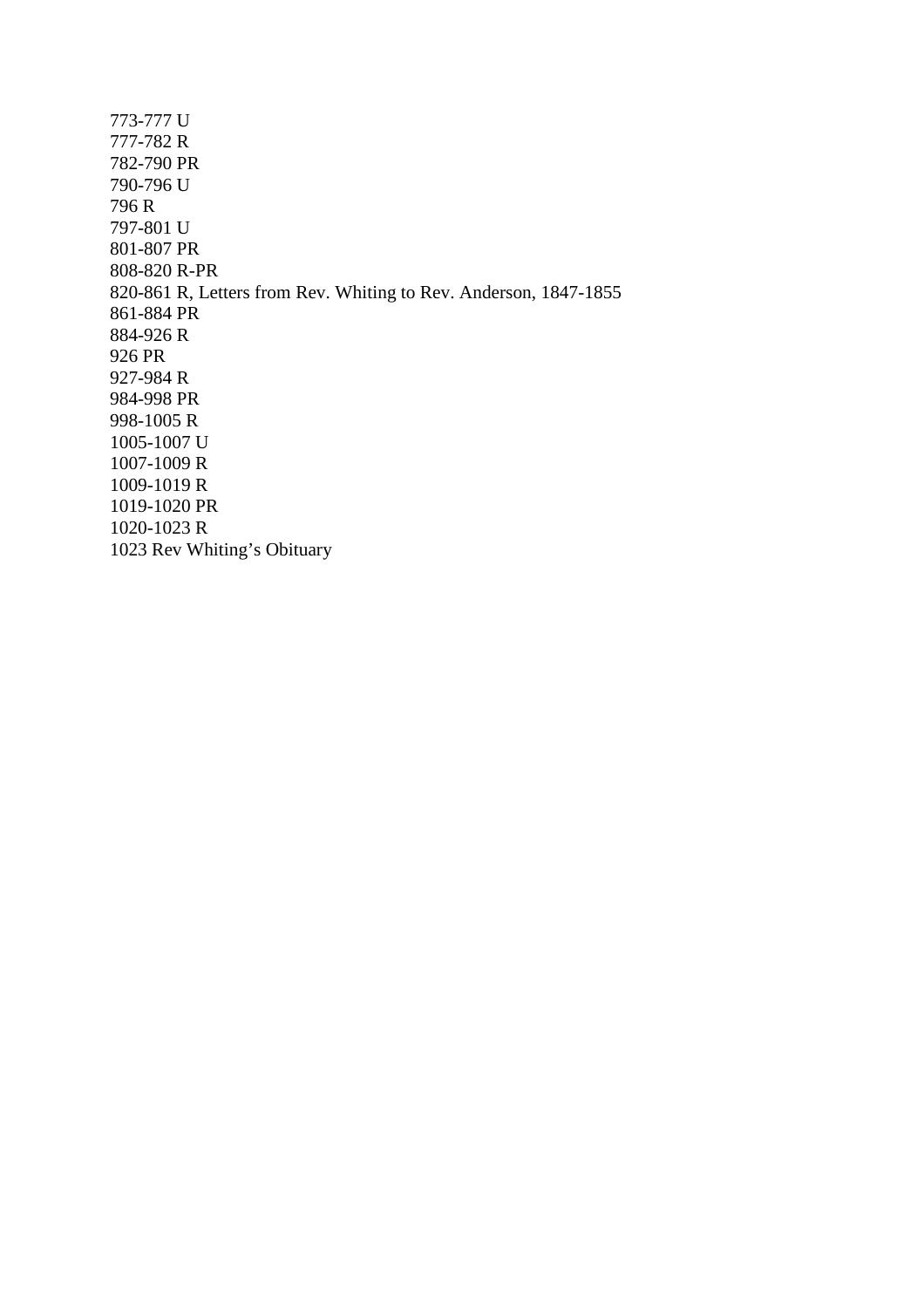773-777 U
777-782 R
782-790 PR
790-796 U
796 R
797-801 U
801-807 PR
808-820 R-PR
820-861 R, Letters from Rev. Whiting to Rev. Anderson, 1847-1855
861-884 PR
884-926 R
926 PR
927-984 R
984-998 PR
998-1005 R
1005-1007 U
1007-1009 R
1009-1019 R
1019-1020 PR
1020-1023 R
1023 Rev Whiting's Obituary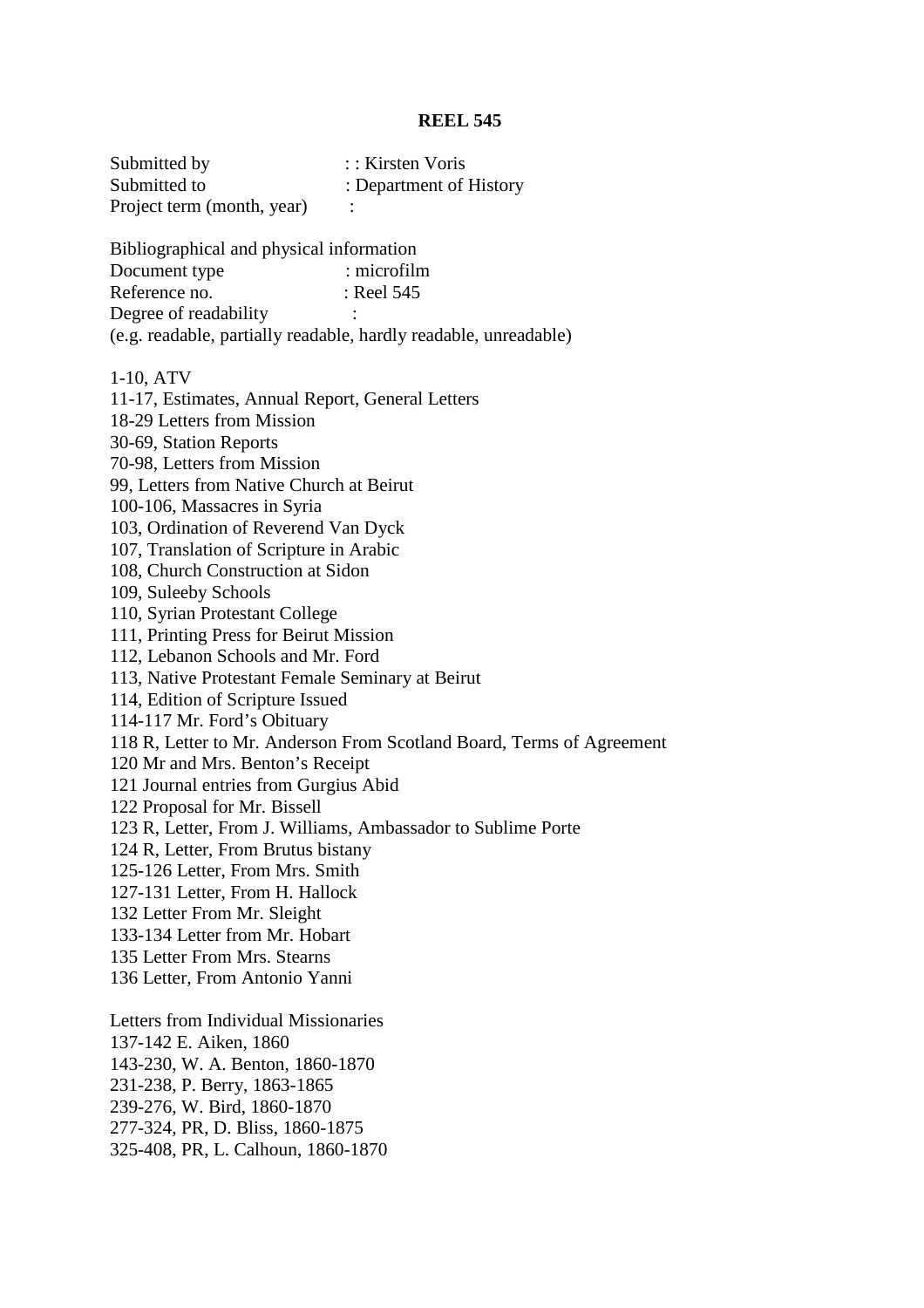**REEL 545**

Submitted by : : Kirsten Voris
Submitted to : Department of History
Project term (month, year) :

Bibliographical and physical information
Document type : microfilm
Reference no. : Reel 545
Degree of readability :
(e.g. readable, partially readable, hardly readable, unreadable)

1-10, ATV
11-17, Estimates, Annual Report, General Letters
18-29 Letters from Mission
30-69, Station Reports
70-98, Letters from Mission
99, Letters from Native Church at Beirut
100-106, Massacres in Syria
103, Ordination of Reverend Van Dyck
107, Translation of Scripture in Arabic
108, Church Construction at Sidon
109, Suleeby Schools
110, Syrian Protestant College
111, Printing Press for Beirut Mission
112, Lebanon Schools and Mr. Ford
113, Native Protestant Female Seminary at Beirut
114, Edition of Scripture Issued
114-117 Mr. Ford's Obituary
118 R, Letter to Mr. Anderson From Scotland Board, Terms of Agreement
120 Mr and Mrs. Benton's Receipt
121 Journal entries from Gurgius Abid
122 Proposal for Mr. Bissell
123 R, Letter, From J. Williams, Ambassador to Sublime Porte
124 R, Letter, From Brutus bistany
125-126 Letter, From Mrs. Smith
127-131 Letter, From H. Hallock
132 Letter From Mr. Sleight
133-134 Letter from Mr. Hobart
135 Letter From Mrs. Stearns
136 Letter, From Antonio Yanni

Letters from Individual Missionaries
137-142 E. Aiken, 1860
143-230, W. A. Benton, 1860-1870
231-238, P. Berry, 1863-1865
239-276, W. Bird, 1860-1870
277-324, PR, D. Bliss, 1860-1875
325-408, PR, L. Calhoun, 1860-1870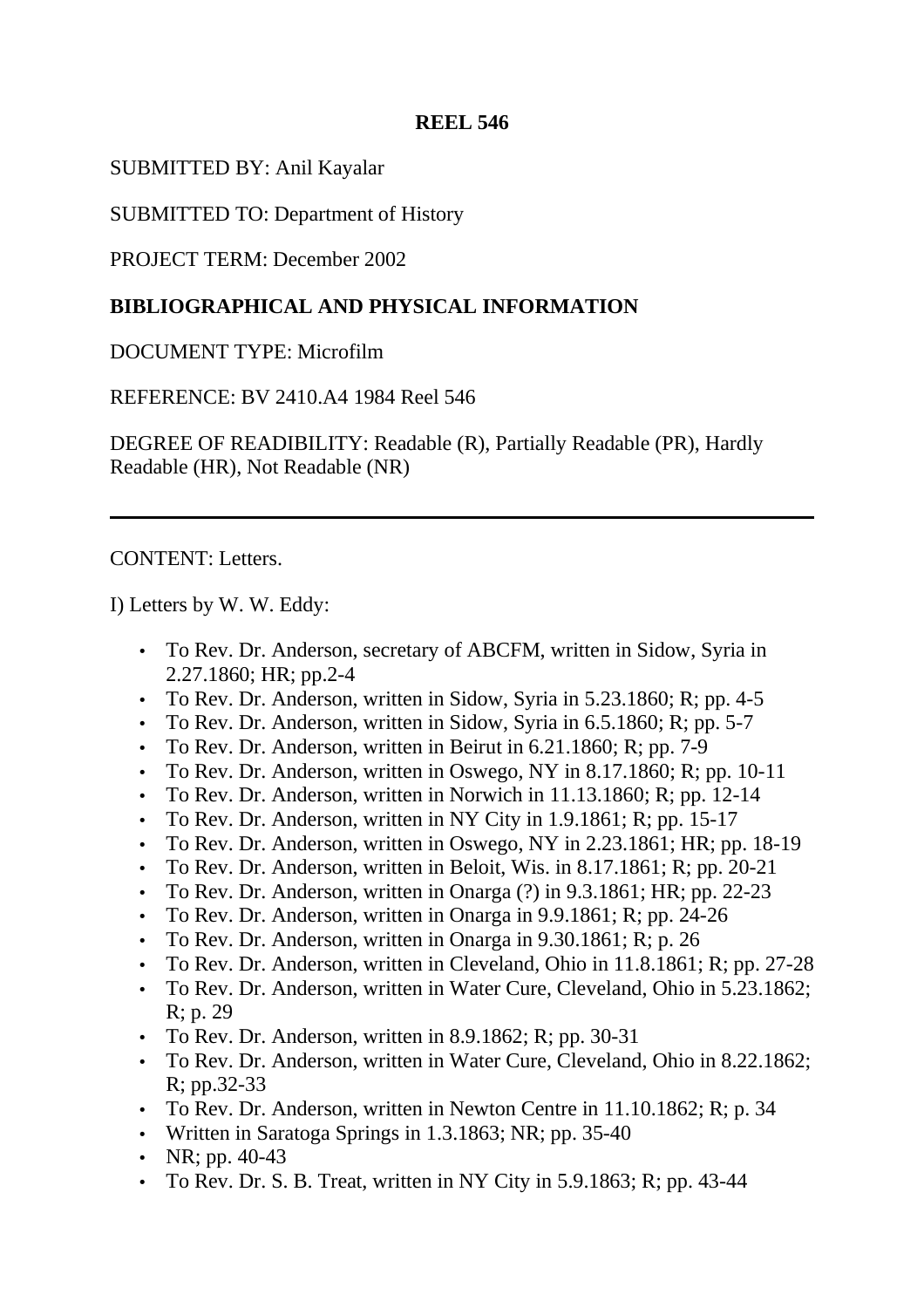**REEL 546**

SUBMITTED BY: Anil Kayalar

SUBMITTED TO: Department of History

PROJECT TERM: December 2002

## BIBLIOGRAPHICAL AND PHYSICAL INFORMATION

DOCUMENT TYPE: Microfilm

REFERENCE: BV 2410.A4 1984 Reel 546

DEGREE OF READIBILITY: Readable (R), Partially Readable (PR), Hardly Readable (HR), Not Readable (NR)

---

CONTENT: Letters.

I) Letters by W. W. Eddy:

- To Rev. Dr. Anderson, secretary of ABCFM, written in Sidow, Syria in 2.27.1860; HR; pp.2-4
- To Rev. Dr. Anderson, written in Sidow, Syria in 5.23.1860; R; pp. 4-5
- To Rev. Dr. Anderson, written in Sidow, Syria in 6.5.1860; R; pp. 5-7
- To Rev. Dr. Anderson, written in Beirut in 6.21.1860; R; pp. 7-9
- To Rev. Dr. Anderson, written in Oswego, NY in 8.17.1860; R; pp. 10-11
- To Rev. Dr. Anderson, written in Norwich in 11.13.1860; R; pp. 12-14
- To Rev. Dr. Anderson, written in NY City in 1.9.1861; R; pp. 15-17
- To Rev. Dr. Anderson, written in Oswego, NY in 2.23.1861; HR; pp. 18-19
- To Rev. Dr. Anderson, written in Beloit, Wis. in 8.17.1861; R; pp. 20-21
- To Rev. Dr. Anderson, written in Onarga (?) in 9.3.1861; HR; pp. 22-23
- To Rev. Dr. Anderson, written in Onarga in 9.9.1861; R; pp. 24-26
- To Rev. Dr. Anderson, written in Onarga in 9.30.1861; R; p. 26
- To Rev. Dr. Anderson, written in Cleveland, Ohio in 11.8.1861; R; pp. 27-28
- To Rev. Dr. Anderson, written in Water Cure, Cleveland, Ohio in 5.23.1862; R; p. 29
- To Rev. Dr. Anderson, written in 8.9.1862; R; pp. 30-31
- To Rev. Dr. Anderson, written in Water Cure, Cleveland, Ohio in 8.22.1862; R; pp.32-33
- To Rev. Dr. Anderson, written in Newton Centre in 11.10.1862; R; p. 34
- Written in Saratoga Springs in 1.3.1863; NR; pp. 35-40
- NR; pp. 40-43
- To Rev. Dr. S. B. Treat, written in NY City in 5.9.1863; R; pp. 43-44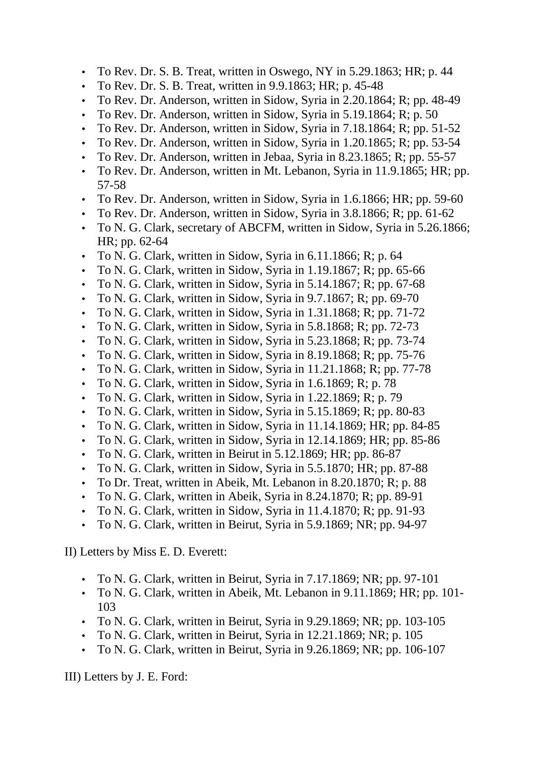- To Rev. Dr. S. B. Treat, written in Oswego, NY in 5.29.1863; HR; p. 44
- To Rev. Dr. S. B. Treat, written in 9.9.1863; HR; p. 45-48
- To Rev. Dr. Anderson, written in Sidow, Syria in 2.20.1864; R; pp. 48-49
- To Rev. Dr. Anderson, written in Sidow, Syria in 5.19.1864; R; p. 50
- To Rev. Dr. Anderson, written in Sidow, Syria in 7.18.1864; R; pp. 51-52
- To Rev. Dr. Anderson, written in Sidow, Syria in 1.20.1865; R; pp. 53-54
- To Rev. Dr. Anderson, written in Jebaa, Syria in 8.23.1865; R; pp. 55-57
- To Rev. Dr. Anderson, written in Mt. Lebanon, Syria in 11.9.1865; HR; pp. 57-58
- To Rev. Dr. Anderson, written in Sidow, Syria in 1.6.1866; HR; pp. 59-60
- To Rev. Dr. Anderson, written in Sidow, Syria in 3.8.1866; R; pp. 61-62
- To N. G. Clark, secretary of ABCFM, written in Sidow, Syria in 5.26.1866; HR; pp. 62-64
- To N. G. Clark, written in Sidow, Syria in 6.11.1866; R; p. 64
- To N. G. Clark, written in Sidow, Syria in 1.19.1867; R; pp. 65-66
- To N. G. Clark, written in Sidow, Syria in 5.14.1867; R; pp. 67-68
- To N. G. Clark, written in Sidow, Syria in 9.7.1867; R; pp. 69-70
- To N. G. Clark, written in Sidow, Syria in 1.31.1868; R; pp. 71-72
- To N. G. Clark, written in Sidow, Syria in 5.8.1868; R; pp. 72-73
- To N. G. Clark, written in Sidow, Syria in 5.23.1868; R; pp. 73-74
- To N. G. Clark, written in Sidow, Syria in 8.19.1868; R; pp. 75-76
- To N. G. Clark, written in Sidow, Syria in 11.21.1868; R; pp. 77-78
- To N. G. Clark, written in Sidow, Syria in 1.6.1869; R; p. 78
- To N. G. Clark, written in Sidow, Syria in 1.22.1869; R; p. 79
- To N. G. Clark, written in Sidow, Syria in 5.15.1869; R; pp. 80-83
- To N. G. Clark, written in Sidow, Syria in 11.14.1869; HR; pp. 84-85
- To N. G. Clark, written in Sidow, Syria in 12.14.1869; HR; pp. 85-86
- To N. G. Clark, written in Beirut in 5.12.1869; HR; pp. 86-87
- To N. G. Clark, written in Sidow, Syria in 5.5.1870; HR; pp. 87-88
- To Dr. Treat, written in Abeik, Mt. Lebanon in 8.20.1870; R; p. 88
- To N. G. Clark, written in Abeik, Syria in 8.24.1870; R; pp. 89-91
- To N. G. Clark, written in Sidow, Syria in 11.4.1870; R; pp. 91-93
- To N. G. Clark, written in Beirut, Syria in 5.9.1869; NR; pp. 94-97

II) Letters by Miss E. D. Everett:

- To N. G. Clark, written in Beirut, Syria in 7.17.1869; NR; pp. 97-101
- To N. G. Clark, written in Abeik, Mt. Lebanon in 9.11.1869; HR; pp. 101-103
- To N. G. Clark, written in Beirut, Syria in 9.29.1869; NR; pp. 103-105
- To N. G. Clark, written in Beirut, Syria in 12.21.1869; NR; p. 105
- To N. G. Clark, written in Beirut, Syria in 9.26.1869; NR; pp. 106-107

III) Letters by J. E. Ford: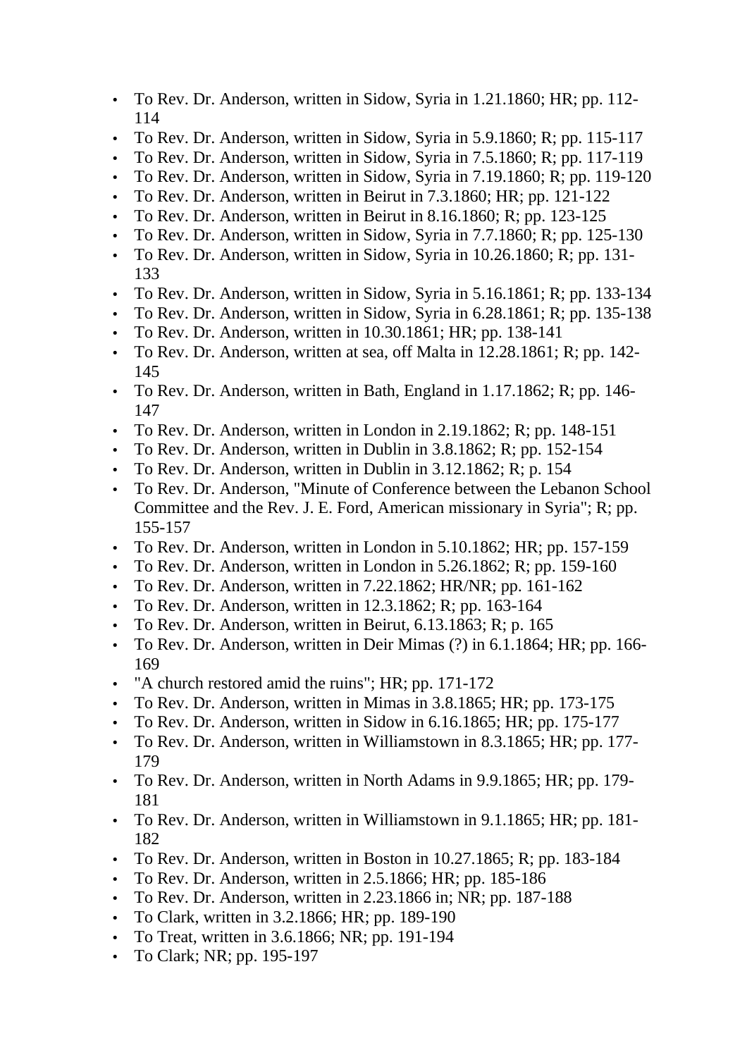- To Rev. Dr. Anderson, written in Sidow, Syria in 1.21.1860; HR; pp. 112-114
- To Rev. Dr. Anderson, written in Sidow, Syria in 5.9.1860; R; pp. 115-117
- To Rev. Dr. Anderson, written in Sidow, Syria in 7.5.1860; R; pp. 117-119
- To Rev. Dr. Anderson, written in Sidow, Syria in 7.19.1860; R; pp. 119-120
- To Rev. Dr. Anderson, written in Beirut in 7.3.1860; HR; pp. 121-122
- To Rev. Dr. Anderson, written in Beirut in 8.16.1860; R; pp. 123-125
- To Rev. Dr. Anderson, written in Sidow, Syria in 7.7.1860; R; pp. 125-130
- To Rev. Dr. Anderson, written in Sidow, Syria in 10.26.1860; R; pp. 131-133
- To Rev. Dr. Anderson, written in Sidow, Syria in 5.16.1861; R; pp. 133-134
- To Rev. Dr. Anderson, written in Sidow, Syria in 6.28.1861; R; pp. 135-138
- To Rev. Dr. Anderson, written in 10.30.1861; HR; pp. 138-141
- To Rev. Dr. Anderson, written at sea, off Malta in 12.28.1861; R; pp. 142-145
- To Rev. Dr. Anderson, written in Bath, England in 1.17.1862; R; pp. 146-147
- To Rev. Dr. Anderson, written in London in 2.19.1862; R; pp. 148-151
- To Rev. Dr. Anderson, written in Dublin in 3.8.1862; R; pp. 152-154
- To Rev. Dr. Anderson, written in Dublin in 3.12.1862; R; p. 154
- To Rev. Dr. Anderson, "Minute of Conference between the Lebanon School Committee and the Rev. J. E. Ford, American missionary in Syria"; R; pp. 155-157
- To Rev. Dr. Anderson, written in London in 5.10.1862; HR; pp. 157-159
- To Rev. Dr. Anderson, written in London in 5.26.1862; R; pp. 159-160
- To Rev. Dr. Anderson, written in 7.22.1862; HR/NR; pp. 161-162
- To Rev. Dr. Anderson, written in 12.3.1862; R; pp. 163-164
- To Rev. Dr. Anderson, written in Beirut, 6.13.1863; R; p. 165
- To Rev. Dr. Anderson, written in Deir Mimas (?) in 6.1.1864; HR; pp. 166-169
- "A church restored amid the ruins"; HR; pp. 171-172
- To Rev. Dr. Anderson, written in Mimas in 3.8.1865; HR; pp. 173-175
- To Rev. Dr. Anderson, written in Sidow in 6.16.1865; HR; pp. 175-177
- To Rev. Dr. Anderson, written in Williamstown in 8.3.1865; HR; pp. 177-179
- To Rev. Dr. Anderson, written in North Adams in 9.9.1865; HR; pp. 179-181
- To Rev. Dr. Anderson, written in Williamstown in 9.1.1865; HR; pp. 181-182
- To Rev. Dr. Anderson, written in Boston in 10.27.1865; R; pp. 183-184
- To Rev. Dr. Anderson, written in 2.5.1866; HR; pp. 185-186
- To Rev. Dr. Anderson, written in 2.23.1866 in; NR; pp. 187-188
- To Clark, written in 3.2.1866; HR; pp. 189-190
- To Treat, written in 3.6.1866; NR; pp. 191-194
- To Clark; NR; pp. 195-197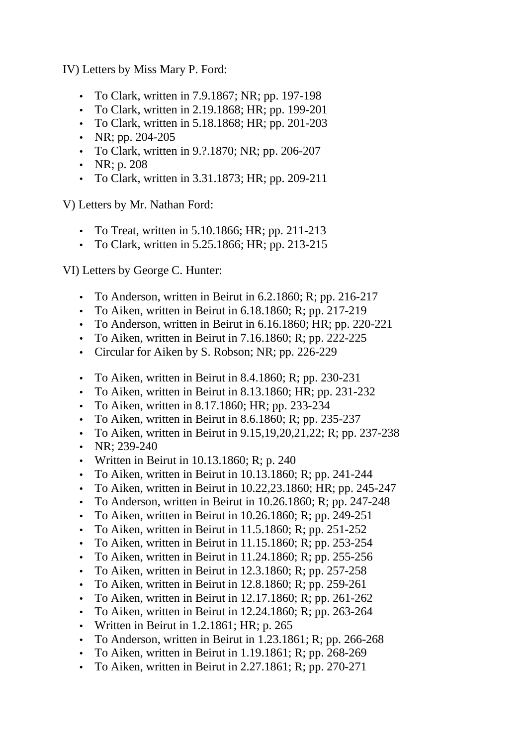IV) Letters by Miss Mary P. Ford:

- To Clark, written in 7.9.1867; NR; pp. 197-198
- To Clark, written in 2.19.1868; HR; pp. 199-201
- To Clark, written in 5.18.1868; HR; pp. 201-203
- NR; pp. 204-205
- To Clark, written in 9.?.1870; NR; pp. 206-207
- NR; p. 208
- To Clark, written in 3.31.1873; HR; pp. 209-211

V) Letters by Mr. Nathan Ford:

- To Treat, written in 5.10.1866; HR; pp. 211-213
- To Clark, written in 5.25.1866; HR; pp. 213-215

VI) Letters by George C. Hunter:

- To Anderson, written in Beirut in 6.2.1860; R; pp. 216-217
- To Aiken, written in Beirut in 6.18.1860; R; pp. 217-219
- To Anderson, written in Beirut in 6.16.1860; HR; pp. 220-221
- To Aiken, written in Beirut in 7.16.1860; R; pp. 222-225
- Circular for Aiken by S. Robson; NR; pp. 226-229

- To Aiken, written in Beirut in 8.4.1860; R; pp. 230-231
- To Aiken, written in Beirut in 8.13.1860; HR; pp. 231-232
- To Aiken, written in 8.17.1860; HR; pp. 233-234
- To Aiken, written in Beirut in 8.6.1860; R; pp. 235-237
- To Aiken, written in Beirut in 9.15,19,20,21,22; R; pp. 237-238
- NR; 239-240
- Written in Beirut in 10.13.1860; R; p. 240
- To Aiken, written in Beirut in 10.13.1860; R; pp. 241-244
- To Aiken, written in Beirut in 10.22,23.1860; HR; pp. 245-247
- To Anderson, written in Beirut in 10.26.1860; R; pp. 247-248
- To Aiken, written in Beirut in 10.26.1860; R; pp. 249-251
- To Aiken, written in Beirut in 11.5.1860; R; pp. 251-252
- To Aiken, written in Beirut in 11.15.1860; R; pp. 253-254
- To Aiken, written in Beirut in 11.24.1860; R; pp. 255-256
- To Aiken, written in Beirut in 12.3.1860; R; pp. 257-258
- To Aiken, written in Beirut in 12.8.1860; R; pp. 259-261
- To Aiken, written in Beirut in 12.17.1860; R; pp. 261-262
- To Aiken, written in Beirut in 12.24.1860; R; pp. 263-264
- Written in Beirut in 1.2.1861; HR; p. 265
- To Anderson, written in Beirut in 1.23.1861; R; pp. 266-268
- To Aiken, written in Beirut in 1.19.1861; R; pp. 268-269
- To Aiken, written in Beirut in 2.27.1861; R; pp. 270-271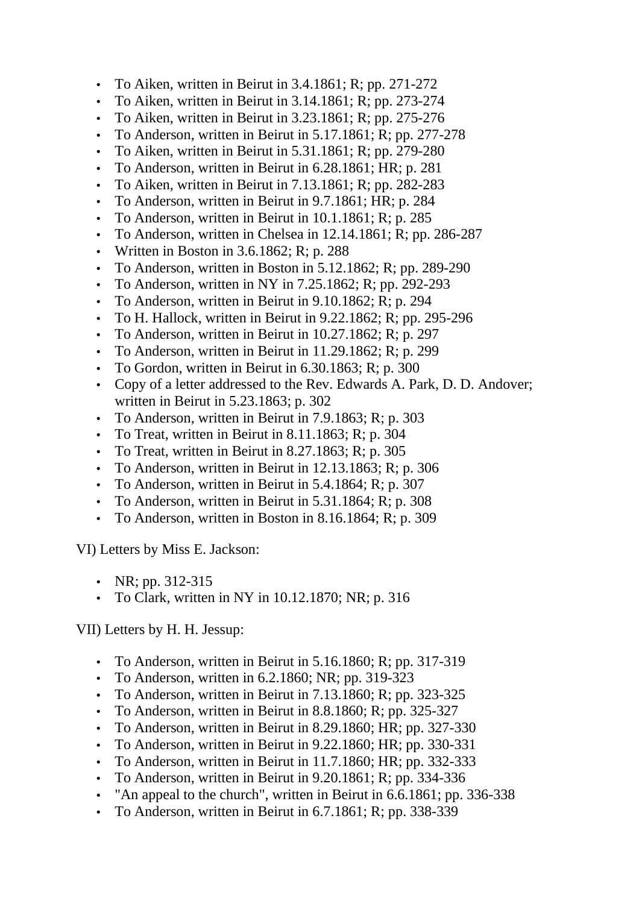- To Aiken, written in Beirut in 3.4.1861; R; pp. 271-272
- To Aiken, written in Beirut in 3.14.1861; R; pp. 273-274
- To Aiken, written in Beirut in 3.23.1861; R; pp. 275-276
- To Anderson, written in Beirut in 5.17.1861; R; pp. 277-278
- To Aiken, written in Beirut in 5.31.1861; R; pp. 279-280
- To Anderson, written in Beirut in 6.28.1861; HR; p. 281
- To Aiken, written in Beirut in 7.13.1861; R; pp. 282-283
- To Anderson, written in Beirut in 9.7.1861; HR; p. 284
- To Anderson, written in Beirut in 10.1.1861; R; p. 285
- To Anderson, written in Chelsea in 12.14.1861; R; pp. 286-287
- Written in Boston in 3.6.1862; R; p. 288
- To Anderson, written in Boston in 5.12.1862; R; pp. 289-290
- To Anderson, written in NY in 7.25.1862; R; pp. 292-293
- To Anderson, written in Beirut in 9.10.1862; R; p. 294
- To H. Hallock, written in Beirut in 9.22.1862; R; pp. 295-296
- To Anderson, written in Beirut in 10.27.1862; R; p. 297
- To Anderson, written in Beirut in 11.29.1862; R; p. 299
- To Gordon, written in Beirut in 6.30.1863; R; p. 300
- Copy of a letter addressed to the Rev. Edwards A. Park, D. D. Andover; written in Beirut in 5.23.1863; p. 302
- To Anderson, written in Beirut in 7.9.1863; R; p. 303
- To Treat, written in Beirut in 8.11.1863; R; p. 304
- To Treat, written in Beirut in 8.27.1863; R; p. 305
- To Anderson, written in Beirut in 12.13.1863; R; p. 306
- To Anderson, written in Beirut in 5.4.1864; R; p. 307
- To Anderson, written in Beirut in 5.31.1864; R; p. 308
- To Anderson, written in Boston in 8.16.1864; R; p. 309

VI) Letters by Miss E. Jackson:

- NR; pp. 312-315
- To Clark, written in NY in 10.12.1870; NR; p. 316

VII) Letters by H. H. Jessup:

- To Anderson, written in Beirut in 5.16.1860; R; pp. 317-319
- To Anderson, written in 6.2.1860; NR; pp. 319-323
- To Anderson, written in Beirut in 7.13.1860; R; pp. 323-325
- To Anderson, written in Beirut in 8.8.1860; R; pp. 325-327
- To Anderson, written in Beirut in 8.29.1860; HR; pp. 327-330
- To Anderson, written in Beirut in 9.22.1860; HR; pp. 330-331
- To Anderson, written in Beirut in 11.7.1860; HR; pp. 332-333
- To Anderson, written in Beirut in 9.20.1861; R; pp. 334-336
- "An appeal to the church", written in Beirut in 6.6.1861; pp. 336-338
- To Anderson, written in Beirut in 6.7.1861; R; pp. 338-339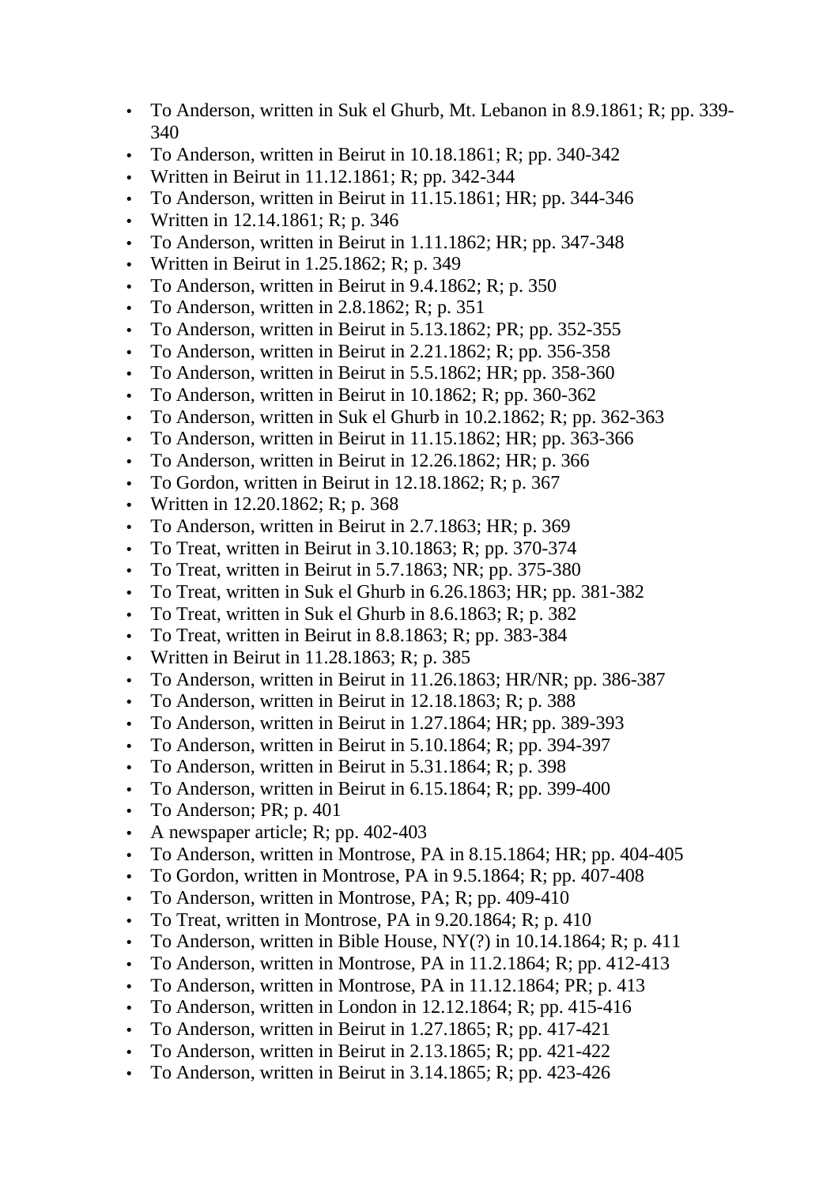- To Anderson, written in Suk el Ghurb, Mt. Lebanon in 8.9.1861; R; pp. 339-340
- To Anderson, written in Beirut in 10.18.1861; R; pp. 340-342
- Written in Beirut in 11.12.1861; R; pp. 342-344
- To Anderson, written in Beirut in 11.15.1861; HR; pp. 344-346
- Written in 12.14.1861; R; p. 346
- To Anderson, written in Beirut in 1.11.1862; HR; pp. 347-348
- Written in Beirut in 1.25.1862; R; p. 349
- To Anderson, written in Beirut in 9.4.1862; R; p. 350
- To Anderson, written in 2.8.1862; R; p. 351
- To Anderson, written in Beirut in 5.13.1862; PR; pp. 352-355
- To Anderson, written in Beirut in 2.21.1862; R; pp. 356-358
- To Anderson, written in Beirut in 5.5.1862; HR; pp. 358-360
- To Anderson, written in Beirut in 10.1862; R; pp. 360-362
- To Anderson, written in Suk el Ghurb in 10.2.1862; R; pp. 362-363
- To Anderson, written in Beirut in 11.15.1862; HR; pp. 363-366
- To Anderson, written in Beirut in 12.26.1862; HR; p. 366
- To Gordon, written in Beirut in 12.18.1862; R; p. 367
- Written in 12.20.1862; R; p. 368
- To Anderson, written in Beirut in 2.7.1863; HR; p. 369
- To Treat, written in Beirut in 3.10.1863; R; pp. 370-374
- To Treat, written in Beirut in 5.7.1863; NR; pp. 375-380
- To Treat, written in Suk el Ghurb in 6.26.1863; HR; pp. 381-382
- To Treat, written in Suk el Ghurb in 8.6.1863; R; p. 382
- To Treat, written in Beirut in 8.8.1863; R; pp. 383-384
- Written in Beirut in 11.28.1863; R; p. 385
- To Anderson, written in Beirut in 11.26.1863; HR/NR; pp. 386-387
- To Anderson, written in Beirut in 12.18.1863; R; p. 388
- To Anderson, written in Beirut in 1.27.1864; HR; pp. 389-393
- To Anderson, written in Beirut in 5.10.1864; R; pp. 394-397
- To Anderson, written in Beirut in 5.31.1864; R; p. 398
- To Anderson, written in Beirut in 6.15.1864; R; pp. 399-400
- To Anderson; PR; p. 401
- A newspaper article; R; pp. 402-403
- To Anderson, written in Montrose, PA in 8.15.1864; HR; pp. 404-405
- To Gordon, written in Montrose, PA in 9.5.1864; R; pp. 407-408
- To Anderson, written in Montrose, PA; R; pp. 409-410
- To Treat, written in Montrose, PA in 9.20.1864; R; p. 410
- To Anderson, written in Bible House, NY(?) in 10.14.1864; R; p. 411
- To Anderson, written in Montrose, PA in 11.2.1864; R; pp. 412-413
- To Anderson, written in Montrose, PA in 11.12.1864; PR; p. 413
- To Anderson, written in London in 12.12.1864; R; pp. 415-416
- To Anderson, written in Beirut in 1.27.1865; R; pp. 417-421
- To Anderson, written in Beirut in 2.13.1865; R; pp. 421-422
- To Anderson, written in Beirut in 3.14.1865; R; pp. 423-426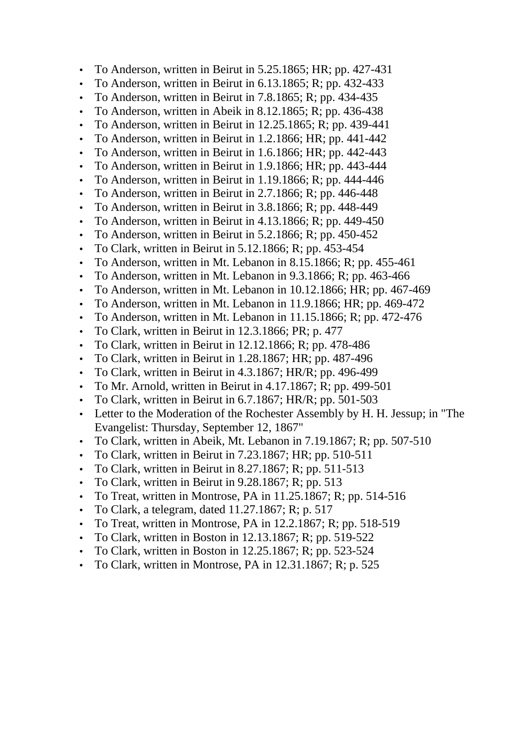- To Anderson, written in Beirut in 5.25.1865; HR; pp. 427-431
- To Anderson, written in Beirut in 6.13.1865; R; pp. 432-433
- To Anderson, written in Beirut in 7.8.1865; R; pp. 434-435
- To Anderson, written in Abeik in 8.12.1865; R; pp. 436-438
- To Anderson, written in Beirut in 12.25.1865; R; pp. 439-441
- To Anderson, written in Beirut in 1.2.1866; HR; pp. 441-442
- To Anderson, written in Beirut in 1.6.1866; HR; pp. 442-443
- To Anderson, written in Beirut in 1.9.1866; HR; pp. 443-444
- To Anderson, written in Beirut in 1.19.1866; R; pp. 444-446
- To Anderson, written in Beirut in 2.7.1866; R; pp. 446-448
- To Anderson, written in Beirut in 3.8.1866; R; pp. 448-449
- To Anderson, written in Beirut in 4.13.1866; R; pp. 449-450
- To Anderson, written in Beirut in 5.2.1866; R; pp. 450-452
- To Clark, written in Beirut in 5.12.1866; R; pp. 453-454
- To Anderson, written in Mt. Lebanon in 8.15.1866; R; pp. 455-461
- To Anderson, written in Mt. Lebanon in 9.3.1866; R; pp. 463-466
- To Anderson, written in Mt. Lebanon in 10.12.1866; HR; pp. 467-469
- To Anderson, written in Mt. Lebanon in 11.9.1866; HR; pp. 469-472
- To Anderson, written in Mt. Lebanon in 11.15.1866; R; pp. 472-476
- To Clark, written in Beirut in 12.3.1866; PR; p. 477
- To Clark, written in Beirut in 12.12.1866; R; pp. 478-486
- To Clark, written in Beirut in 1.28.1867; HR; pp. 487-496
- To Clark, written in Beirut in 4.3.1867; HR/R; pp. 496-499
- To Mr. Arnold, written in Beirut in 4.17.1867; R; pp. 499-501
- To Clark, written in Beirut in 6.7.1867; HR/R; pp. 501-503
- Letter to the Moderation of the Rochester Assembly by H. H. Jessup; in "The Evangelist: Thursday, September 12, 1867"
- To Clark, written in Abeik, Mt. Lebanon in 7.19.1867; R; pp. 507-510
- To Clark, written in Beirut in 7.23.1867; HR; pp. 510-511
- To Clark, written in Beirut in 8.27.1867; R; pp. 511-513
- To Clark, written in Beirut in 9.28.1867; R; pp. 513
- To Treat, written in Montrose, PA in 11.25.1867; R; pp. 514-516
- To Clark, a telegram, dated 11.27.1867; R; p. 517
- To Treat, written in Montrose, PA in 12.2.1867; R; pp. 518-519
- To Clark, written in Boston in 12.13.1867; R; pp. 519-522
- To Clark, written in Boston in 12.25.1867; R; pp. 523-524
- To Clark, written in Montrose, PA in 12.31.1867; R; p. 525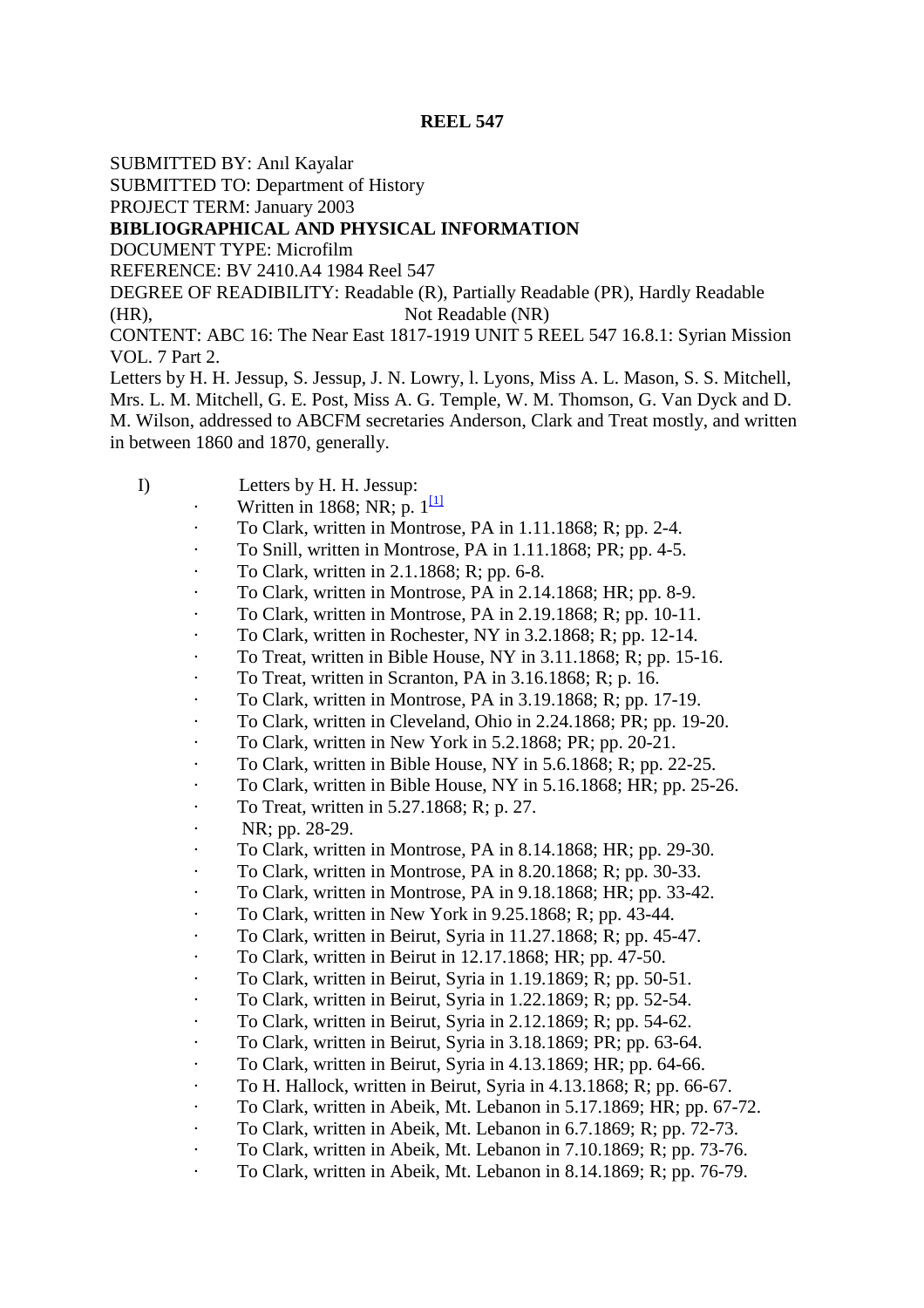# REEL 547

SUBMITTED BY: Anıl Kayalar
SUBMITTED TO: Department of History
PROJECT TERM: January 2003

**BIBLIOGRAPHICAL AND PHYSICAL INFORMATION**

DOCUMENT TYPE: Microfilm
REFERENCE: BV 2410.A4 1984 Reel 547
DEGREE OF READIBILITY: Readable (R), Partially Readable (PR), Hardly Readable (HR), Not Readable (NR)
CONTENT: ABC 16: The Near East 1817-1919 UNIT 5 REEL 547 16.8.1: Syrian Mission VOL. 7 Part 2.

Letters by H. H. Jessup, S. Jessup, J. N. Lowry, l. Lyons, Miss A. L. Mason, S. S. Mitchell, Mrs. L. M. Mitchell, G. E. Post, Miss A. G. Temple, W. M. Thomson, G. Van Dyck and D. M. Wilson, addressed to ABCFM secretaries Anderson, Clark and Treat mostly, and written in between 1860 and 1870, generally.

I) Letters by H. H. Jessup:

- Written in 1868; NR; p. 1[1]
- To Clark, written in Montrose, PA in 1.11.1868; R; pp. 2-4.
- To Snill, written in Montrose, PA in 1.11.1868; PR; pp. 4-5.
- To Clark, written in 2.1.1868; R; pp. 6-8.
- To Clark, written in Montrose, PA in 2.14.1868; HR; pp. 8-9.
- To Clark, written in Montrose, PA in 2.19.1868; R; pp. 10-11.
- To Clark, written in Rochester, NY in 3.2.1868; R; pp. 12-14.
- To Treat, written in Bible House, NY in 3.11.1868; R; pp. 15-16.
- To Treat, written in Scranton, PA in 3.16.1868; R; p. 16.
- To Clark, written in Montrose, PA in 3.19.1868; R; pp. 17-19.
- To Clark, written in Cleveland, Ohio in 2.24.1868; PR; pp. 19-20.
- To Clark, written in New York in 5.2.1868; PR; pp. 20-21.
- To Clark, written in Bible House, NY in 5.6.1868; R; pp. 22-25.
- To Clark, written in Bible House, NY in 5.16.1868; HR; pp. 25-26.
- To Treat, written in 5.27.1868; R; p. 27.
- NR; pp. 28-29.
- To Clark, written in Montrose, PA in 8.14.1868; HR; pp. 29-30.
- To Clark, written in Montrose, PA in 8.20.1868; R; pp. 30-33.
- To Clark, written in Montrose, PA in 9.18.1868; HR; pp. 33-42.
- To Clark, written in New York in 9.25.1868; R; pp. 43-44.
- To Clark, written in Beirut, Syria in 11.27.1868; R; pp. 45-47.
- To Clark, written in Beirut in 12.17.1868; HR; pp. 47-50.
- To Clark, written in Beirut, Syria in 1.19.1869; R; pp. 50-51.
- To Clark, written in Beirut, Syria in 1.22.1869; R; pp. 52-54.
- To Clark, written in Beirut, Syria in 2.12.1869; R; pp. 54-62.
- To Clark, written in Beirut, Syria in 3.18.1869; PR; pp. 63-64.
- To Clark, written in Beirut, Syria in 4.13.1869; HR; pp. 64-66.
- To H. Hallock, written in Beirut, Syria in 4.13.1868; R; pp. 66-67.
- To Clark, written in Abeik, Mt. Lebanon in 5.17.1869; HR; pp. 67-72.
- To Clark, written in Abeik, Mt. Lebanon in 6.7.1869; R; pp. 72-73.
- To Clark, written in Abeik, Mt. Lebanon in 7.10.1869; R; pp. 73-76.
- To Clark, written in Abeik, Mt. Lebanon in 8.14.1869; R; pp. 76-79.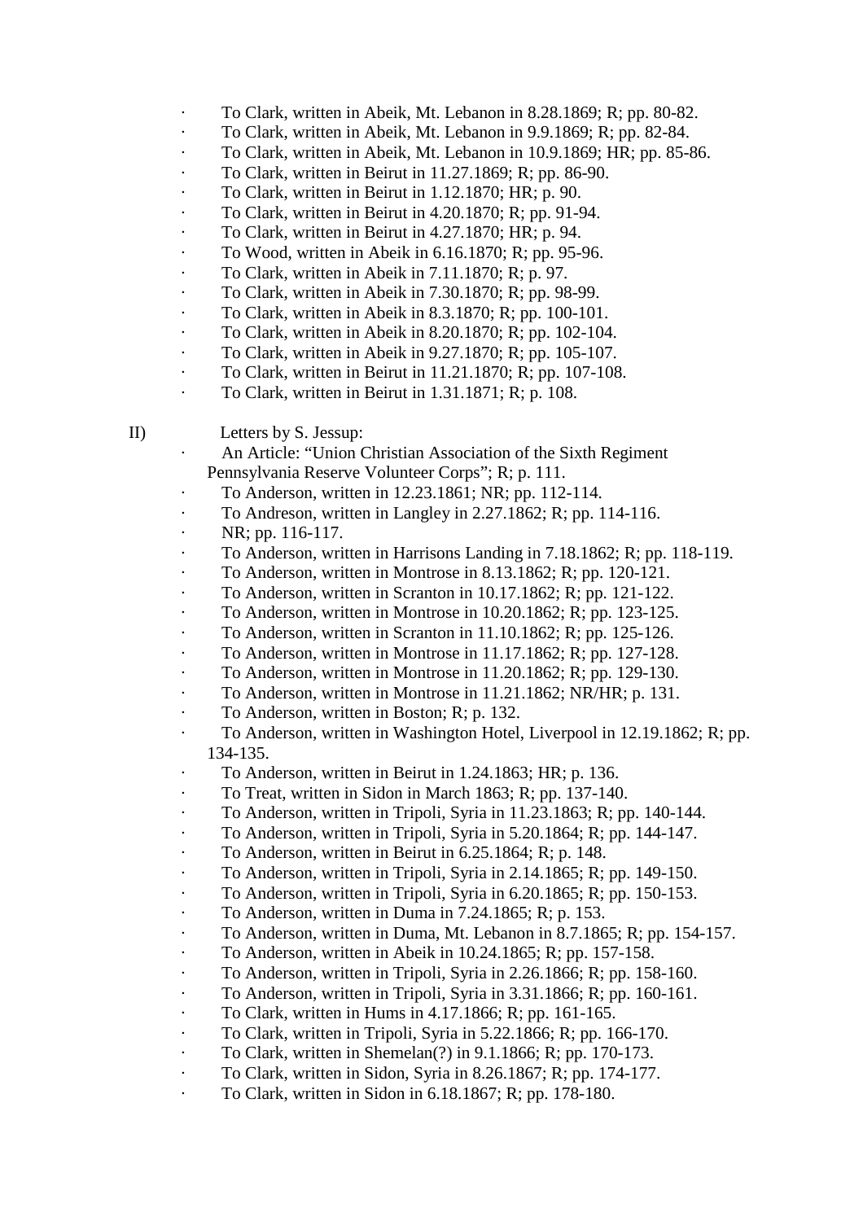- To Clark, written in Abeik, Mt. Lebanon in 8.28.1869; R; pp. 80-82.
- To Clark, written in Abeik, Mt. Lebanon in 9.9.1869; R; pp. 82-84.
- To Clark, written in Abeik, Mt. Lebanon in 10.9.1869; HR; pp. 85-86.
- To Clark, written in Beirut in 11.27.1869; R; pp. 86-90.
- To Clark, written in Beirut in 1.12.1870; HR; p. 90.
- To Clark, written in Beirut in 4.20.1870; R; pp. 91-94.
- To Clark, written in Beirut in 4.27.1870; HR; p. 94.
- To Wood, written in Abeik in 6.16.1870; R; pp. 95-96.
- To Clark, written in Abeik in 7.11.1870; R; p. 97.
- To Clark, written in Abeik in 7.30.1870; R; pp. 98-99.
- To Clark, written in Abeik in 8.3.1870; R; pp. 100-101.
- To Clark, written in Abeik in 8.20.1870; R; pp. 102-104.
- To Clark, written in Abeik in 9.27.1870; R; pp. 105-107.
- To Clark, written in Beirut in 11.21.1870; R; pp. 107-108.
- To Clark, written in Beirut in 1.31.1871; R; p. 108.

II) Letters by S. Jessup:

- An Article: "Union Christian Association of the Sixth Regiment Pennsylvania Reserve Volunteer Corps"; R; p. 111.
- To Anderson, written in 12.23.1861; NR; pp. 112-114.
- To Andreson, written in Langley in 2.27.1862; R; pp. 114-116.
- NR; pp. 116-117.
- To Anderson, written in Harrisons Landing in 7.18.1862; R; pp. 118-119.
- To Anderson, written in Montrose in 8.13.1862; R; pp. 120-121.
- To Anderson, written in Scranton in 10.17.1862; R; pp. 121-122.
- To Anderson, written in Montrose in 10.20.1862; R; pp. 123-125.
- To Anderson, written in Scranton in 11.10.1862; R; pp. 125-126.
- To Anderson, written in Montrose in 11.17.1862; R; pp. 127-128.
- To Anderson, written in Montrose in 11.20.1862; R; pp. 129-130.
- To Anderson, written in Montrose in 11.21.1862; NR/HR; p. 131.
- To Anderson, written in Boston; R; p. 132.
- To Anderson, written in Washington Hotel, Liverpool in 12.19.1862; R; pp. 134-135.
- To Anderson, written in Beirut in 1.24.1863; HR; p. 136.
- To Treat, written in Sidon in March 1863; R; pp. 137-140.
- To Anderson, written in Tripoli, Syria in 11.23.1863; R; pp. 140-144.
- To Anderson, written in Tripoli, Syria in 5.20.1864; R; pp. 144-147.
- To Anderson, written in Beirut in 6.25.1864; R; p. 148.
- To Anderson, written in Tripoli, Syria in 2.14.1865; R; pp. 149-150.
- To Anderson, written in Tripoli, Syria in 6.20.1865; R; pp. 150-153.
- To Anderson, written in Duma in 7.24.1865; R; p. 153.
- To Anderson, written in Duma, Mt. Lebanon in 8.7.1865; R; pp. 154-157.
- To Anderson, written in Abeik in 10.24.1865; R; pp. 157-158.
- To Anderson, written in Tripoli, Syria in 2.26.1866; R; pp. 158-160.
- To Anderson, written in Tripoli, Syria in 3.31.1866; R; pp. 160-161.
- To Clark, written in Hums in 4.17.1866; R; pp. 161-165.
- To Clark, written in Tripoli, Syria in 5.22.1866; R; pp. 166-170.
- To Clark, written in Shemelan(?) in 9.1.1866; R; pp. 170-173.
- To Clark, written in Sidon, Syria in 8.26.1867; R; pp. 174-177.
- To Clark, written in Sidon in 6.18.1867; R; pp. 178-180.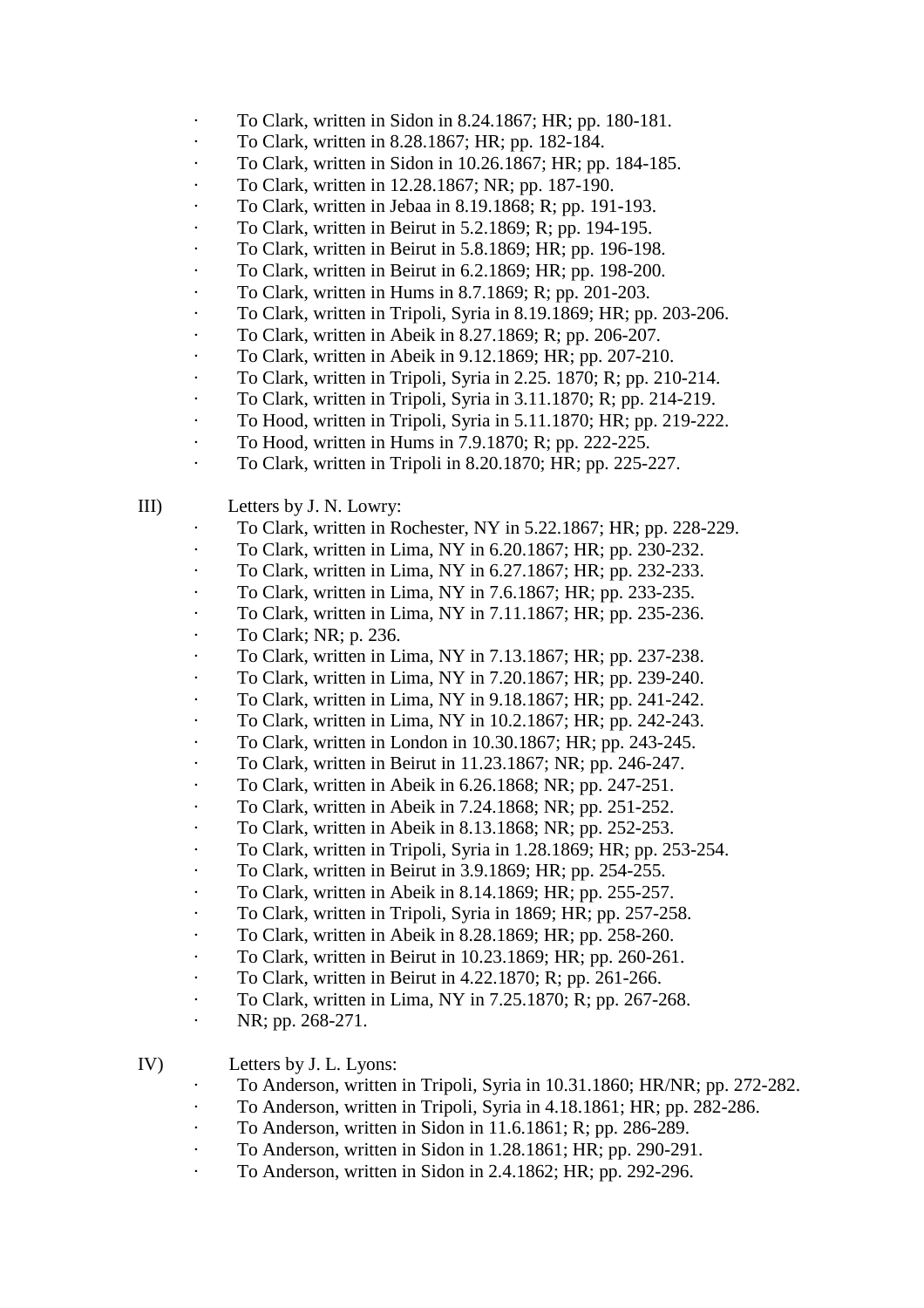- To Clark, written in Sidon in 8.24.1867; HR; pp. 180-181.
- To Clark, written in 8.28.1867; HR; pp. 182-184.
- To Clark, written in Sidon in 10.26.1867; HR; pp. 184-185.
- To Clark, written in 12.28.1867; NR; pp. 187-190.
- To Clark, written in Jebaa in 8.19.1868; R; pp. 191-193.
- To Clark, written in Beirut in 5.2.1869; R; pp. 194-195.
- To Clark, written in Beirut in 5.8.1869; HR; pp. 196-198.
- To Clark, written in Beirut in 6.2.1869; HR; pp. 198-200.
- To Clark, written in Hums in 8.7.1869; R; pp. 201-203.
- To Clark, written in Tripoli, Syria in 8.19.1869; HR; pp. 203-206.
- To Clark, written in Abeik in 8.27.1869; R; pp. 206-207.
- To Clark, written in Abeik in 9.12.1869; HR; pp. 207-210.
- To Clark, written in Tripoli, Syria in 2.25. 1870; R; pp. 210-214.
- To Clark, written in Tripoli, Syria in 3.11.1870; R; pp. 214-219.
- To Hood, written in Tripoli, Syria in 5.11.1870; HR; pp. 219-222.
- To Hood, written in Hums in 7.9.1870; R; pp. 222-225.
- To Clark, written in Tripoli in 8.20.1870; HR; pp. 225-227.

III) Letters by J. N. Lowry:

- To Clark, written in Rochester, NY in 5.22.1867; HR; pp. 228-229.
- To Clark, written in Lima, NY in 6.20.1867; HR; pp. 230-232.
- To Clark, written in Lima, NY in 6.27.1867; HR; pp. 232-233.
- To Clark, written in Lima, NY in 7.6.1867; HR; pp. 233-235.
- To Clark, written in Lima, NY in 7.11.1867; HR; pp. 235-236.
- To Clark; NR; p. 236.
- To Clark, written in Lima, NY in 7.13.1867; HR; pp. 237-238.
- To Clark, written in Lima, NY in 7.20.1867; HR; pp. 239-240.
- To Clark, written in Lima, NY in 9.18.1867; HR; pp. 241-242.
- To Clark, written in Lima, NY in 10.2.1867; HR; pp. 242-243.
- To Clark, written in London in 10.30.1867; HR; pp. 243-245.
- To Clark, written in Beirut in 11.23.1867; NR; pp. 246-247.
- To Clark, written in Abeik in 6.26.1868; NR; pp. 247-251.
- To Clark, written in Abeik in 7.24.1868; NR; pp. 251-252.
- To Clark, written in Abeik in 8.13.1868; NR; pp. 252-253.
- To Clark, written in Tripoli, Syria in 1.28.1869; HR; pp. 253-254.
- To Clark, written in Beirut in 3.9.1869; HR; pp. 254-255.
- To Clark, written in Abeik in 8.14.1869; HR; pp. 255-257.
- To Clark, written in Tripoli, Syria in 1869; HR; pp. 257-258.
- To Clark, written in Abeik in 8.28.1869; HR; pp. 258-260.
- To Clark, written in Beirut in 10.23.1869; HR; pp. 260-261.
- To Clark, written in Beirut in 4.22.1870; R; pp. 261-266.
- To Clark, written in Lima, NY in 7.25.1870; R; pp. 267-268.
- NR; pp. 268-271.

IV) Letters by J. L. Lyons:

- To Anderson, written in Tripoli, Syria in 10.31.1860; HR/NR; pp. 272-282.
- To Anderson, written in Tripoli, Syria in 4.18.1861; HR; pp. 282-286.
- To Anderson, written in Sidon in 11.6.1861; R; pp. 286-289.
- To Anderson, written in Sidon in 1.28.1861; HR; pp. 290-291.
- To Anderson, written in Sidon in 2.4.1862; HR; pp. 292-296.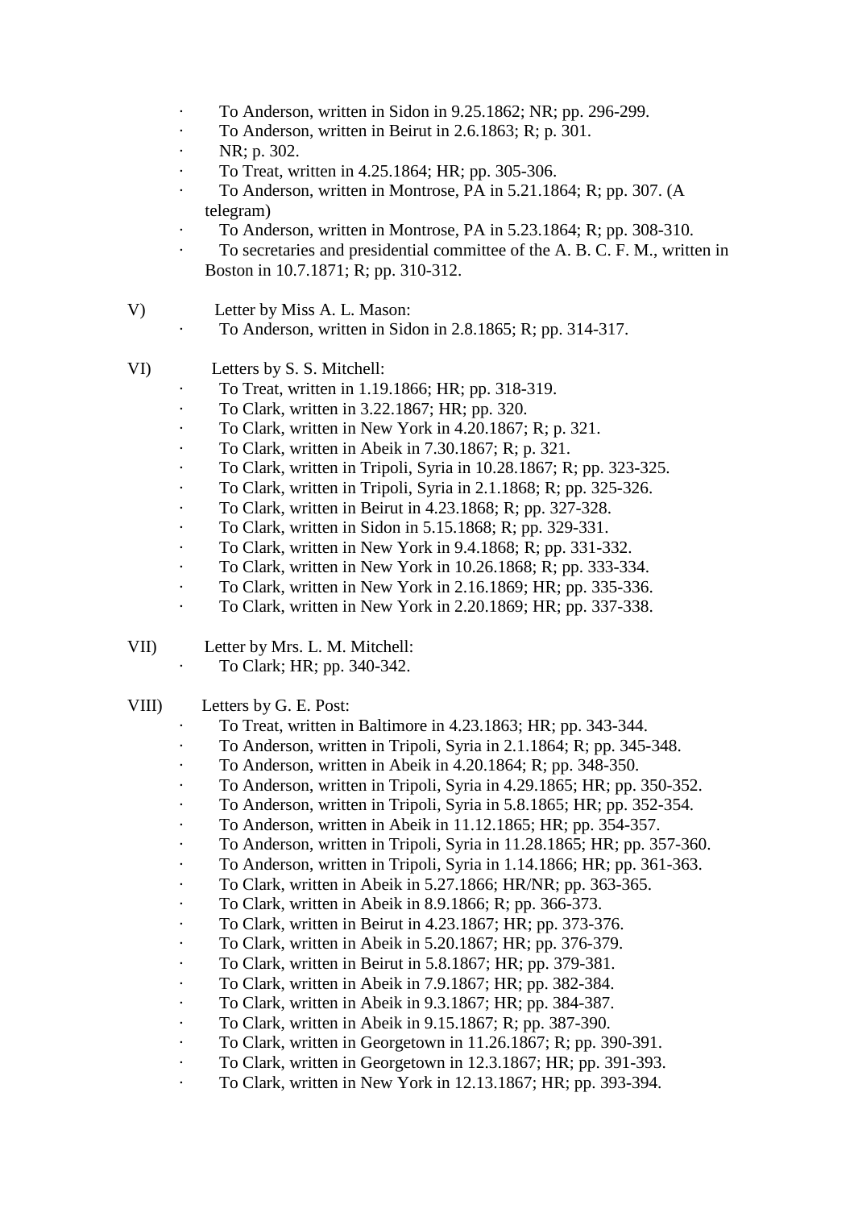- To Anderson, written in Sidon in 9.25.1862; NR; pp. 296-299.
- To Anderson, written in Beirut in 2.6.1863; R; p. 301.
- NR; p. 302.
- To Treat, written in 4.25.1864; HR; pp. 305-306.
- To Anderson, written in Montrose, PA in 5.21.1864; R; pp. 307. (A telegram)
- To Anderson, written in Montrose, PA in 5.23.1864; R; pp. 308-310.
- To secretaries and presidential committee of the A. B. C. F. M., written in Boston in 10.7.1871; R; pp. 310-312.

V) Letter by Miss A. L. Mason:

- To Anderson, written in Sidon in 2.8.1865; R; pp. 314-317.

VI) Letters by S. S. Mitchell:

- To Treat, written in 1.19.1866; HR; pp. 318-319.
- To Clark, written in 3.22.1867; HR; pp. 320.
- To Clark, written in New York in 4.20.1867; R; p. 321.
- To Clark, written in Abeik in 7.30.1867; R; p. 321.
- To Clark, written in Tripoli, Syria in 10.28.1867; R; pp. 323-325.
- To Clark, written in Tripoli, Syria in 2.1.1868; R; pp. 325-326.
- To Clark, written in Beirut in 4.23.1868; R; pp. 327-328.
- To Clark, written in Sidon in 5.15.1868; R; pp. 329-331.
- To Clark, written in New York in 9.4.1868; R; pp. 331-332.
- To Clark, written in New York in 10.26.1868; R; pp. 333-334.
- To Clark, written in New York in 2.16.1869; HR; pp. 335-336.
- To Clark, written in New York in 2.20.1869; HR; pp. 337-338.

VII) Letter by Mrs. L. M. Mitchell:

- To Clark; HR; pp. 340-342.

VIII) Letters by G. E. Post:

- To Treat, written in Baltimore in 4.23.1863; HR; pp. 343-344.
- To Anderson, written in Tripoli, Syria in 2.1.1864; R; pp. 345-348.
- To Anderson, written in Abeik in 4.20.1864; R; pp. 348-350.
- To Anderson, written in Tripoli, Syria in 4.29.1865; HR; pp. 350-352.
- To Anderson, written in Tripoli, Syria in 5.8.1865; HR; pp. 352-354.
- To Anderson, written in Abeik in 11.12.1865; HR; pp. 354-357.
- To Anderson, written in Tripoli, Syria in 11.28.1865; HR; pp. 357-360.
- To Anderson, written in Tripoli, Syria in 1.14.1866; HR; pp. 361-363.
- To Clark, written in Abeik in 5.27.1866; HR/NR; pp. 363-365.
- To Clark, written in Abeik in 8.9.1866; R; pp. 366-373.
- To Clark, written in Beirut in 4.23.1867; HR; pp. 373-376.
- To Clark, written in Abeik in 5.20.1867; HR; pp. 376-379.
- To Clark, written in Beirut in 5.8.1867; HR; pp. 379-381.
- To Clark, written in Abeik in 7.9.1867; HR; pp. 382-384.
- To Clark, written in Abeik in 9.3.1867; HR; pp. 384-387.
- To Clark, written in Abeik in 9.15.1867; R; pp. 387-390.
- To Clark, written in Georgetown in 11.26.1867; R; pp. 390-391.
- To Clark, written in Georgetown in 12.3.1867; HR; pp. 391-393.
- To Clark, written in New York in 12.13.1867; HR; pp. 393-394.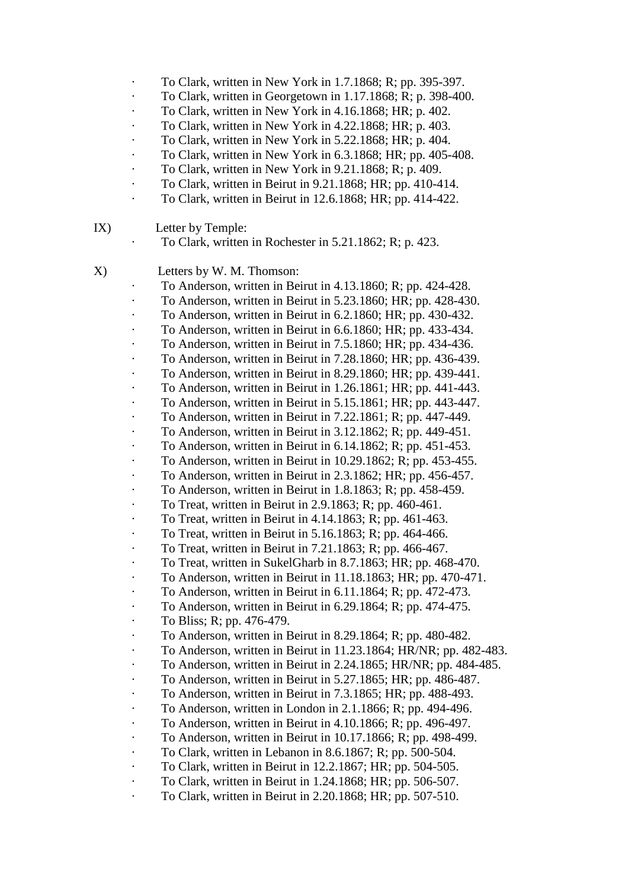- To Clark, written in New York in 1.7.1868; R; pp. 395-397.
- To Clark, written in Georgetown in 1.17.1868; R; p. 398-400.
- To Clark, written in New York in 4.16.1868; HR; p. 402.
- To Clark, written in New York in 4.22.1868; HR; p. 403.
- To Clark, written in New York in 5.22.1868; HR; p. 404.
- To Clark, written in New York in 6.3.1868; HR; pp. 405-408.
- To Clark, written in New York in 9.21.1868; R; p. 409.
- To Clark, written in Beirut in 9.21.1868; HR; pp. 410-414.
- To Clark, written in Beirut in 12.6.1868; HR; pp. 414-422.

IX) Letter by Temple:

- To Clark, written in Rochester in 5.21.1862; R; p. 423.

X) Letters by W. M. Thomson:

- To Anderson, written in Beirut in 4.13.1860; R; pp. 424-428.
- To Anderson, written in Beirut in 5.23.1860; HR; pp. 428-430.
- To Anderson, written in Beirut in 6.2.1860; HR; pp. 430-432.
- To Anderson, written in Beirut in 6.6.1860; HR; pp. 433-434.
- To Anderson, written in Beirut in 7.5.1860; HR; pp. 434-436.
- To Anderson, written in Beirut in 7.28.1860; HR; pp. 436-439.
- To Anderson, written in Beirut in 8.29.1860; HR; pp. 439-441.
- To Anderson, written in Beirut in 1.26.1861; HR; pp. 441-443.
- To Anderson, written in Beirut in 5.15.1861; HR; pp. 443-447.
- To Anderson, written in Beirut in 7.22.1861; R; pp. 447-449.
- To Anderson, written in Beirut in 3.12.1862; R; pp. 449-451.
- To Anderson, written in Beirut in 6.14.1862; R; pp. 451-453.
- To Anderson, written in Beirut in 10.29.1862; R; pp. 453-455.
- To Anderson, written in Beirut in 2.3.1862; HR; pp. 456-457.
- To Anderson, written in Beirut in 1.8.1863; R; pp. 458-459.
- To Treat, written in Beirut in 2.9.1863; R; pp. 460-461.
- To Treat, written in Beirut in 4.14.1863; R; pp. 461-463.
- To Treat, written in Beirut in 5.16.1863; R; pp. 464-466.
- To Treat, written in Beirut in 7.21.1863; R; pp. 466-467.
- To Treat, written in SukelGharb in 8.7.1863; HR; pp. 468-470.
- To Anderson, written in Beirut in 11.18.1863; HR; pp. 470-471.
- To Anderson, written in Beirut in 6.11.1864; R; pp. 472-473.
- To Anderson, written in Beirut in 6.29.1864; R; pp. 474-475.
- To Bliss; R; pp. 476-479.
- To Anderson, written in Beirut in 8.29.1864; R; pp. 480-482.
- To Anderson, written in Beirut in 11.23.1864; HR/NR; pp. 482-483.
- To Anderson, written in Beirut in 2.24.1865; HR/NR; pp. 484-485.
- To Anderson, written in Beirut in 5.27.1865; HR; pp. 486-487.
- To Anderson, written in Beirut in 7.3.1865; HR; pp. 488-493.
- To Anderson, written in London in 2.1.1866; R; pp. 494-496.
- To Anderson, written in Beirut in 4.10.1866; R; pp. 496-497.
- To Anderson, written in Beirut in 10.17.1866; R; pp. 498-499.
- To Clark, written in Lebanon in 8.6.1867; R; pp. 500-504.
- To Clark, written in Beirut in 12.2.1867; HR; pp. 504-505.
- To Clark, written in Beirut in 1.24.1868; HR; pp. 506-507.
- To Clark, written in Beirut in 2.20.1868; HR; pp. 507-510.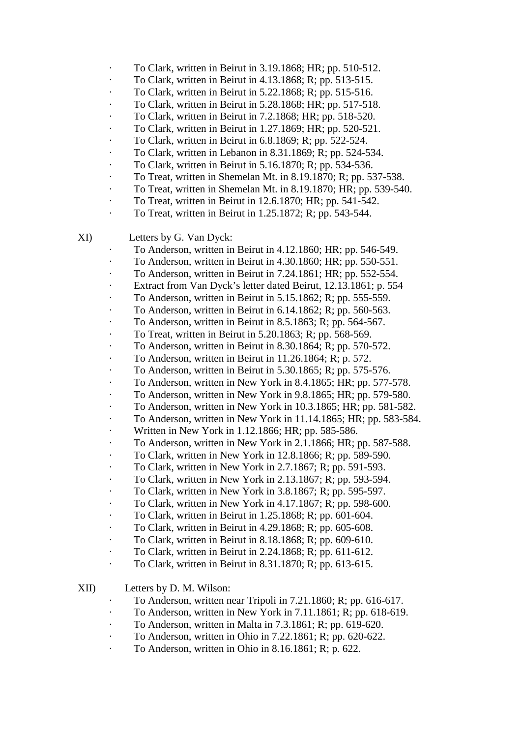- To Clark, written in Beirut in 3.19.1868; HR; pp. 510-512.
- To Clark, written in Beirut in 4.13.1868; R; pp. 513-515.
- To Clark, written in Beirut in 5.22.1868; R; pp. 515-516.
- To Clark, written in Beirut in 5.28.1868; HR; pp. 517-518.
- To Clark, written in Beirut in 7.2.1868; HR; pp. 518-520.
- To Clark, written in Beirut in 1.27.1869; HR; pp. 520-521.
- To Clark, written in Beirut in 6.8.1869; R; pp. 522-524.
- To Clark, written in Lebanon in 8.31.1869; R; pp. 524-534.
- To Clark, written in Beirut in 5.16.1870; R; pp. 534-536.
- To Treat, written in Shemelan Mt. in 8.19.1870; R; pp. 537-538.
- To Treat, written in Shemelan Mt. in 8.19.1870; HR; pp. 539-540.
- To Treat, written in Beirut in 12.6.1870; HR; pp. 541-542.
- To Treat, written in Beirut in 1.25.1872; R; pp. 543-544.

XI) Letters by G. Van Dyck:

- To Anderson, written in Beirut in 4.12.1860; HR; pp. 546-549.
- To Anderson, written in Beirut in 4.30.1860; HR; pp. 550-551.
- To Anderson, written in Beirut in 7.24.1861; HR; pp. 552-554.
- Extract from Van Dyck's letter dated Beirut, 12.13.1861; p. 554
- To Anderson, written in Beirut in 5.15.1862; R; pp. 555-559.
- To Anderson, written in Beirut in 6.14.1862; R; pp. 560-563.
- To Anderson, written in Beirut in 8.5.1863; R; pp. 564-567.
- To Treat, written in Beirut in 5.20.1863; R; pp. 568-569.
- To Anderson, written in Beirut in 8.30.1864; R; pp. 570-572.
- To Anderson, written in Beirut in 11.26.1864; R; p. 572.
- To Anderson, written in Beirut in 5.30.1865; R; pp. 575-576.
- To Anderson, written in New York in 8.4.1865; HR; pp. 577-578.
- To Anderson, written in New York in 9.8.1865; HR; pp. 579-580.
- To Anderson, written in New York in 10.3.1865; HR; pp. 581-582.
- To Anderson, written in New York in 11.14.1865; HR; pp. 583-584.
- Written in New York in 1.12.1866; HR; pp. 585-586.
- To Anderson, written in New York in 2.1.1866; HR; pp. 587-588.
- To Clark, written in New York in 12.8.1866; R; pp. 589-590.
- To Clark, written in New York in 2.7.1867; R; pp. 591-593.
- To Clark, written in New York in 2.13.1867; R; pp. 593-594.
- To Clark, written in New York in 3.8.1867; R; pp. 595-597.
- To Clark, written in New York in 4.17.1867; R; pp. 598-600.
- To Clark, written in Beirut in 1.25.1868; R; pp. 601-604.
- To Clark, written in Beirut in 4.29.1868; R; pp. 605-608.
- To Clark, written in Beirut in 8.18.1868; R; pp. 609-610.
- To Clark, written in Beirut in 2.24.1868; R; pp. 611-612.
- To Clark, written in Beirut in 8.31.1870; R; pp. 613-615.

XII) Letters by D. M. Wilson:

- To Anderson, written near Tripoli in 7.21.1860; R; pp. 616-617.
- To Anderson, written in New York in 7.11.1861; R; pp. 618-619.
- To Anderson, written in Malta in 7.3.1861; R; pp. 619-620.
- To Anderson, written in Ohio in 7.22.1861; R; pp. 620-622.
- To Anderson, written in Ohio in 8.16.1861; R; p. 622.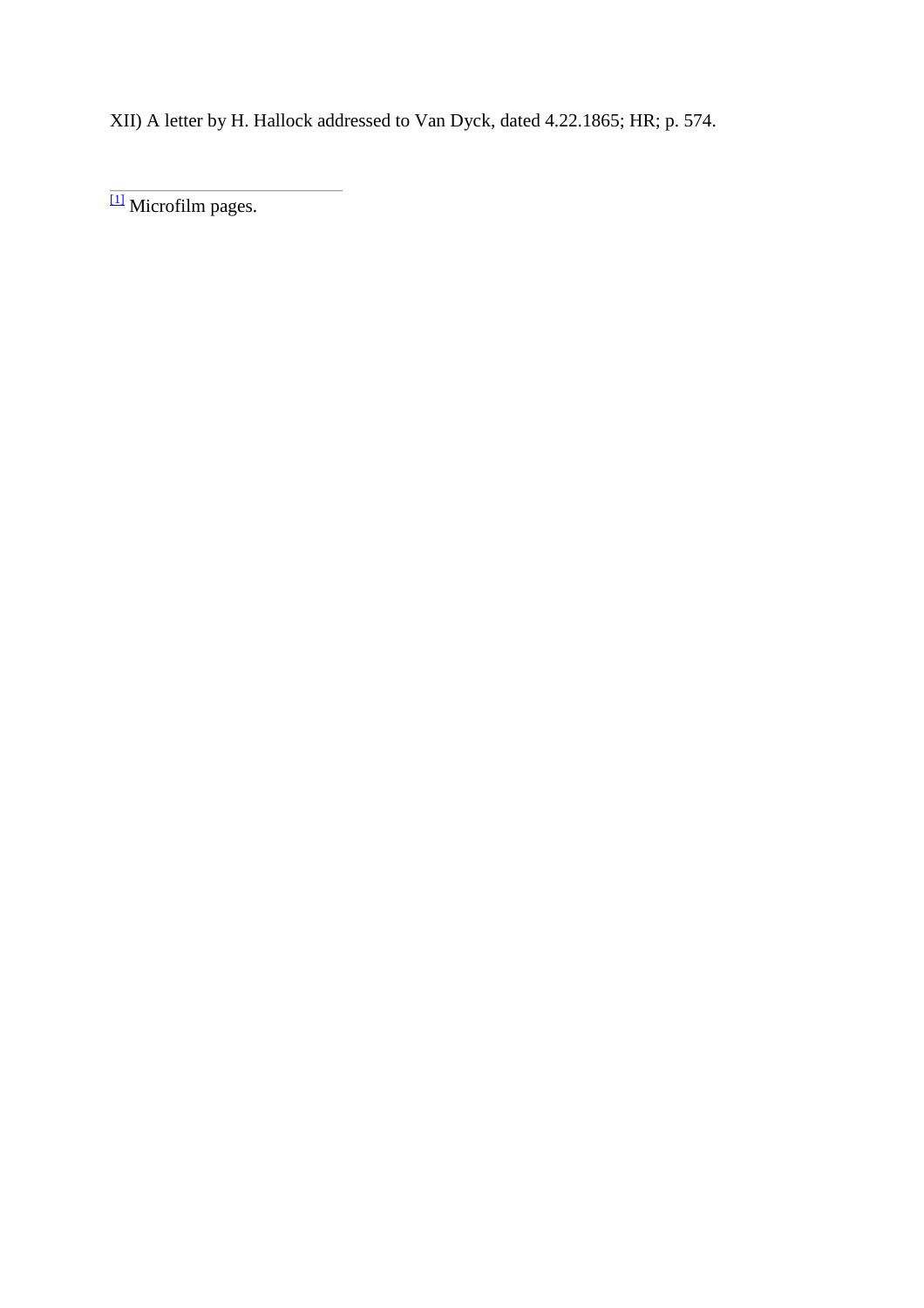XII) A letter by H. Hallock addressed to Van Dyck, dated 4.22.1865; HR; p. 574.

---

[1] Microfilm pages.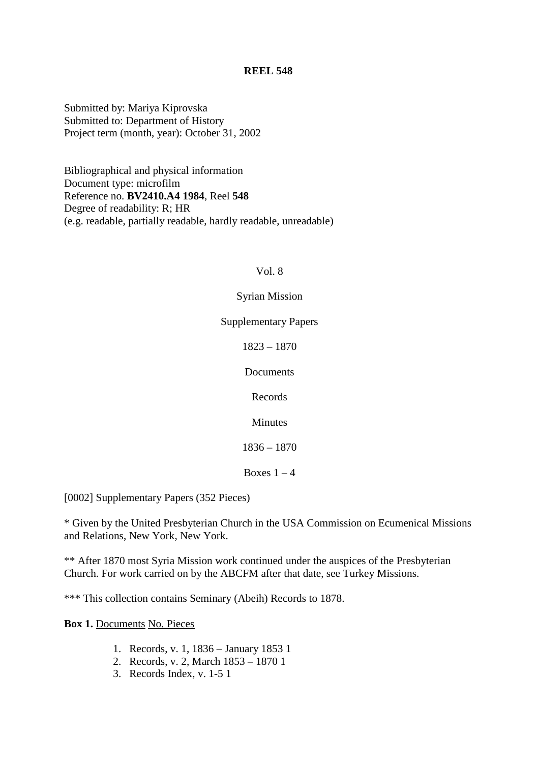**REEL 548**

Submitted by: Mariya Kiprovska
Submitted to: Department of History
Project term (month, year): October 31, 2002

Bibliographical and physical information
Document type: microfilm
Reference no. **BV2410.A4 1984**, Reel **548**
Degree of readability: R; HR
(e.g. readable, partially readable, hardly readable, unreadable)

Vol. 8

Syrian Mission

Supplementary Papers

1823 – 1870

Documents

Records

Minutes

1836 – 1870

Boxes 1 – 4

[0002] Supplementary Papers (352 Pieces)

* Given by the United Presbyterian Church in the USA Commission on Ecumenical Missions and Relations, New York, New York.

** After 1870 most Syria Mission work continued under the auspices of the Presbyterian Church. For work carried on by the ABCFM after that date, see Turkey Missions.

*** This collection contains Seminary (Abeih) Records to 1878.

**Box 1.** Documents No. Pieces

1. Records, v. 1, 1836 – January 1853 1
2. Records, v. 2, March 1853 – 1870 1
3. Records Index, v. 1-5 1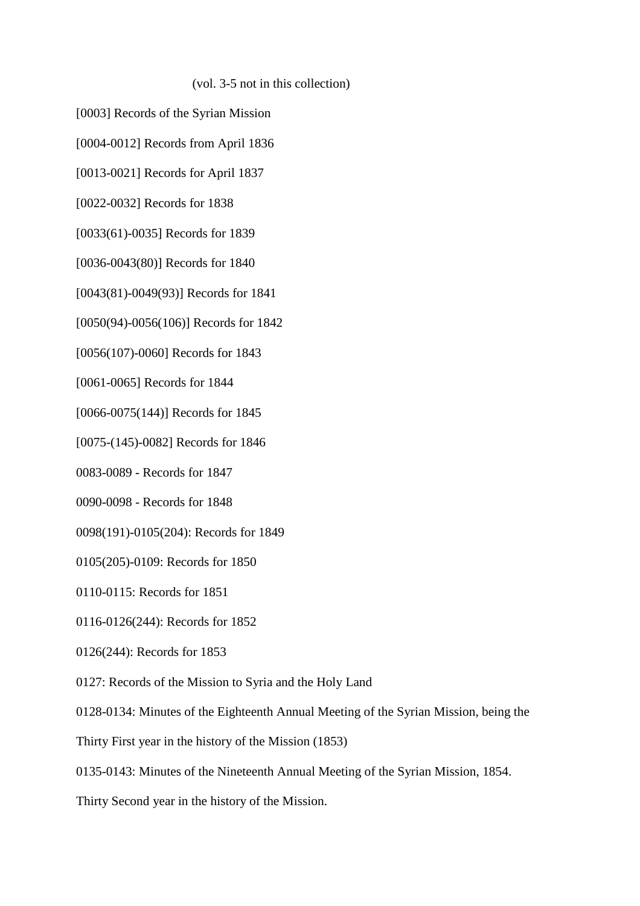(vol. 3-5 not in this collection)

[0003] Records of the Syrian Mission

[0004-0012] Records from April 1836

[0013-0021] Records for April 1837

[0022-0032] Records for 1838

[0033(61)-0035] Records for 1839

[0036-0043(80)] Records for 1840

[0043(81)-0049(93)] Records for 1841

[0050(94)-0056(106)] Records for 1842

[0056(107)-0060] Records for 1843

[0061-0065] Records for 1844

[0066-0075(144)] Records for 1845

[0075-(145)-0082] Records for 1846

0083-0089 - Records for 1847

0090-0098 - Records for 1848

0098(191)-0105(204): Records for 1849

0105(205)-0109: Records for 1850

0110-0115: Records for 1851

0116-0126(244): Records for 1852

0126(244): Records for 1853

0127: Records of the Mission to Syria and the Holy Land

0128-0134: Minutes of the Eighteenth Annual Meeting of the Syrian Mission, being the Thirty First year in the history of the Mission (1853)

0135-0143: Minutes of the Nineteenth Annual Meeting of the Syrian Mission, 1854. Thirty Second year in the history of the Mission.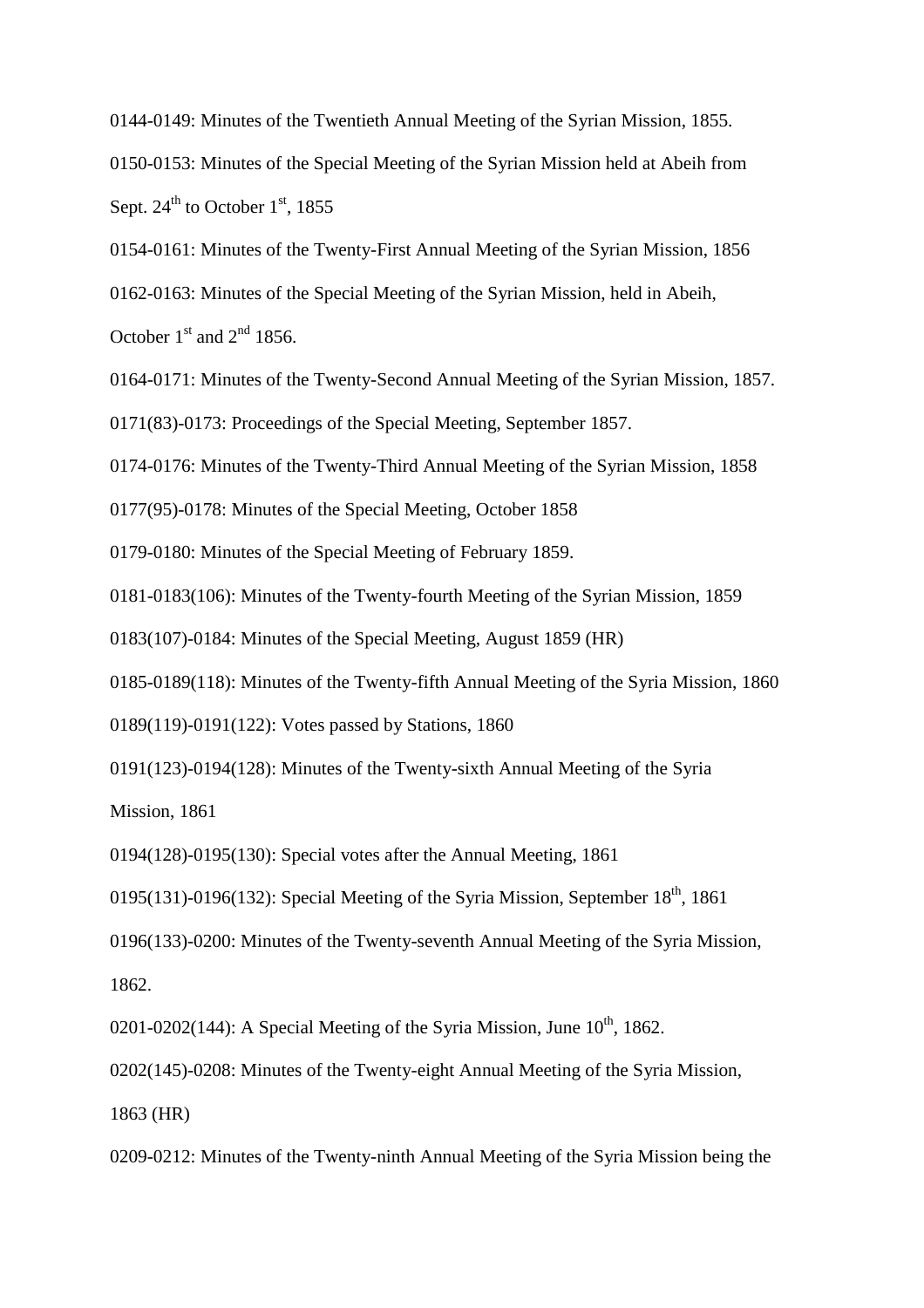0144-0149: Minutes of the Twentieth Annual Meeting of the Syrian Mission, 1855.

0150-0153: Minutes of the Special Meeting of the Syrian Mission held at Abeih from Sept. 24th to October 1st, 1855

0154-0161: Minutes of the Twenty-First Annual Meeting of the Syrian Mission, 1856

0162-0163: Minutes of the Special Meeting of the Syrian Mission, held in Abeih, October 1st and 2nd 1856.

0164-0171: Minutes of the Twenty-Second Annual Meeting of the Syrian Mission, 1857.

0171(83)-0173: Proceedings of the Special Meeting, September 1857.

0174-0176: Minutes of the Twenty-Third Annual Meeting of the Syrian Mission, 1858

0177(95)-0178: Minutes of the Special Meeting, October 1858

0179-0180: Minutes of the Special Meeting of February 1859.

0181-0183(106): Minutes of the Twenty-fourth Meeting of the Syrian Mission, 1859

0183(107)-0184: Minutes of the Special Meeting, August 1859 (HR)

0185-0189(118): Minutes of the Twenty-fifth Annual Meeting of the Syria Mission, 1860

0189(119)-0191(122): Votes passed by Stations, 1860

0191(123)-0194(128): Minutes of the Twenty-sixth Annual Meeting of the Syria Mission, 1861

0194(128)-0195(130): Special votes after the Annual Meeting, 1861

0195(131)-0196(132): Special Meeting of the Syria Mission, September 18th, 1861

0196(133)-0200: Minutes of the Twenty-seventh Annual Meeting of the Syria Mission, 1862.

0201-0202(144): A Special Meeting of the Syria Mission, June 10th, 1862.

0202(145)-0208: Minutes of the Twenty-eight Annual Meeting of the Syria Mission, 1863 (HR)

0209-0212: Minutes of the Twenty-ninth Annual Meeting of the Syria Mission being the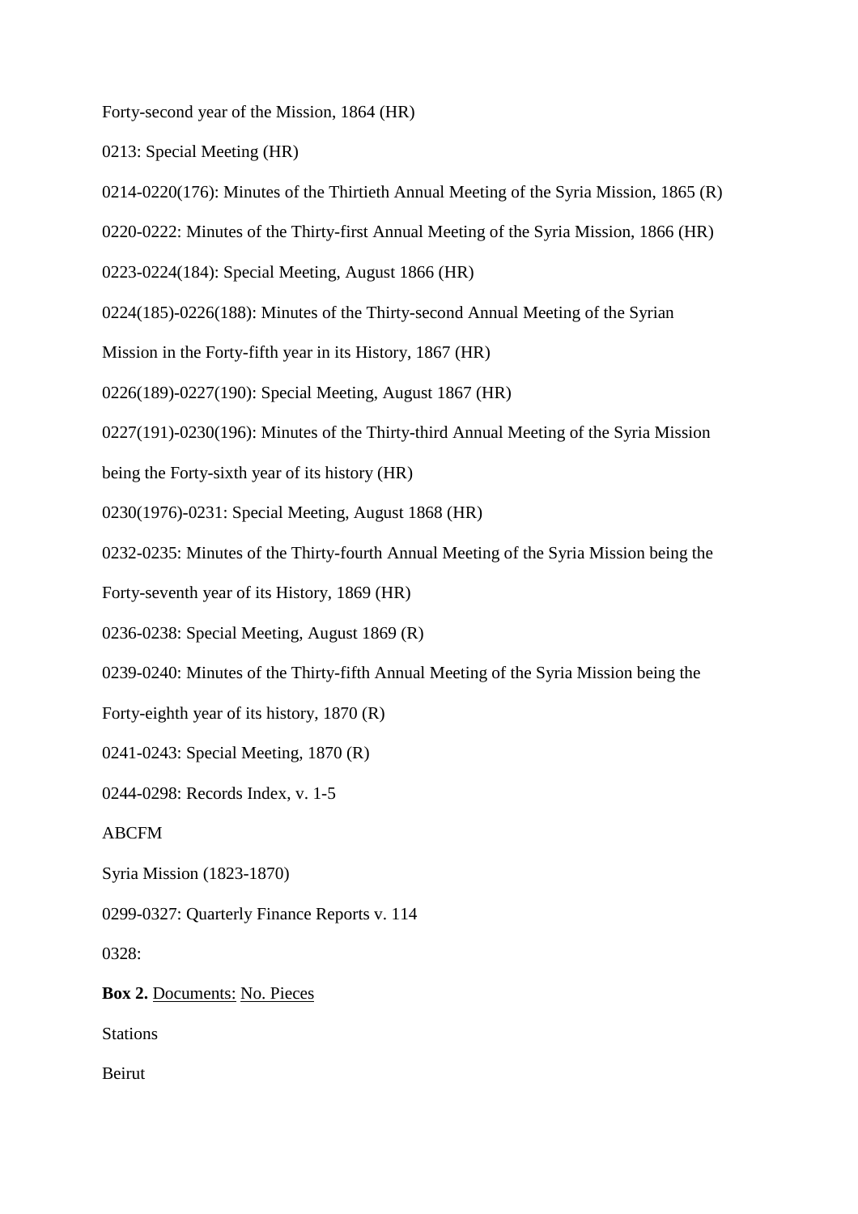Forty-second year of the Mission, 1864 (HR)

0213: Special Meeting (HR)

0214-0220(176): Minutes of the Thirtieth Annual Meeting of the Syria Mission, 1865 (R)

0220-0222: Minutes of the Thirty-first Annual Meeting of the Syria Mission, 1866 (HR)

0223-0224(184): Special Meeting, August 1866 (HR)

0224(185)-0226(188): Minutes of the Thirty-second Annual Meeting of the Syrian Mission in the Forty-fifth year in its History, 1867 (HR)

0226(189)-0227(190): Special Meeting, August 1867 (HR)

0227(191)-0230(196): Minutes of the Thirty-third Annual Meeting of the Syria Mission being the Forty-sixth year of its history (HR)

0230(1976)-0231: Special Meeting, August 1868 (HR)

0232-0235: Minutes of the Thirty-fourth Annual Meeting of the Syria Mission being the Forty-seventh year of its History, 1869 (HR)

0236-0238: Special Meeting, August 1869 (R)

0239-0240: Minutes of the Thirty-fifth Annual Meeting of the Syria Mission being the Forty-eighth year of its history, 1870 (R)

0241-0243: Special Meeting, 1870 (R)

0244-0298: Records Index, v. 1-5

ABCFM

Syria Mission (1823-1870)

0299-0327: Quarterly Finance Reports v. 114

0328:

**Box 2.** Documents: No. Pieces

Stations

Beirut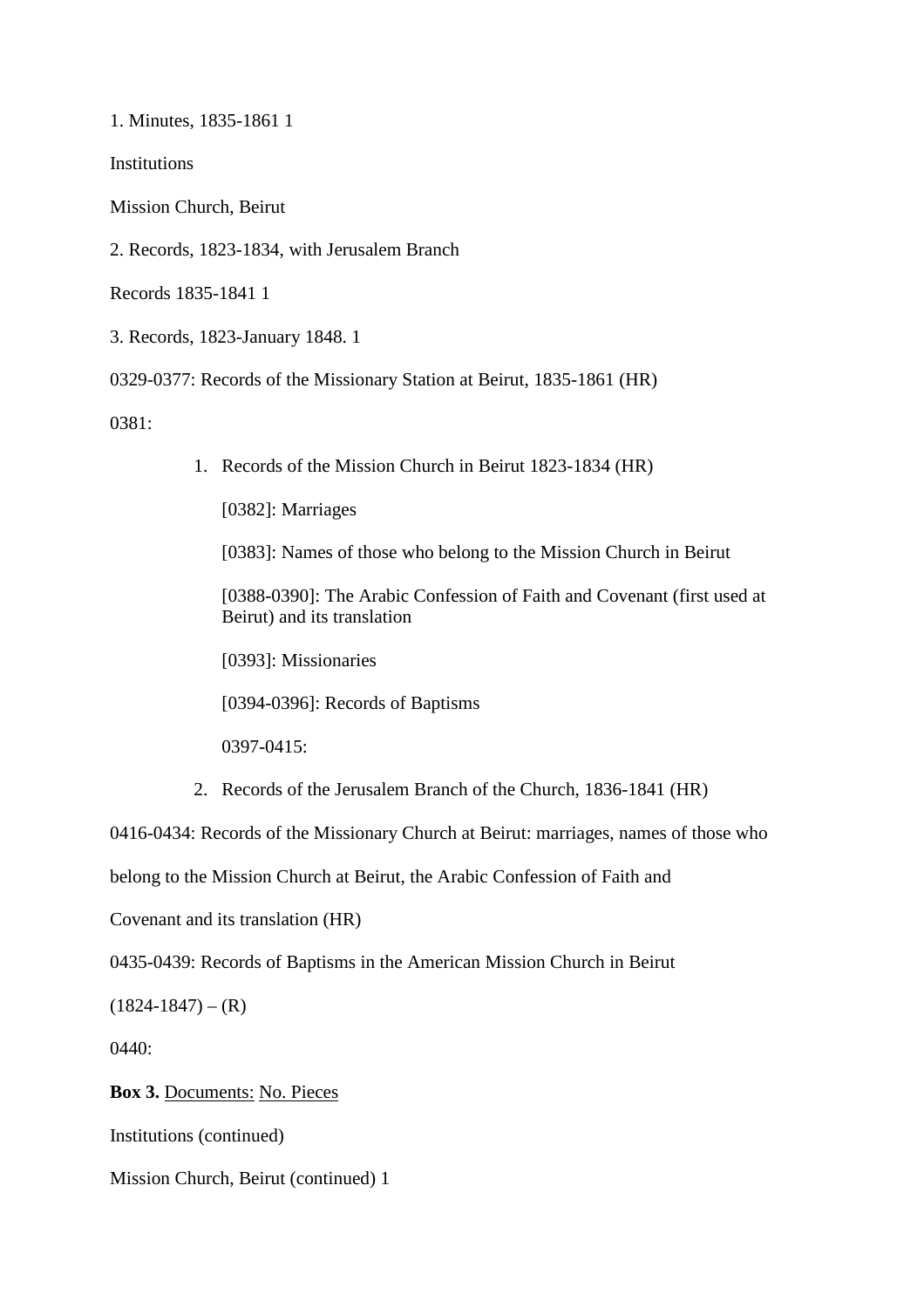1. Minutes, 1835-1861 1

Institutions

Mission Church, Beirut

2. Records, 1823-1834, with Jerusalem Branch

Records 1835-1841 1

3. Records, 1823-January 1848. 1

0329-0377: Records of the Missionary Station at Beirut, 1835-1861 (HR)

0381:

1. Records of the Mission Church in Beirut 1823-1834 (HR)

   [0382]: Marriages

   [0383]: Names of those who belong to the Mission Church in Beirut

   [0388-0390]: The Arabic Confession of Faith and Covenant (first used at Beirut) and its translation

   [0393]: Missionaries

   [0394-0396]: Records of Baptisms

   0397-0415:

2. Records of the Jerusalem Branch of the Church, 1836-1841 (HR)

0416-0434: Records of the Missionary Church at Beirut: marriages, names of those who belong to the Mission Church at Beirut, the Arabic Confession of Faith and Covenant and its translation (HR)

0435-0439: Records of Baptisms in the American Mission Church in Beirut (1824-1847) – (R)

0440:

**Box 3.** <u>Documents:</u> <u>No. Pieces</u>

Institutions (continued)

Mission Church, Beirut (continued) 1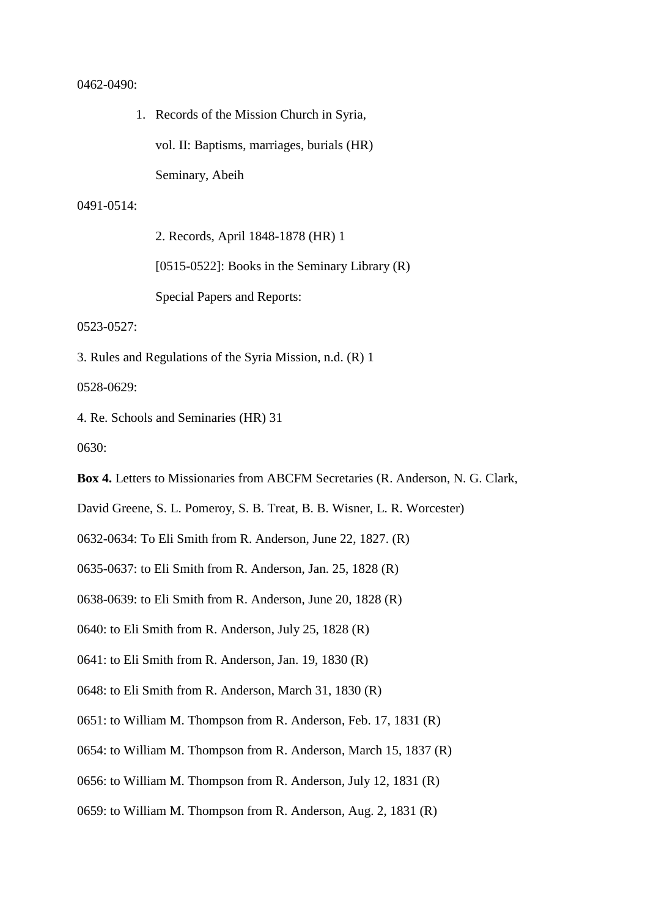0462-0490:

1. Records of the Mission Church in Syria,

   vol. II: Baptisms, marriages, burials (HR)

   Seminary, Abeih

0491-0514:

   2. Records, April 1848-1878 (HR) 1

   [0515-0522]: Books in the Seminary Library (R)

   Special Papers and Reports:

0523-0527:

3. Rules and Regulations of the Syria Mission, n.d. (R) 1

0528-0629:

4. Re. Schools and Seminaries (HR) 31

0630:

**Box 4.** Letters to Missionaries from ABCFM Secretaries (R. Anderson, N. G. Clark, David Greene, S. L. Pomeroy, S. B. Treat, B. B. Wisner, L. R. Worcester)

0632-0634: To Eli Smith from R. Anderson, June 22, 1827. (R)

0635-0637: to Eli Smith from R. Anderson, Jan. 25, 1828 (R)

0638-0639: to Eli Smith from R. Anderson, June 20, 1828 (R)

0640: to Eli Smith from R. Anderson, July 25, 1828 (R)

0641: to Eli Smith from R. Anderson, Jan. 19, 1830 (R)

0648: to Eli Smith from R. Anderson, March 31, 1830 (R)

0651: to William M. Thompson from R. Anderson, Feb. 17, 1831 (R)

0654: to William M. Thompson from R. Anderson, March 15, 1837 (R)

0656: to William M. Thompson from R. Anderson, July 12, 1831 (R)

0659: to William M. Thompson from R. Anderson, Aug. 2, 1831 (R)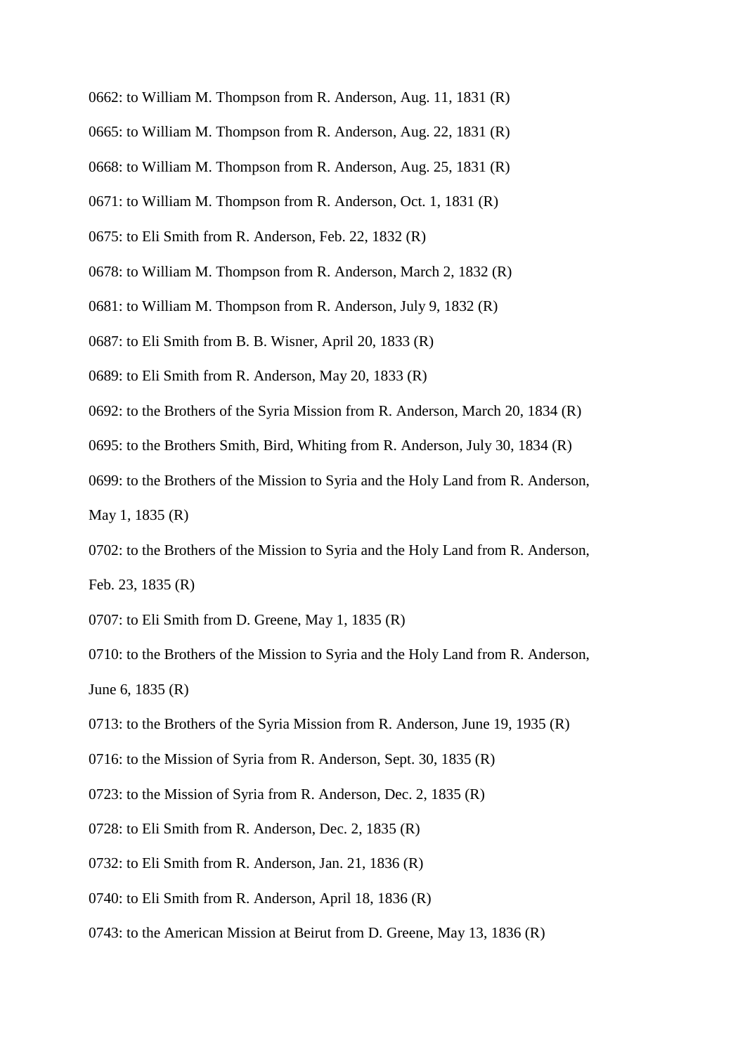0662: to William M. Thompson from R. Anderson, Aug. 11, 1831 (R)

0665: to William M. Thompson from R. Anderson, Aug. 22, 1831 (R)

0668: to William M. Thompson from R. Anderson, Aug. 25, 1831 (R)

0671: to William M. Thompson from R. Anderson, Oct. 1, 1831 (R)

0675: to Eli Smith from R. Anderson, Feb. 22, 1832 (R)

0678: to William M. Thompson from R. Anderson, March 2, 1832 (R)

0681: to William M. Thompson from R. Anderson, July 9, 1832 (R)

0687: to Eli Smith from B. B. Wisner, April 20, 1833 (R)

0689: to Eli Smith from R. Anderson, May 20, 1833 (R)

0692: to the Brothers of the Syria Mission from R. Anderson, March 20, 1834 (R)

0695: to the Brothers Smith, Bird, Whiting from R. Anderson, July 30, 1834 (R)

0699: to the Brothers of the Mission to Syria and the Holy Land from R. Anderson, May 1, 1835 (R)

0702: to the Brothers of the Mission to Syria and the Holy Land from R. Anderson, Feb. 23, 1835 (R)

0707: to Eli Smith from D. Greene, May 1, 1835 (R)

0710: to the Brothers of the Mission to Syria and the Holy Land from R. Anderson, June 6, 1835 (R)

0713: to the Brothers of the Syria Mission from R. Anderson, June 19, 1935 (R)

0716: to the Mission of Syria from R. Anderson, Sept. 30, 1835 (R)

0723: to the Mission of Syria from R. Anderson, Dec. 2, 1835 (R)

0728: to Eli Smith from R. Anderson, Dec. 2, 1835 (R)

0732: to Eli Smith from R. Anderson, Jan. 21, 1836 (R)

0740: to Eli Smith from R. Anderson, April 18, 1836 (R)

0743: to the American Mission at Beirut from D. Greene, May 13, 1836 (R)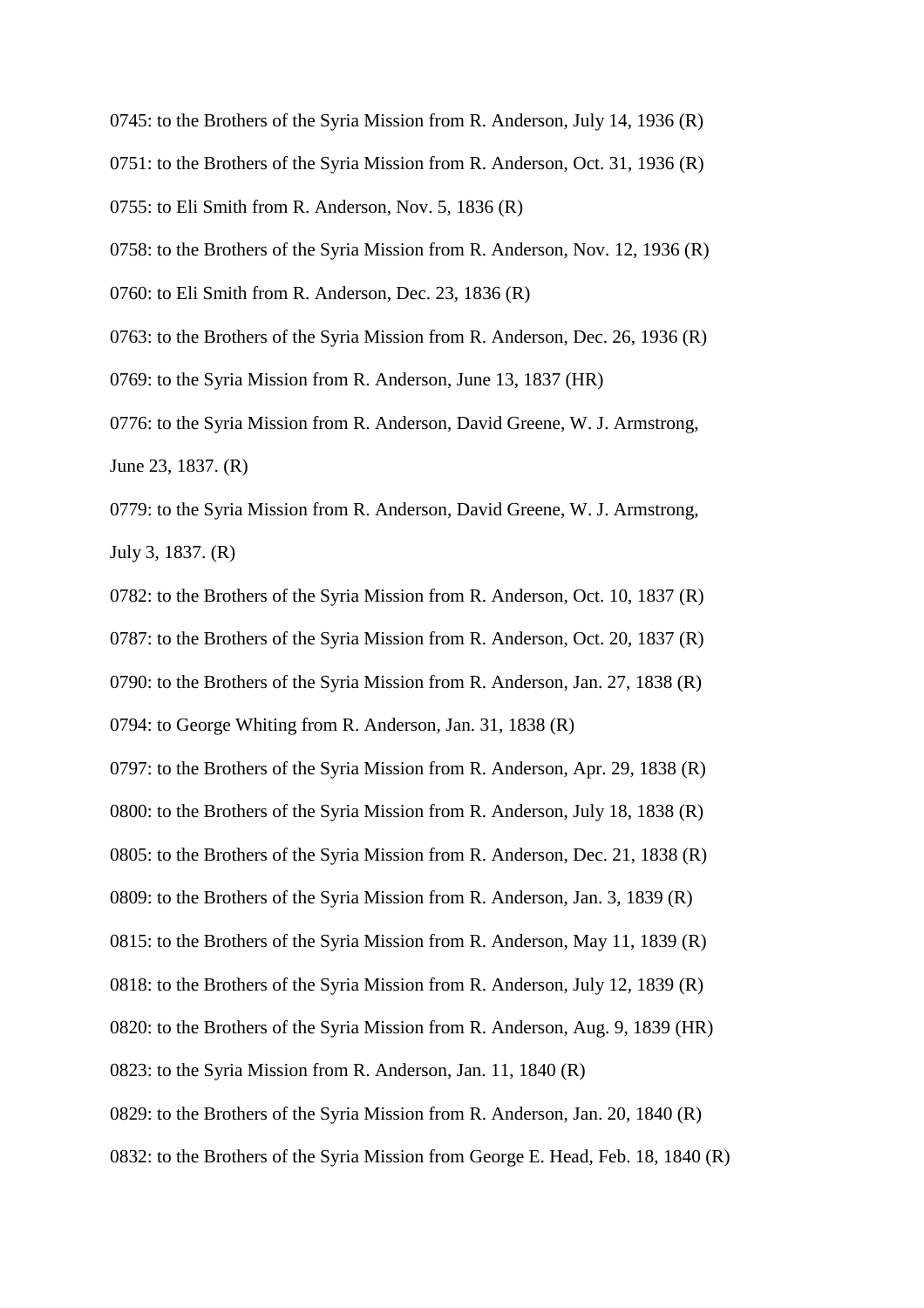0745: to the Brothers of the Syria Mission from R. Anderson, July 14, 1936 (R)

0751: to the Brothers of the Syria Mission from R. Anderson, Oct. 31, 1936 (R)

0755: to Eli Smith from R. Anderson, Nov. 5, 1836 (R)

0758: to the Brothers of the Syria Mission from R. Anderson, Nov. 12, 1936 (R)

0760: to Eli Smith from R. Anderson, Dec. 23, 1836 (R)

0763: to the Brothers of the Syria Mission from R. Anderson, Dec. 26, 1936 (R)

0769: to the Syria Mission from R. Anderson, June 13, 1837 (HR)

0776: to the Syria Mission from R. Anderson, David Greene, W. J. Armstrong, June 23, 1837. (R)

0779: to the Syria Mission from R. Anderson, David Greene, W. J. Armstrong, July 3, 1837. (R)

0782: to the Brothers of the Syria Mission from R. Anderson, Oct. 10, 1837 (R)

0787: to the Brothers of the Syria Mission from R. Anderson, Oct. 20, 1837 (R)

0790: to the Brothers of the Syria Mission from R. Anderson, Jan. 27, 1838 (R)

0794: to George Whiting from R. Anderson, Jan. 31, 1838 (R)

0797: to the Brothers of the Syria Mission from R. Anderson, Apr. 29, 1838 (R)

0800: to the Brothers of the Syria Mission from R. Anderson, July 18, 1838 (R)

0805: to the Brothers of the Syria Mission from R. Anderson, Dec. 21, 1838 (R)

0809: to the Brothers of the Syria Mission from R. Anderson, Jan. 3, 1839 (R)

0815: to the Brothers of the Syria Mission from R. Anderson, May 11, 1839 (R)

0818: to the Brothers of the Syria Mission from R. Anderson, July 12, 1839 (R)

0820: to the Brothers of the Syria Mission from R. Anderson, Aug. 9, 1839 (HR)

0823: to the Syria Mission from R. Anderson, Jan. 11, 1840 (R)

0829: to the Brothers of the Syria Mission from R. Anderson, Jan. 20, 1840 (R)

0832: to the Brothers of the Syria Mission from George E. Head, Feb. 18, 1840 (R)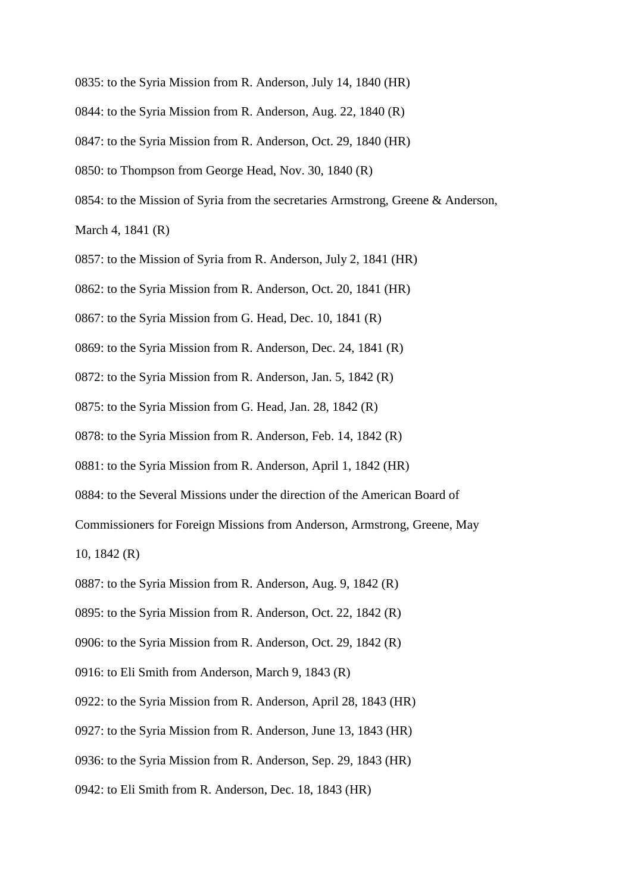0835: to the Syria Mission from R. Anderson, July 14, 1840 (HR)

0844: to the Syria Mission from R. Anderson, Aug. 22, 1840 (R)

0847: to the Syria Mission from R. Anderson, Oct. 29, 1840 (HR)

0850: to Thompson from George Head, Nov. 30, 1840 (R)

0854: to the Mission of Syria from the secretaries Armstrong, Greene & Anderson, March 4, 1841 (R)

0857: to the Mission of Syria from R. Anderson, July 2, 1841 (HR)

0862: to the Syria Mission from R. Anderson, Oct. 20, 1841 (HR)

0867: to the Syria Mission from G. Head, Dec. 10, 1841 (R)

0869: to the Syria Mission from R. Anderson, Dec. 24, 1841 (R)

0872: to the Syria Mission from R. Anderson, Jan. 5, 1842 (R)

0875: to the Syria Mission from G. Head, Jan. 28, 1842 (R)

0878: to the Syria Mission from R. Anderson, Feb. 14, 1842 (R)

0881: to the Syria Mission from R. Anderson, April 1, 1842 (HR)

0884: to the Several Missions under the direction of the American Board of Commissioners for Foreign Missions from Anderson, Armstrong, Greene, May 10, 1842 (R)

0887: to the Syria Mission from R. Anderson, Aug. 9, 1842 (R)

0895: to the Syria Mission from R. Anderson, Oct. 22, 1842 (R)

0906: to the Syria Mission from R. Anderson, Oct. 29, 1842 (R)

0916: to Eli Smith from Anderson, March 9, 1843 (R)

0922: to the Syria Mission from R. Anderson, April 28, 1843 (HR)

0927: to the Syria Mission from R. Anderson, June 13, 1843 (HR)

0936: to the Syria Mission from R. Anderson, Sep. 29, 1843 (HR)

0942: to Eli Smith from R. Anderson, Dec. 18, 1843 (HR)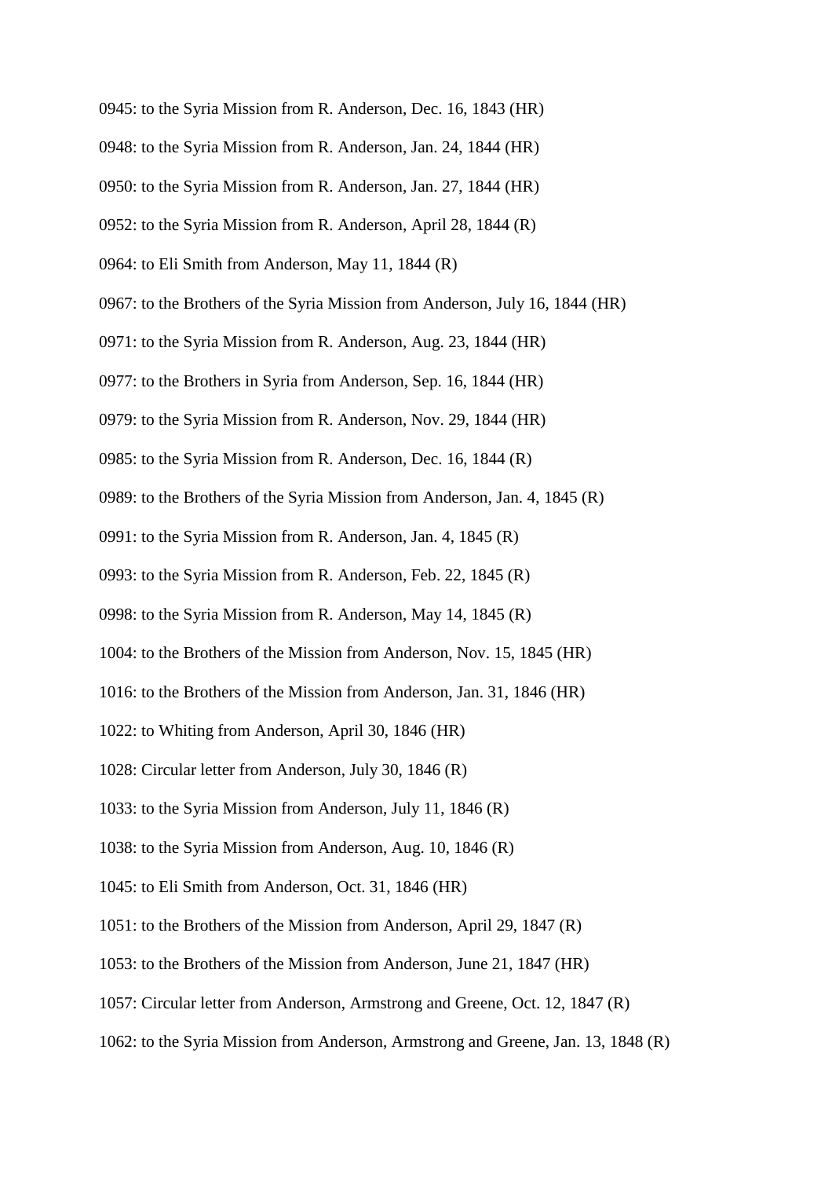0945: to the Syria Mission from R. Anderson, Dec. 16, 1843 (HR)

0948: to the Syria Mission from R. Anderson, Jan. 24, 1844 (HR)

0950: to the Syria Mission from R. Anderson, Jan. 27, 1844 (HR)

0952: to the Syria Mission from R. Anderson, April 28, 1844 (R)

0964: to Eli Smith from Anderson, May 11, 1844 (R)

0967: to the Brothers of the Syria Mission from Anderson, July 16, 1844 (HR)

0971: to the Syria Mission from R. Anderson, Aug. 23, 1844 (HR)

0977: to the Brothers in Syria from Anderson, Sep. 16, 1844 (HR)

0979: to the Syria Mission from R. Anderson, Nov. 29, 1844 (HR)

0985: to the Syria Mission from R. Anderson, Dec. 16, 1844 (R)

0989: to the Brothers of the Syria Mission from Anderson, Jan. 4, 1845 (R)

0991: to the Syria Mission from R. Anderson, Jan. 4, 1845 (R)

0993: to the Syria Mission from R. Anderson, Feb. 22, 1845 (R)

0998: to the Syria Mission from R. Anderson, May 14, 1845 (R)

1004: to the Brothers of the Mission from Anderson, Nov. 15, 1845 (HR)

1016: to the Brothers of the Mission from Anderson, Jan. 31, 1846 (HR)

1022: to Whiting from Anderson, April 30, 1846 (HR)

1028: Circular letter from Anderson, July 30, 1846 (R)

1033: to the Syria Mission from Anderson, July 11, 1846 (R)

1038: to the Syria Mission from Anderson, Aug. 10, 1846 (R)

1045: to Eli Smith from Anderson, Oct. 31, 1846 (HR)

1051: to the Brothers of the Mission from Anderson, April 29, 1847 (R)

1053: to the Brothers of the Mission from Anderson, June 21, 1847 (HR)

1057: Circular letter from Anderson, Armstrong and Greene, Oct. 12, 1847 (R)

1062: to the Syria Mission from Anderson, Armstrong and Greene, Jan. 13, 1848 (R)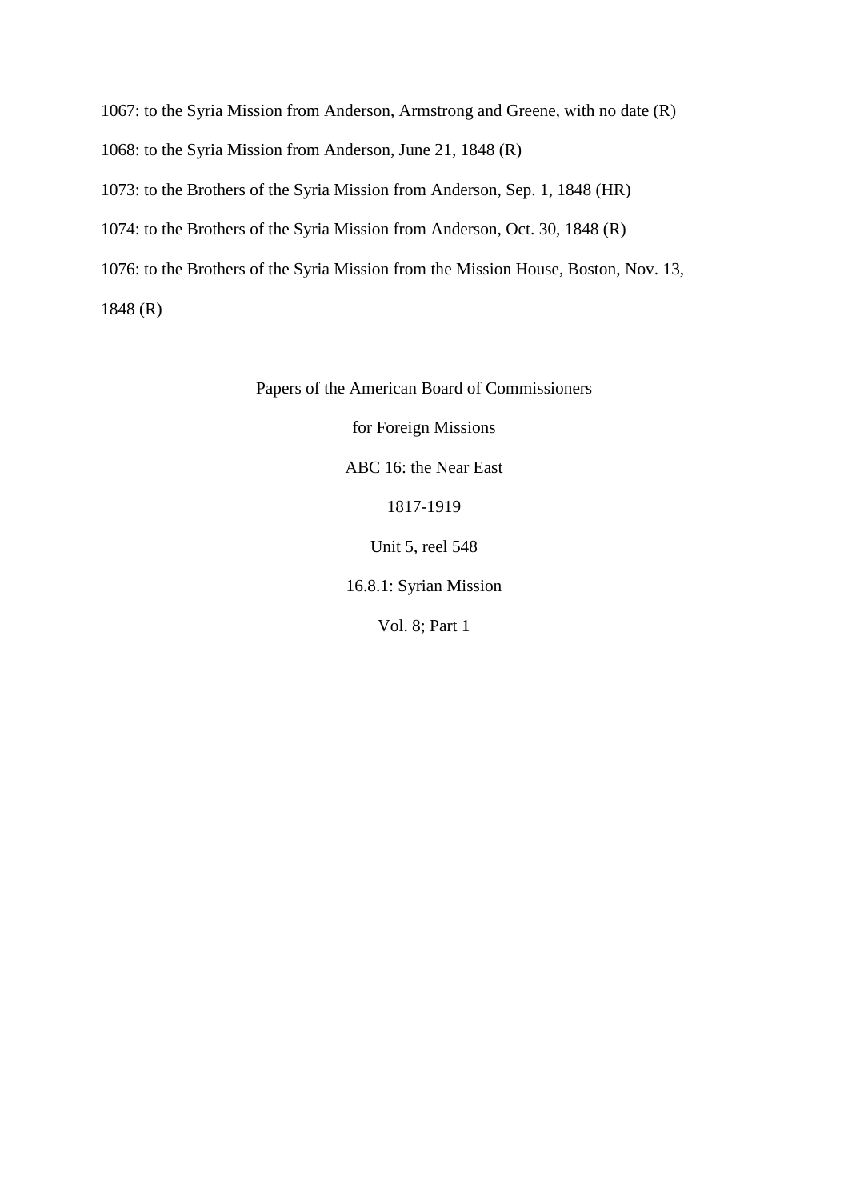1067: to the Syria Mission from Anderson, Armstrong and Greene, with no date (R)

1068: to the Syria Mission from Anderson, June 21, 1848 (R)

1073: to the Brothers of the Syria Mission from Anderson, Sep. 1, 1848 (HR)

1074: to the Brothers of the Syria Mission from Anderson, Oct. 30, 1848 (R)

1076: to the Brothers of the Syria Mission from the Mission House, Boston, Nov. 13, 1848 (R)

Papers of the American Board of Commissioners

for Foreign Missions

ABC 16: the Near East

1817-1919

Unit 5, reel 548

16.8.1: Syrian Mission

Vol. 8; Part 1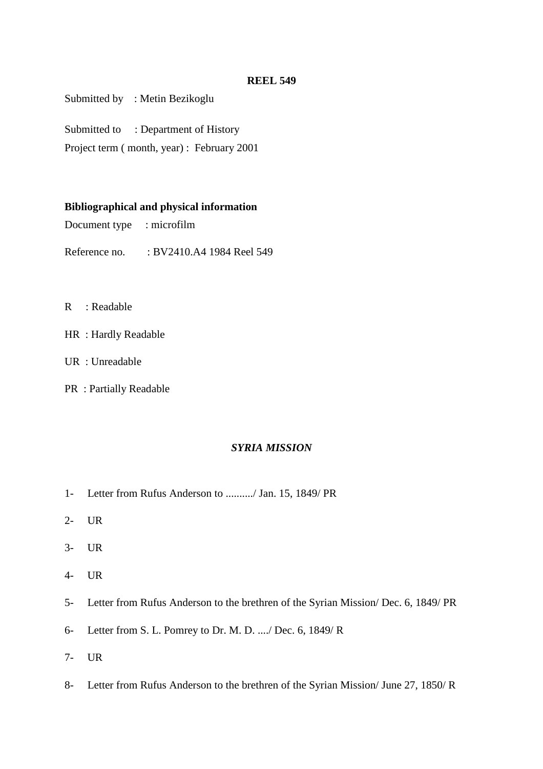**REEL 549**

Submitted by : Metin Bezikoglu

Submitted to : Department of History

Project term ( month, year) : February 2001

**Bibliographical and physical information**

Document type : microfilm

Reference no. : BV2410.A4 1984 Reel 549

R : Readable

HR : Hardly Readable

UR : Unreadable

PR : Partially Readable

***SYRIA MISSION***

1- Letter from Rufus Anderson to ........../ Jan. 15, 1849/ PR

2- UR

3- UR

4- UR

5- Letter from Rufus Anderson to the brethren of the Syrian Mission/ Dec. 6, 1849/ PR

6- Letter from S. L. Pomrey to Dr. M. D. ..../ Dec. 6, 1849/ R

7- UR

8- Letter from Rufus Anderson to the brethren of the Syrian Mission/ June 27, 1850/ R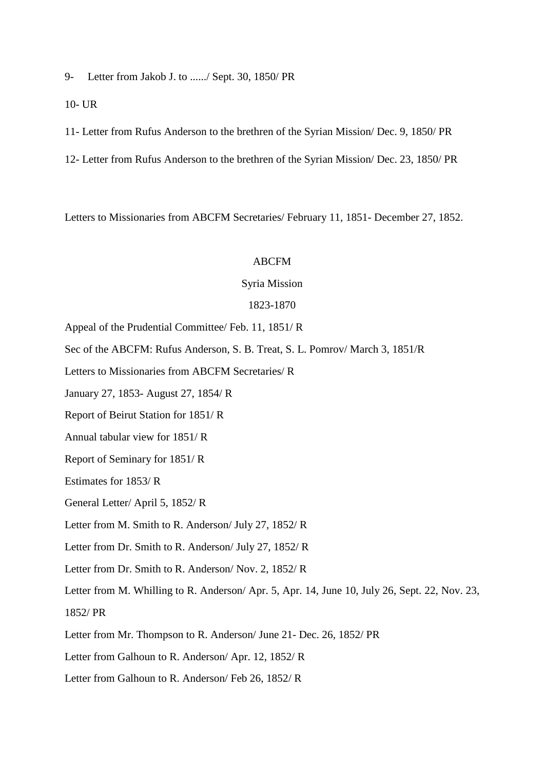9- Letter from Jakob J. to ....../ Sept. 30, 1850/ PR

10- UR

11- Letter from Rufus Anderson to the brethren of the Syrian Mission/ Dec. 9, 1850/ PR

12- Letter from Rufus Anderson to the brethren of the Syrian Mission/ Dec. 23, 1850/ PR

Letters to Missionaries from ABCFM Secretaries/ February 11, 1851- December 27, 1852.

ABCFM

Syria Mission

1823-1870

Appeal of the Prudential Committee/ Feb. 11, 1851/ R

Sec of the ABCFM: Rufus Anderson, S. B. Treat, S. L. Pomrov/ March 3, 1851/R

Letters to Missionaries from ABCFM Secretaries/ R

January 27, 1853- August 27, 1854/ R

Report of Beirut Station for 1851/ R

Annual tabular view for 1851/ R

Report of Seminary for 1851/ R

Estimates for 1853/ R

General Letter/ April 5, 1852/ R

Letter from M. Smith to R. Anderson/ July 27, 1852/ R

Letter from Dr. Smith to R. Anderson/ July 27, 1852/ R

Letter from Dr. Smith to R. Anderson/ Nov. 2, 1852/ R

Letter from M. Whilling to R. Anderson/ Apr. 5, Apr. 14, June 10, July 26, Sept. 22, Nov. 23, 1852/ PR

Letter from Mr. Thompson to R. Anderson/ June 21- Dec. 26, 1852/ PR

Letter from Galhoun to R. Anderson/ Apr. 12, 1852/ R

Letter from Galhoun to R. Anderson/ Feb 26, 1852/ R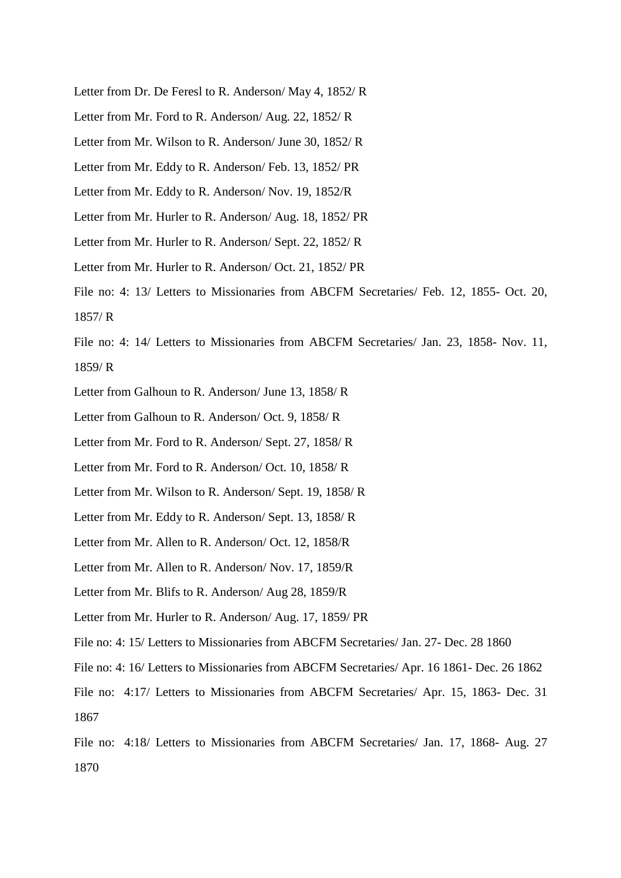Letter from Dr. De Feresl to R. Anderson/ May 4, 1852/ R

Letter from Mr. Ford to R. Anderson/ Aug. 22, 1852/ R

Letter from Mr. Wilson to R. Anderson/ June 30, 1852/ R

Letter from Mr. Eddy to R. Anderson/ Feb. 13, 1852/ PR

Letter from Mr. Eddy to R. Anderson/ Nov. 19, 1852/R

Letter from Mr. Hurler to R. Anderson/ Aug. 18, 1852/ PR

Letter from Mr. Hurler to R. Anderson/ Sept. 22, 1852/ R

Letter from Mr. Hurler to R. Anderson/ Oct. 21, 1852/ PR

File no: 4: 13/ Letters to Missionaries from ABCFM Secretaries/ Feb. 12, 1855- Oct. 20, 1857/ R

File no: 4: 14/ Letters to Missionaries from ABCFM Secretaries/ Jan. 23, 1858- Nov. 11, 1859/ R

Letter from Galhoun to R. Anderson/ June 13, 1858/ R

Letter from Galhoun to R. Anderson/ Oct. 9, 1858/ R

Letter from Mr. Ford to R. Anderson/ Sept. 27, 1858/ R

Letter from Mr. Ford to R. Anderson/ Oct. 10, 1858/ R

Letter from Mr. Wilson to R. Anderson/ Sept. 19, 1858/ R

Letter from Mr. Eddy to R. Anderson/ Sept. 13, 1858/ R

Letter from Mr. Allen to R. Anderson/ Oct. 12, 1858/R

Letter from Mr. Allen to R. Anderson/ Nov. 17, 1859/R

Letter from Mr. Blifs to R. Anderson/ Aug 28, 1859/R

Letter from Mr. Hurler to R. Anderson/ Aug. 17, 1859/ PR

File no: 4: 15/ Letters to Missionaries from ABCFM Secretaries/ Jan. 27- Dec. 28 1860

File no: 4: 16/ Letters to Missionaries from ABCFM Secretaries/ Apr. 16 1861- Dec. 26 1862

File no: 4:17/ Letters to Missionaries from ABCFM Secretaries/ Apr. 15, 1863- Dec. 31 1867

File no: 4:18/ Letters to Missionaries from ABCFM Secretaries/ Jan. 17, 1868- Aug. 27 1870